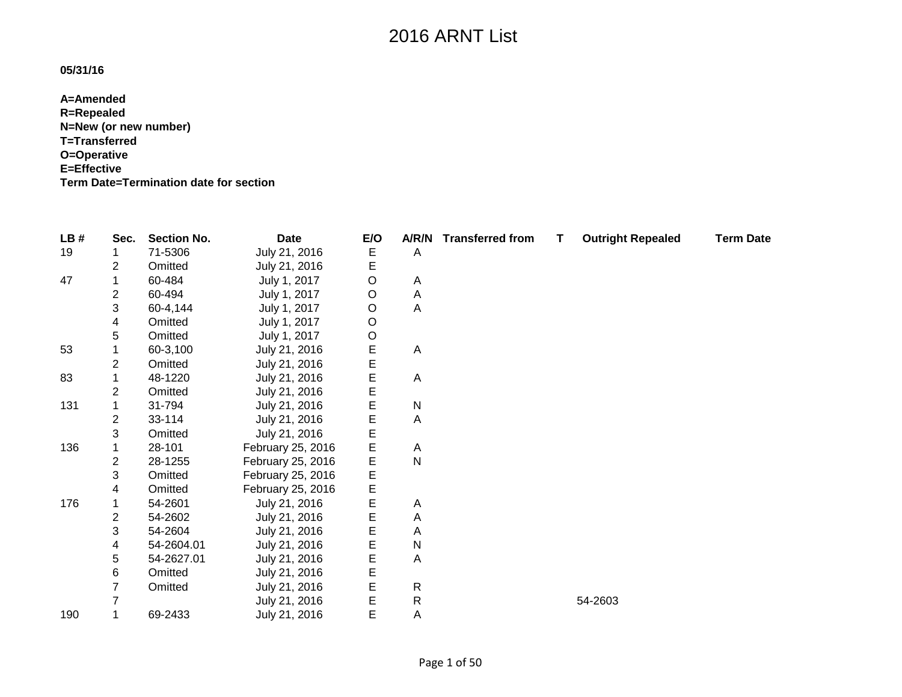# 2016 ARNT List

**05/31/16**

**A=Amended**
**R=Repealed**
**N=New (or new number)**
**T=Transferred**
**O=Operative**
**E=Effective**
**Term Date=Termination date for section**

| LB # | Sec. | Section No. | Date | E/O | A/R/N | Transferred from | T | Outright Repealed | Term Date |
|---|---|---|---|---|---|---|---|---|---|
| 19 | 1 | 71-5306 | July 21, 2016 | E | A | | | | |
| | 2 | Omitted | July 21, 2016 | E | | | | | |
| 47 | 1 | 60-484 | July 1, 2017 | O | A | | | | |
| | 2 | 60-494 | July 1, 2017 | O | A | | | | |
| | 3 | 60-4,144 | July 1, 2017 | O | A | | | | |
| | 4 | Omitted | July 1, 2017 | O | | | | | |
| | 5 | Omitted | July 1, 2017 | O | | | | | |
| 53 | 1 | 60-3,100 | July 21, 2016 | E | A | | | | |
| | 2 | Omitted | July 21, 2016 | E | | | | | |
| 83 | 1 | 48-1220 | July 21, 2016 | E | A | | | | |
| | 2 | Omitted | July 21, 2016 | E | | | | | |
| 131 | 1 | 31-794 | July 21, 2016 | E | N | | | | |
| | 2 | 33-114 | July 21, 2016 | E | A | | | | |
| | 3 | Omitted | July 21, 2016 | E | | | | | |
| 136 | 1 | 28-101 | February 25, 2016 | E | A | | | | |
| | 2 | 28-1255 | February 25, 2016 | E | N | | | | |
| | 3 | Omitted | February 25, 2016 | E | | | | | |
| | 4 | Omitted | February 25, 2016 | E | | | | | |
| 176 | 1 | 54-2601 | July 21, 2016 | E | A | | | | |
| | 2 | 54-2602 | July 21, 2016 | E | A | | | | |
| | 3 | 54-2604 | July 21, 2016 | E | A | | | | |
| | 4 | 54-2604.01 | July 21, 2016 | E | N | | | | |
| | 5 | 54-2627.01 | July 21, 2016 | E | A | | | | |
| | 6 | Omitted | July 21, 2016 | E | | | | | |
| | 7 | Omitted | July 21, 2016 | E | R | | | | |
| | 7 | | July 21, 2016 | E | R | | | 54-2603 | |
| 190 | 1 | 69-2433 | July 21, 2016 | E | A | | | | |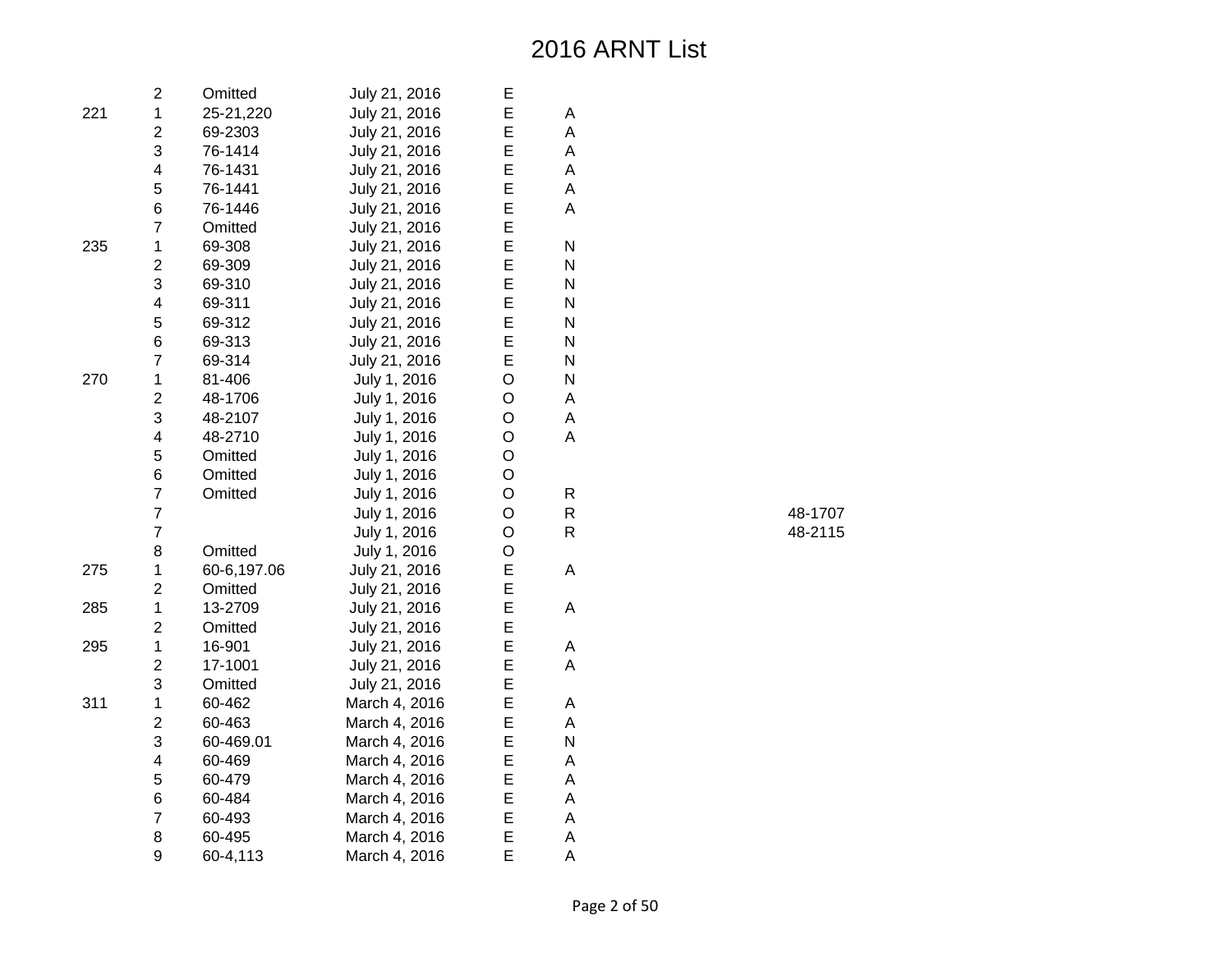# 2016 ARNT List

| | | | | | | |
|---|---|---|---|---|---|---|
| | 2 | Omitted | July 21, 2016 | E | | |
| 221 | 1 | 25-21,220 | July 21, 2016 | E | A | |
| | 2 | 69-2303 | July 21, 2016 | E | A | |
| | 3 | 76-1414 | July 21, 2016 | E | A | |
| | 4 | 76-1431 | July 21, 2016 | E | A | |
| | 5 | 76-1441 | July 21, 2016 | E | A | |
| | 6 | 76-1446 | July 21, 2016 | E | A | |
| | 7 | Omitted | July 21, 2016 | E | | |
| 235 | 1 | 69-308 | July 21, 2016 | E | N | |
| | 2 | 69-309 | July 21, 2016 | E | N | |
| | 3 | 69-310 | July 21, 2016 | E | N | |
| | 4 | 69-311 | July 21, 2016 | E | N | |
| | 5 | 69-312 | July 21, 2016 | E | N | |
| | 6 | 69-313 | July 21, 2016 | E | N | |
| | 7 | 69-314 | July 21, 2016 | E | N | |
| 270 | 1 | 81-406 | July 1, 2016 | O | N | |
| | 2 | 48-1706 | July 1, 2016 | O | A | |
| | 3 | 48-2107 | July 1, 2016 | O | A | |
| | 4 | 48-2710 | July 1, 2016 | O | A | |
| | 5 | Omitted | July 1, 2016 | O | | |
| | 6 | Omitted | July 1, 2016 | O | | |
| | 7 | Omitted | July 1, 2016 | O | R | |
| | 7 | | July 1, 2016 | O | R | 48-1707 |
| | 7 | | July 1, 2016 | O | R | 48-2115 |
| | 8 | Omitted | July 1, 2016 | O | | |
| 275 | 1 | 60-6,197.06 | July 21, 2016 | E | A | |
| | 2 | Omitted | July 21, 2016 | E | | |
| 285 | 1 | 13-2709 | July 21, 2016 | E | A | |
| | 2 | Omitted | July 21, 2016 | E | | |
| 295 | 1 | 16-901 | July 21, 2016 | E | A | |
| | 2 | 17-1001 | July 21, 2016 | E | A | |
| | 3 | Omitted | July 21, 2016 | E | | |
| 311 | 1 | 60-462 | March 4, 2016 | E | A | |
| | 2 | 60-463 | March 4, 2016 | E | A | |
| | 3 | 60-469.01 | March 4, 2016 | E | N | |
| | 4 | 60-469 | March 4, 2016 | E | A | |
| | 5 | 60-479 | March 4, 2016 | E | A | |
| | 6 | 60-484 | March 4, 2016 | E | A | |
| | 7 | 60-493 | March 4, 2016 | E | A | |
| | 8 | 60-495 | March 4, 2016 | E | A | |
| | 9 | 60-4,113 | March 4, 2016 | E | A | |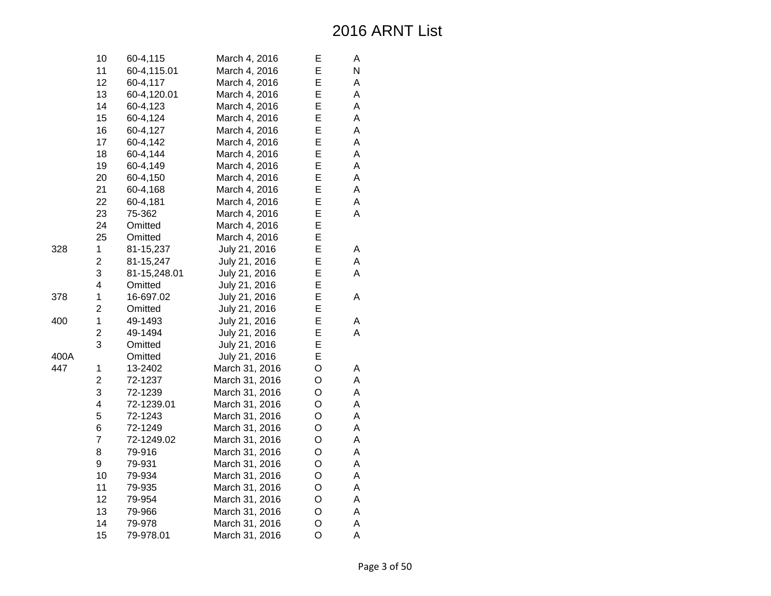# 2016 ARNT List

| | | | | | |
|---|---|---|---|---|---|
| | 10 | 60-4,115 | March 4, 2016 | E | A |
| | 11 | 60-4,115.01 | March 4, 2016 | E | N |
| | 12 | 60-4,117 | March 4, 2016 | E | A |
| | 13 | 60-4,120.01 | March 4, 2016 | E | A |
| | 14 | 60-4,123 | March 4, 2016 | E | A |
| | 15 | 60-4,124 | March 4, 2016 | E | A |
| | 16 | 60-4,127 | March 4, 2016 | E | A |
| | 17 | 60-4,142 | March 4, 2016 | E | A |
| | 18 | 60-4,144 | March 4, 2016 | E | A |
| | 19 | 60-4,149 | March 4, 2016 | E | A |
| | 20 | 60-4,150 | March 4, 2016 | E | A |
| | 21 | 60-4,168 | March 4, 2016 | E | A |
| | 22 | 60-4,181 | March 4, 2016 | E | A |
| | 23 | 75-362 | March 4, 2016 | E | A |
| | 24 | Omitted | March 4, 2016 | E | |
| | 25 | Omitted | March 4, 2016 | E | |
| 328 | 1 | 81-15,237 | July 21, 2016 | E | A |
| | 2 | 81-15,247 | July 21, 2016 | E | A |
| | 3 | 81-15,248.01 | July 21, 2016 | E | A |
| | 4 | Omitted | July 21, 2016 | E | |
| 378 | 1 | 16-697.02 | July 21, 2016 | E | A |
| | 2 | Omitted | July 21, 2016 | E | |
| 400 | 1 | 49-1493 | July 21, 2016 | E | A |
| | 2 | 49-1494 | July 21, 2016 | E | A |
| | 3 | Omitted | July 21, 2016 | E | |
| 400A | | Omitted | July 21, 2016 | E | |
| 447 | 1 | 13-2402 | March 31, 2016 | O | A |
| | 2 | 72-1237 | March 31, 2016 | O | A |
| | 3 | 72-1239 | March 31, 2016 | O | A |
| | 4 | 72-1239.01 | March 31, 2016 | O | A |
| | 5 | 72-1243 | March 31, 2016 | O | A |
| | 6 | 72-1249 | March 31, 2016 | O | A |
| | 7 | 72-1249.02 | March 31, 2016 | O | A |
| | 8 | 79-916 | March 31, 2016 | O | A |
| | 9 | 79-931 | March 31, 2016 | O | A |
| | 10 | 79-934 | March 31, 2016 | O | A |
| | 11 | 79-935 | March 31, 2016 | O | A |
| | 12 | 79-954 | March 31, 2016 | O | A |
| | 13 | 79-966 | March 31, 2016 | O | A |
| | 14 | 79-978 | March 31, 2016 | O | A |
| | 15 | 79-978.01 | March 31, 2016 | O | A |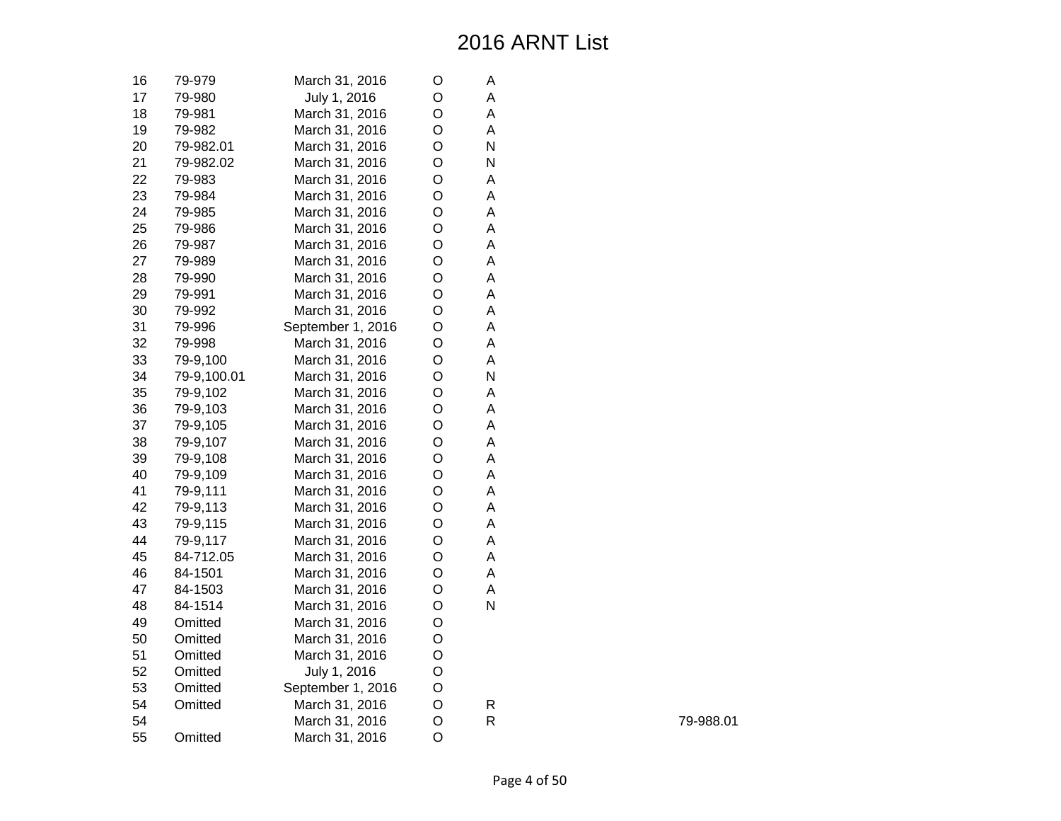# 2016 ARNT List

| | | | | | |
|---|---|---|---|---|---|
| 16 | 79-979 | March 31, 2016 | O | A | |
| 17 | 79-980 | July 1, 2016 | O | A | |
| 18 | 79-981 | March 31, 2016 | O | A | |
| 19 | 79-982 | March 31, 2016 | O | A | |
| 20 | 79-982.01 | March 31, 2016 | O | N | |
| 21 | 79-982.02 | March 31, 2016 | O | N | |
| 22 | 79-983 | March 31, 2016 | O | A | |
| 23 | 79-984 | March 31, 2016 | O | A | |
| 24 | 79-985 | March 31, 2016 | O | A | |
| 25 | 79-986 | March 31, 2016 | O | A | |
| 26 | 79-987 | March 31, 2016 | O | A | |
| 27 | 79-989 | March 31, 2016 | O | A | |
| 28 | 79-990 | March 31, 2016 | O | A | |
| 29 | 79-991 | March 31, 2016 | O | A | |
| 30 | 79-992 | March 31, 2016 | O | A | |
| 31 | 79-996 | September 1, 2016 | O | A | |
| 32 | 79-998 | March 31, 2016 | O | A | |
| 33 | 79-9,100 | March 31, 2016 | O | A | |
| 34 | 79-9,100.01 | March 31, 2016 | O | N | |
| 35 | 79-9,102 | March 31, 2016 | O | A | |
| 36 | 79-9,103 | March 31, 2016 | O | A | |
| 37 | 79-9,105 | March 31, 2016 | O | A | |
| 38 | 79-9,107 | March 31, 2016 | O | A | |
| 39 | 79-9,108 | March 31, 2016 | O | A | |
| 40 | 79-9,109 | March 31, 2016 | O | A | |
| 41 | 79-9,111 | March 31, 2016 | O | A | |
| 42 | 79-9,113 | March 31, 2016 | O | A | |
| 43 | 79-9,115 | March 31, 2016 | O | A | |
| 44 | 79-9,117 | March 31, 2016 | O | A | |
| 45 | 84-712.05 | March 31, 2016 | O | A | |
| 46 | 84-1501 | March 31, 2016 | O | A | |
| 47 | 84-1503 | March 31, 2016 | O | A | |
| 48 | 84-1514 | March 31, 2016 | O | N | |
| 49 | Omitted | March 31, 2016 | O | | |
| 50 | Omitted | March 31, 2016 | O | | |
| 51 | Omitted | March 31, 2016 | O | | |
| 52 | Omitted | July 1, 2016 | O | | |
| 53 | Omitted | September 1, 2016 | O | | |
| 54 | Omitted | March 31, 2016 | O | R | |
| 54 | | March 31, 2016 | O | R | 79-988.01 |
| 55 | Omitted | March 31, 2016 | O | | |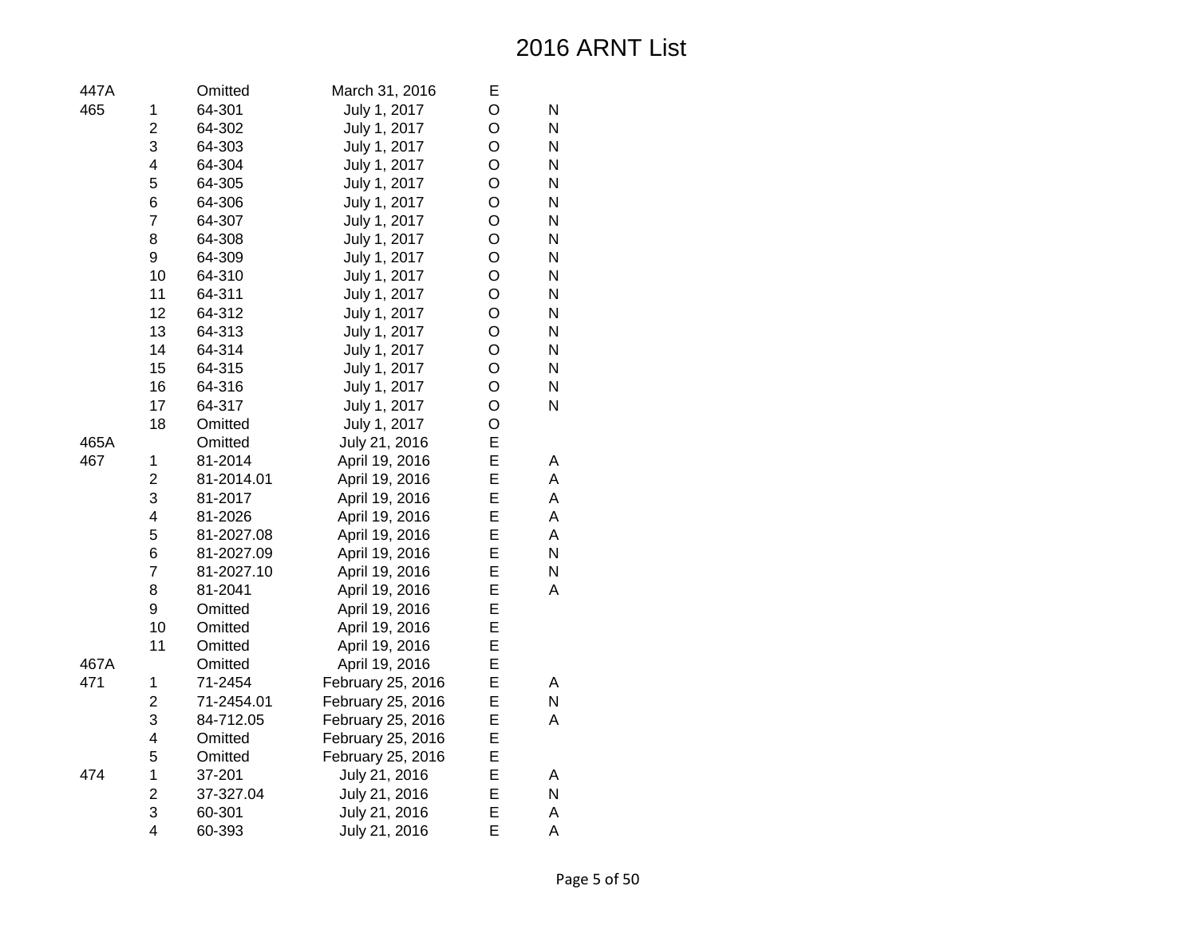# 2016 ARNT List

| | | | | | |
|---|---|---|---|---|---|
| 447A | | Omitted | March 31, 2016 | E | |
| 465 | 1 | 64-301 | July 1, 2017 | O | N |
| | 2 | 64-302 | July 1, 2017 | O | N |
| | 3 | 64-303 | July 1, 2017 | O | N |
| | 4 | 64-304 | July 1, 2017 | O | N |
| | 5 | 64-305 | July 1, 2017 | O | N |
| | 6 | 64-306 | July 1, 2017 | O | N |
| | 7 | 64-307 | July 1, 2017 | O | N |
| | 8 | 64-308 | July 1, 2017 | O | N |
| | 9 | 64-309 | July 1, 2017 | O | N |
| | 10 | 64-310 | July 1, 2017 | O | N |
| | 11 | 64-311 | July 1, 2017 | O | N |
| | 12 | 64-312 | July 1, 2017 | O | N |
| | 13 | 64-313 | July 1, 2017 | O | N |
| | 14 | 64-314 | July 1, 2017 | O | N |
| | 15 | 64-315 | July 1, 2017 | O | N |
| | 16 | 64-316 | July 1, 2017 | O | N |
| | 17 | 64-317 | July 1, 2017 | O | N |
| | 18 | Omitted | July 1, 2017 | O | |
| 465A | | Omitted | July 21, 2016 | E | |
| 467 | 1 | 81-2014 | April 19, 2016 | E | A |
| | 2 | 81-2014.01 | April 19, 2016 | E | A |
| | 3 | 81-2017 | April 19, 2016 | E | A |
| | 4 | 81-2026 | April 19, 2016 | E | A |
| | 5 | 81-2027.08 | April 19, 2016 | E | A |
| | 6 | 81-2027.09 | April 19, 2016 | E | N |
| | 7 | 81-2027.10 | April 19, 2016 | E | N |
| | 8 | 81-2041 | April 19, 2016 | E | A |
| | 9 | Omitted | April 19, 2016 | E | |
| | 10 | Omitted | April 19, 2016 | E | |
| | 11 | Omitted | April 19, 2016 | E | |
| 467A | | Omitted | April 19, 2016 | E | |
| 471 | 1 | 71-2454 | February 25, 2016 | E | A |
| | 2 | 71-2454.01 | February 25, 2016 | E | N |
| | 3 | 84-712.05 | February 25, 2016 | E | A |
| | 4 | Omitted | February 25, 2016 | E | |
| | 5 | Omitted | February 25, 2016 | E | |
| 474 | 1 | 37-201 | July 21, 2016 | E | A |
| | 2 | 37-327.04 | July 21, 2016 | E | N |
| | 3 | 60-301 | July 21, 2016 | E | A |
| | 4 | 60-393 | July 21, 2016 | E | A |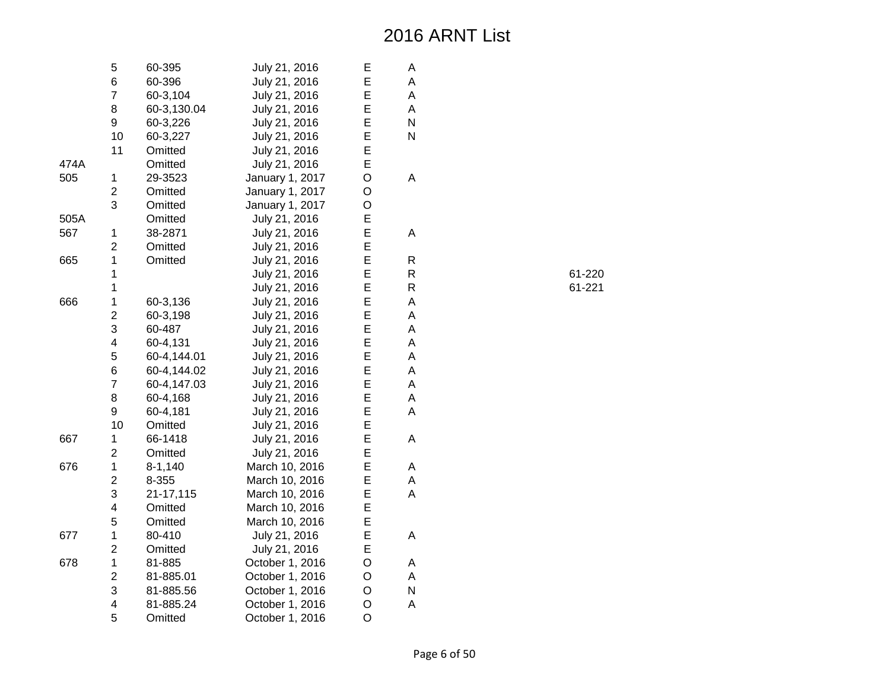# 2016 ARNT List

| | | | | | | |
|---|---|---|---|---|---|---|
| | 5 | 60-395 | July 21, 2016 | E | A | |
| | 6 | 60-396 | July 21, 2016 | E | A | |
| | 7 | 60-3,104 | July 21, 2016 | E | A | |
| | 8 | 60-3,130.04 | July 21, 2016 | E | A | |
| | 9 | 60-3,226 | July 21, 2016 | E | N | |
| | 10 | 60-3,227 | July 21, 2016 | E | N | |
| | 11 | Omitted | July 21, 2016 | E | | |
| 474A | | Omitted | July 21, 2016 | E | | |
| 505 | 1 | 29-3523 | January 1, 2017 | O | A | |
| | 2 | Omitted | January 1, 2017 | O | | |
| | 3 | Omitted | January 1, 2017 | O | | |
| 505A | | Omitted | July 21, 2016 | E | | |
| 567 | 1 | 38-2871 | July 21, 2016 | E | A | |
| | 2 | Omitted | July 21, 2016 | E | | |
| 665 | 1 | Omitted | July 21, 2016 | E | R | |
| | 1 | | July 21, 2016 | E | R | 61-220 |
| | 1 | | July 21, 2016 | E | R | 61-221 |
| 666 | 1 | 60-3,136 | July 21, 2016 | E | A | |
| | 2 | 60-3,198 | July 21, 2016 | E | A | |
| | 3 | 60-487 | July 21, 2016 | E | A | |
| | 4 | 60-4,131 | July 21, 2016 | E | A | |
| | 5 | 60-4,144.01 | July 21, 2016 | E | A | |
| | 6 | 60-4,144.02 | July 21, 2016 | E | A | |
| | 7 | 60-4,147.03 | July 21, 2016 | E | A | |
| | 8 | 60-4,168 | July 21, 2016 | E | A | |
| | 9 | 60-4,181 | July 21, 2016 | E | A | |
| | 10 | Omitted | July 21, 2016 | E | | |
| 667 | 1 | 66-1418 | July 21, 2016 | E | A | |
| | 2 | Omitted | July 21, 2016 | E | | |
| 676 | 1 | 8-1,140 | March 10, 2016 | E | A | |
| | 2 | 8-355 | March 10, 2016 | E | A | |
| | 3 | 21-17,115 | March 10, 2016 | E | A | |
| | 4 | Omitted | March 10, 2016 | E | | |
| | 5 | Omitted | March 10, 2016 | E | | |
| 677 | 1 | 80-410 | July 21, 2016 | E | A | |
| | 2 | Omitted | July 21, 2016 | E | | |
| 678 | 1 | 81-885 | October 1, 2016 | O | A | |
| | 2 | 81-885.01 | October 1, 2016 | O | A | |
| | 3 | 81-885.56 | October 1, 2016 | O | N | |
| | 4 | 81-885.24 | October 1, 2016 | O | A | |
| | 5 | Omitted | October 1, 2016 | O | | |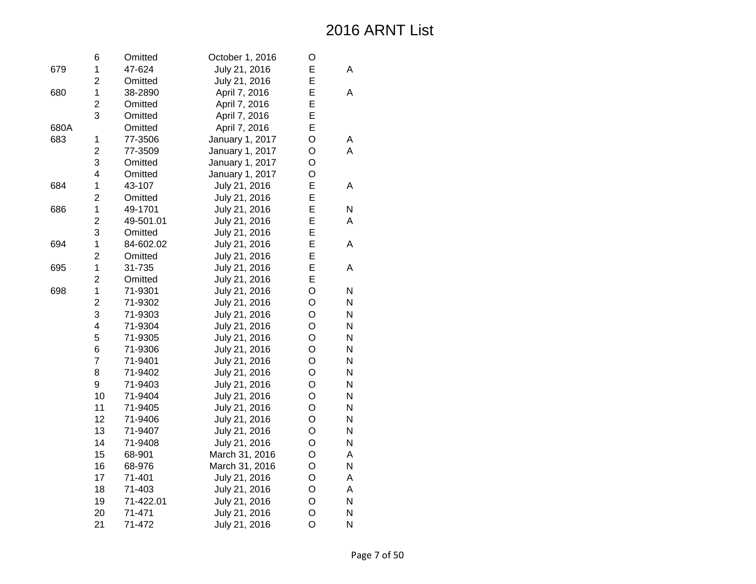# 2016 ARNT List

| | | | | | |
|---|---|---|---|---|---|
| | 6 | Omitted | October 1, 2016 | O | |
| 679 | 1 | 47-624 | July 21, 2016 | E | A |
| | 2 | Omitted | July 21, 2016 | E | |
| 680 | 1 | 38-2890 | April 7, 2016 | E | A |
| | 2 | Omitted | April 7, 2016 | E | |
| | 3 | Omitted | April 7, 2016 | E | |
| 680A | | Omitted | April 7, 2016 | E | |
| 683 | 1 | 77-3506 | January 1, 2017 | O | A |
| | 2 | 77-3509 | January 1, 2017 | O | A |
| | 3 | Omitted | January 1, 2017 | O | |
| | 4 | Omitted | January 1, 2017 | O | |
| 684 | 1 | 43-107 | July 21, 2016 | E | A |
| | 2 | Omitted | July 21, 2016 | E | |
| 686 | 1 | 49-1701 | July 21, 2016 | E | N |
| | 2 | 49-501.01 | July 21, 2016 | E | A |
| | 3 | Omitted | July 21, 2016 | E | |
| 694 | 1 | 84-602.02 | July 21, 2016 | E | A |
| | 2 | Omitted | July 21, 2016 | E | |
| 695 | 1 | 31-735 | July 21, 2016 | E | A |
| | 2 | Omitted | July 21, 2016 | E | |
| 698 | 1 | 71-9301 | July 21, 2016 | O | N |
| | 2 | 71-9302 | July 21, 2016 | O | N |
| | 3 | 71-9303 | July 21, 2016 | O | N |
| | 4 | 71-9304 | July 21, 2016 | O | N |
| | 5 | 71-9305 | July 21, 2016 | O | N |
| | 6 | 71-9306 | July 21, 2016 | O | N |
| | 7 | 71-9401 | July 21, 2016 | O | N |
| | 8 | 71-9402 | July 21, 2016 | O | N |
| | 9 | 71-9403 | July 21, 2016 | O | N |
| | 10 | 71-9404 | July 21, 2016 | O | N |
| | 11 | 71-9405 | July 21, 2016 | O | N |
| | 12 | 71-9406 | July 21, 2016 | O | N |
| | 13 | 71-9407 | July 21, 2016 | O | N |
| | 14 | 71-9408 | July 21, 2016 | O | N |
| | 15 | 68-901 | March 31, 2016 | O | A |
| | 16 | 68-976 | March 31, 2016 | O | N |
| | 17 | 71-401 | July 21, 2016 | O | A |
| | 18 | 71-403 | July 21, 2016 | O | A |
| | 19 | 71-422.01 | July 21, 2016 | O | N |
| | 20 | 71-471 | July 21, 2016 | O | N |
| | 21 | 71-472 | July 21, 2016 | O | N |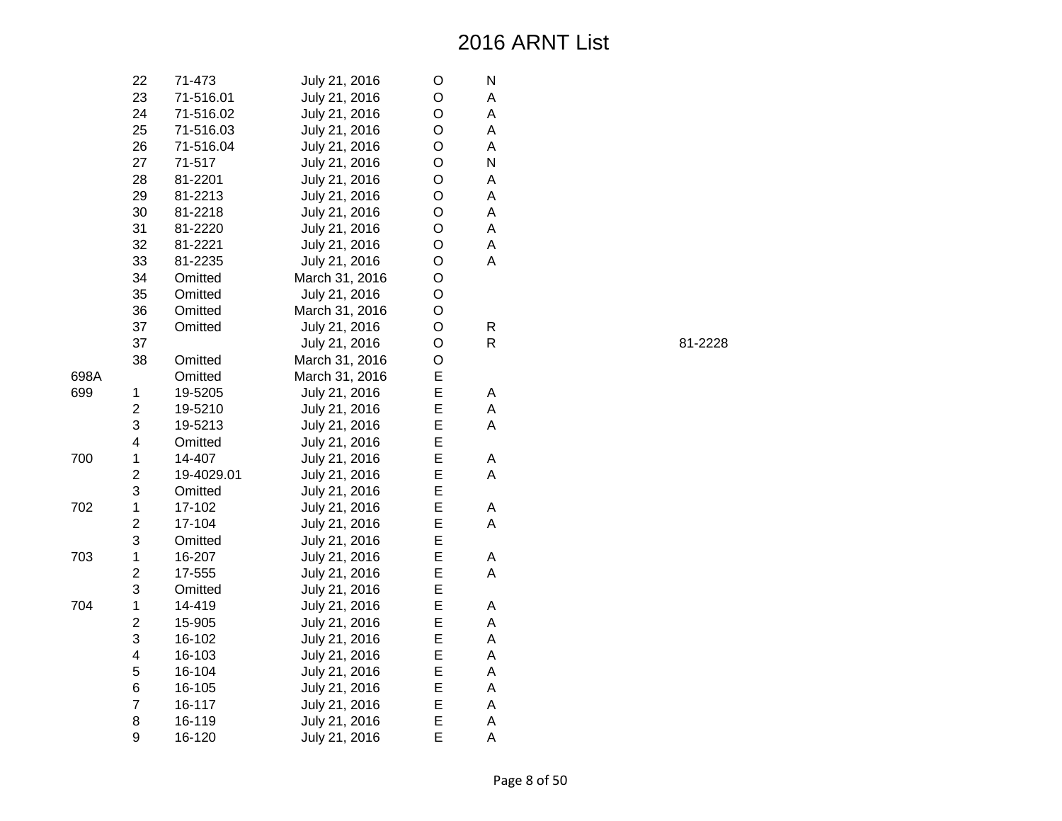# 2016 ARNT List

| | | | | | | |
|---|---|---|---|---|---|---|
| | 22 | 71-473 | July 21, 2016 | O | N | |
| | 23 | 71-516.01 | July 21, 2016 | O | A | |
| | 24 | 71-516.02 | July 21, 2016 | O | A | |
| | 25 | 71-516.03 | July 21, 2016 | O | A | |
| | 26 | 71-516.04 | July 21, 2016 | O | A | |
| | 27 | 71-517 | July 21, 2016 | O | N | |
| | 28 | 81-2201 | July 21, 2016 | O | A | |
| | 29 | 81-2213 | July 21, 2016 | O | A | |
| | 30 | 81-2218 | July 21, 2016 | O | A | |
| | 31 | 81-2220 | July 21, 2016 | O | A | |
| | 32 | 81-2221 | July 21, 2016 | O | A | |
| | 33 | 81-2235 | July 21, 2016 | O | A | |
| | 34 | Omitted | March 31, 2016 | O | | |
| | 35 | Omitted | July 21, 2016 | O | | |
| | 36 | Omitted | March 31, 2016 | O | | |
| | 37 | Omitted | July 21, 2016 | O | R | |
| | 37 | | July 21, 2016 | O | R | 81-2228 |
| | 38 | Omitted | March 31, 2016 | O | | |
| 698A | | Omitted | March 31, 2016 | E | | |
| 699 | 1 | 19-5205 | July 21, 2016 | E | A | |
| | 2 | 19-5210 | July 21, 2016 | E | A | |
| | 3 | 19-5213 | July 21, 2016 | E | A | |
| | 4 | Omitted | July 21, 2016 | E | | |
| 700 | 1 | 14-407 | July 21, 2016 | E | A | |
| | 2 | 19-4029.01 | July 21, 2016 | E | A | |
| | 3 | Omitted | July 21, 2016 | E | | |
| 702 | 1 | 17-102 | July 21, 2016 | E | A | |
| | 2 | 17-104 | July 21, 2016 | E | A | |
| | 3 | Omitted | July 21, 2016 | E | | |
| 703 | 1 | 16-207 | July 21, 2016 | E | A | |
| | 2 | 17-555 | July 21, 2016 | E | A | |
| | 3 | Omitted | July 21, 2016 | E | | |
| 704 | 1 | 14-419 | July 21, 2016 | E | A | |
| | 2 | 15-905 | July 21, 2016 | E | A | |
| | 3 | 16-102 | July 21, 2016 | E | A | |
| | 4 | 16-103 | July 21, 2016 | E | A | |
| | 5 | 16-104 | July 21, 2016 | E | A | |
| | 6 | 16-105 | July 21, 2016 | E | A | |
| | 7 | 16-117 | July 21, 2016 | E | A | |
| | 8 | 16-119 | July 21, 2016 | E | A | |
| | 9 | 16-120 | July 21, 2016 | E | A | |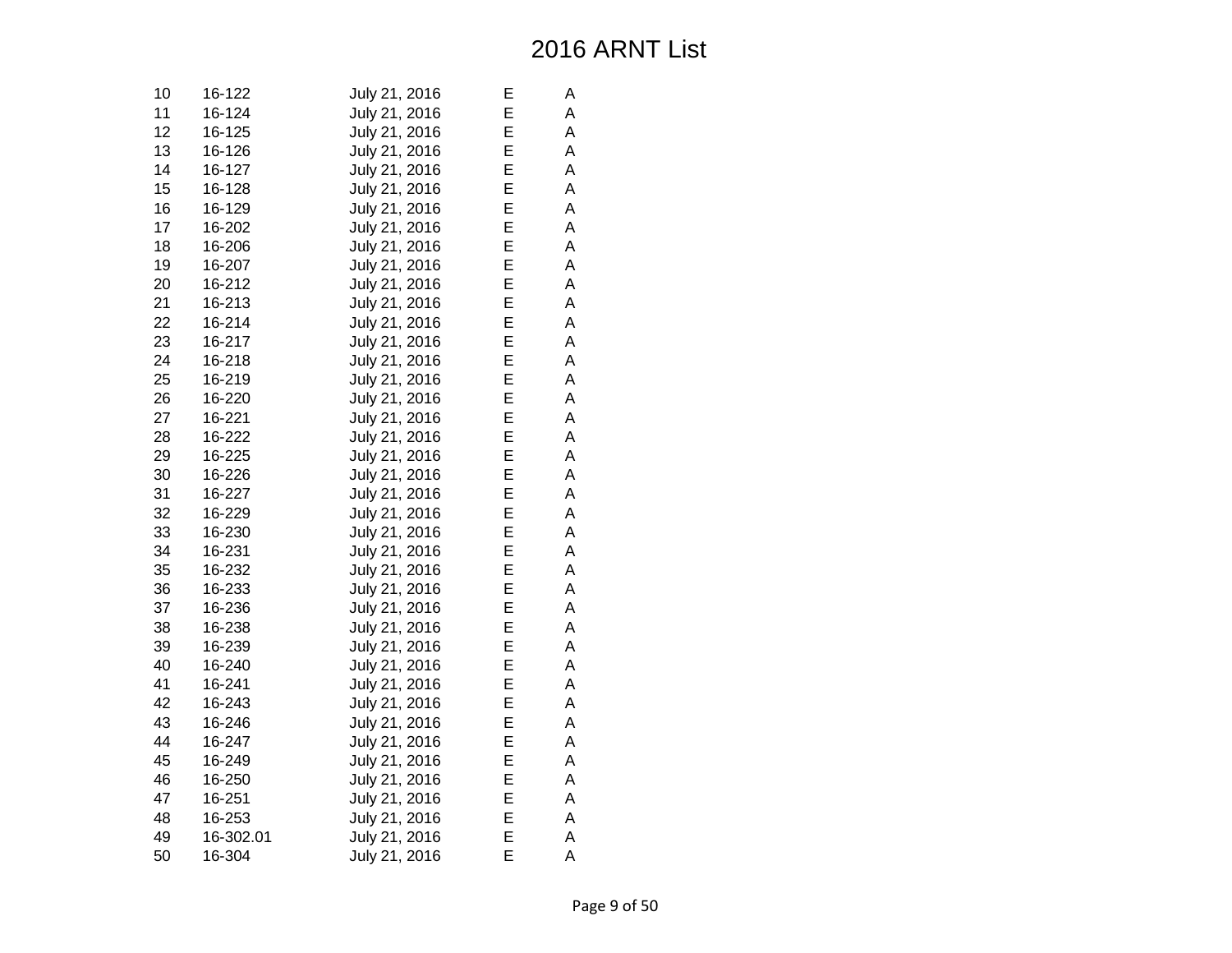# 2016 ARNT List

| | | | | |
|---|---|---|---|---|
| 10 | 16-122 | July 21, 2016 | E | A |
| 11 | 16-124 | July 21, 2016 | E | A |
| 12 | 16-125 | July 21, 2016 | E | A |
| 13 | 16-126 | July 21, 2016 | E | A |
| 14 | 16-127 | July 21, 2016 | E | A |
| 15 | 16-128 | July 21, 2016 | E | A |
| 16 | 16-129 | July 21, 2016 | E | A |
| 17 | 16-202 | July 21, 2016 | E | A |
| 18 | 16-206 | July 21, 2016 | E | A |
| 19 | 16-207 | July 21, 2016 | E | A |
| 20 | 16-212 | July 21, 2016 | E | A |
| 21 | 16-213 | July 21, 2016 | E | A |
| 22 | 16-214 | July 21, 2016 | E | A |
| 23 | 16-217 | July 21, 2016 | E | A |
| 24 | 16-218 | July 21, 2016 | E | A |
| 25 | 16-219 | July 21, 2016 | E | A |
| 26 | 16-220 | July 21, 2016 | E | A |
| 27 | 16-221 | July 21, 2016 | E | A |
| 28 | 16-222 | July 21, 2016 | E | A |
| 29 | 16-225 | July 21, 2016 | E | A |
| 30 | 16-226 | July 21, 2016 | E | A |
| 31 | 16-227 | July 21, 2016 | E | A |
| 32 | 16-229 | July 21, 2016 | E | A |
| 33 | 16-230 | July 21, 2016 | E | A |
| 34 | 16-231 | July 21, 2016 | E | A |
| 35 | 16-232 | July 21, 2016 | E | A |
| 36 | 16-233 | July 21, 2016 | E | A |
| 37 | 16-236 | July 21, 2016 | E | A |
| 38 | 16-238 | July 21, 2016 | E | A |
| 39 | 16-239 | July 21, 2016 | E | A |
| 40 | 16-240 | July 21, 2016 | E | A |
| 41 | 16-241 | July 21, 2016 | E | A |
| 42 | 16-243 | July 21, 2016 | E | A |
| 43 | 16-246 | July 21, 2016 | E | A |
| 44 | 16-247 | July 21, 2016 | E | A |
| 45 | 16-249 | July 21, 2016 | E | A |
| 46 | 16-250 | July 21, 2016 | E | A |
| 47 | 16-251 | July 21, 2016 | E | A |
| 48 | 16-253 | July 21, 2016 | E | A |
| 49 | 16-302.01 | July 21, 2016 | E | A |
| 50 | 16-304 | July 21, 2016 | E | A |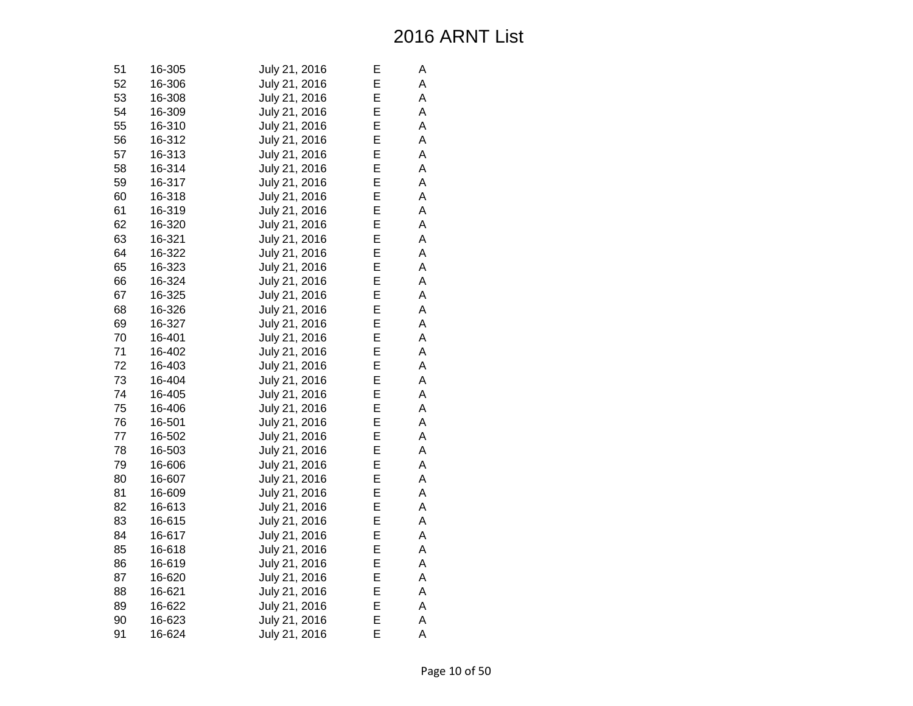# 2016 ARNT List

| | | | | |
|---|---|---|---|---|
| 51 | 16-305 | July 21, 2016 | E | A |
| 52 | 16-306 | July 21, 2016 | E | A |
| 53 | 16-308 | July 21, 2016 | E | A |
| 54 | 16-309 | July 21, 2016 | E | A |
| 55 | 16-310 | July 21, 2016 | E | A |
| 56 | 16-312 | July 21, 2016 | E | A |
| 57 | 16-313 | July 21, 2016 | E | A |
| 58 | 16-314 | July 21, 2016 | E | A |
| 59 | 16-317 | July 21, 2016 | E | A |
| 60 | 16-318 | July 21, 2016 | E | A |
| 61 | 16-319 | July 21, 2016 | E | A |
| 62 | 16-320 | July 21, 2016 | E | A |
| 63 | 16-321 | July 21, 2016 | E | A |
| 64 | 16-322 | July 21, 2016 | E | A |
| 65 | 16-323 | July 21, 2016 | E | A |
| 66 | 16-324 | July 21, 2016 | E | A |
| 67 | 16-325 | July 21, 2016 | E | A |
| 68 | 16-326 | July 21, 2016 | E | A |
| 69 | 16-327 | July 21, 2016 | E | A |
| 70 | 16-401 | July 21, 2016 | E | A |
| 71 | 16-402 | July 21, 2016 | E | A |
| 72 | 16-403 | July 21, 2016 | E | A |
| 73 | 16-404 | July 21, 2016 | E | A |
| 74 | 16-405 | July 21, 2016 | E | A |
| 75 | 16-406 | July 21, 2016 | E | A |
| 76 | 16-501 | July 21, 2016 | E | A |
| 77 | 16-502 | July 21, 2016 | E | A |
| 78 | 16-503 | July 21, 2016 | E | A |
| 79 | 16-606 | July 21, 2016 | E | A |
| 80 | 16-607 | July 21, 2016 | E | A |
| 81 | 16-609 | July 21, 2016 | E | A |
| 82 | 16-613 | July 21, 2016 | E | A |
| 83 | 16-615 | July 21, 2016 | E | A |
| 84 | 16-617 | July 21, 2016 | E | A |
| 85 | 16-618 | July 21, 2016 | E | A |
| 86 | 16-619 | July 21, 2016 | E | A |
| 87 | 16-620 | July 21, 2016 | E | A |
| 88 | 16-621 | July 21, 2016 | E | A |
| 89 | 16-622 | July 21, 2016 | E | A |
| 90 | 16-623 | July 21, 2016 | E | A |
| 91 | 16-624 | July 21, 2016 | E | A |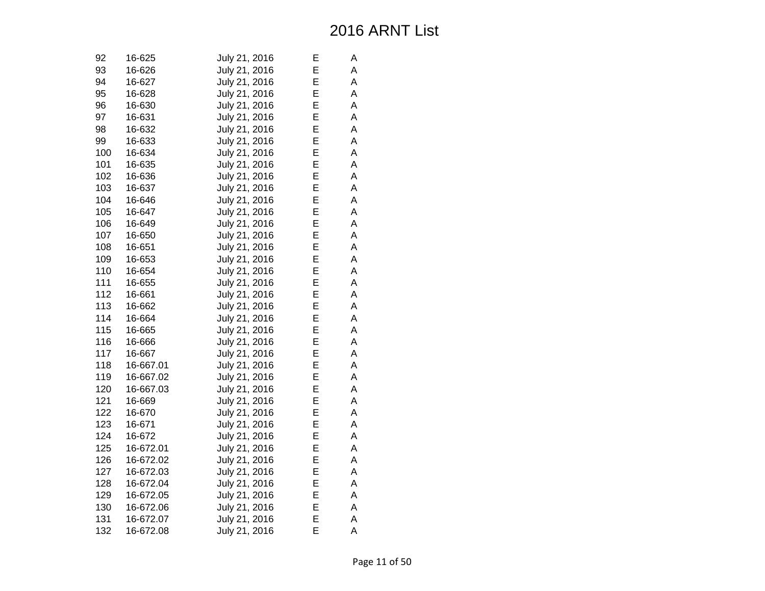# 2016 ARNT List

| | | | | |
|---|---|---|---|---|
| 92 | 16-625 | July 21, 2016 | E | A |
| 93 | 16-626 | July 21, 2016 | E | A |
| 94 | 16-627 | July 21, 2016 | E | A |
| 95 | 16-628 | July 21, 2016 | E | A |
| 96 | 16-630 | July 21, 2016 | E | A |
| 97 | 16-631 | July 21, 2016 | E | A |
| 98 | 16-632 | July 21, 2016 | E | A |
| 99 | 16-633 | July 21, 2016 | E | A |
| 100 | 16-634 | July 21, 2016 | E | A |
| 101 | 16-635 | July 21, 2016 | E | A |
| 102 | 16-636 | July 21, 2016 | E | A |
| 103 | 16-637 | July 21, 2016 | E | A |
| 104 | 16-646 | July 21, 2016 | E | A |
| 105 | 16-647 | July 21, 2016 | E | A |
| 106 | 16-649 | July 21, 2016 | E | A |
| 107 | 16-650 | July 21, 2016 | E | A |
| 108 | 16-651 | July 21, 2016 | E | A |
| 109 | 16-653 | July 21, 2016 | E | A |
| 110 | 16-654 | July 21, 2016 | E | A |
| 111 | 16-655 | July 21, 2016 | E | A |
| 112 | 16-661 | July 21, 2016 | E | A |
| 113 | 16-662 | July 21, 2016 | E | A |
| 114 | 16-664 | July 21, 2016 | E | A |
| 115 | 16-665 | July 21, 2016 | E | A |
| 116 | 16-666 | July 21, 2016 | E | A |
| 117 | 16-667 | July 21, 2016 | E | A |
| 118 | 16-667.01 | July 21, 2016 | E | A |
| 119 | 16-667.02 | July 21, 2016 | E | A |
| 120 | 16-667.03 | July 21, 2016 | E | A |
| 121 | 16-669 | July 21, 2016 | E | A |
| 122 | 16-670 | July 21, 2016 | E | A |
| 123 | 16-671 | July 21, 2016 | E | A |
| 124 | 16-672 | July 21, 2016 | E | A |
| 125 | 16-672.01 | July 21, 2016 | E | A |
| 126 | 16-672.02 | July 21, 2016 | E | A |
| 127 | 16-672.03 | July 21, 2016 | E | A |
| 128 | 16-672.04 | July 21, 2016 | E | A |
| 129 | 16-672.05 | July 21, 2016 | E | A |
| 130 | 16-672.06 | July 21, 2016 | E | A |
| 131 | 16-672.07 | July 21, 2016 | E | A |
| 132 | 16-672.08 | July 21, 2016 | E | A |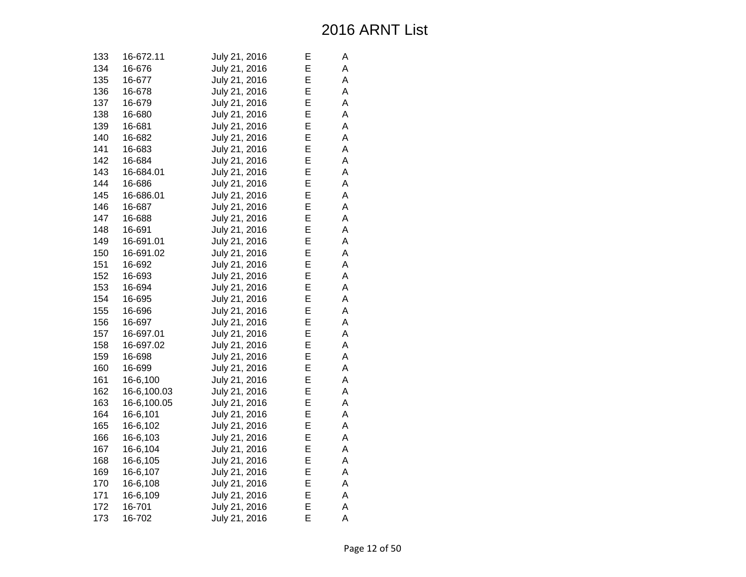# 2016 ARNT List

| | | | | |
|---|---|---|---|---|
| 133 | 16-672.11 | July 21, 2016 | E | A |
| 134 | 16-676 | July 21, 2016 | E | A |
| 135 | 16-677 | July 21, 2016 | E | A |
| 136 | 16-678 | July 21, 2016 | E | A |
| 137 | 16-679 | July 21, 2016 | E | A |
| 138 | 16-680 | July 21, 2016 | E | A |
| 139 | 16-681 | July 21, 2016 | E | A |
| 140 | 16-682 | July 21, 2016 | E | A |
| 141 | 16-683 | July 21, 2016 | E | A |
| 142 | 16-684 | July 21, 2016 | E | A |
| 143 | 16-684.01 | July 21, 2016 | E | A |
| 144 | 16-686 | July 21, 2016 | E | A |
| 145 | 16-686.01 | July 21, 2016 | E | A |
| 146 | 16-687 | July 21, 2016 | E | A |
| 147 | 16-688 | July 21, 2016 | E | A |
| 148 | 16-691 | July 21, 2016 | E | A |
| 149 | 16-691.01 | July 21, 2016 | E | A |
| 150 | 16-691.02 | July 21, 2016 | E | A |
| 151 | 16-692 | July 21, 2016 | E | A |
| 152 | 16-693 | July 21, 2016 | E | A |
| 153 | 16-694 | July 21, 2016 | E | A |
| 154 | 16-695 | July 21, 2016 | E | A |
| 155 | 16-696 | July 21, 2016 | E | A |
| 156 | 16-697 | July 21, 2016 | E | A |
| 157 | 16-697.01 | July 21, 2016 | E | A |
| 158 | 16-697.02 | July 21, 2016 | E | A |
| 159 | 16-698 | July 21, 2016 | E | A |
| 160 | 16-699 | July 21, 2016 | E | A |
| 161 | 16-6,100 | July 21, 2016 | E | A |
| 162 | 16-6,100.03 | July 21, 2016 | E | A |
| 163 | 16-6,100.05 | July 21, 2016 | E | A |
| 164 | 16-6,101 | July 21, 2016 | E | A |
| 165 | 16-6,102 | July 21, 2016 | E | A |
| 166 | 16-6,103 | July 21, 2016 | E | A |
| 167 | 16-6,104 | July 21, 2016 | E | A |
| 168 | 16-6,105 | July 21, 2016 | E | A |
| 169 | 16-6,107 | July 21, 2016 | E | A |
| 170 | 16-6,108 | July 21, 2016 | E | A |
| 171 | 16-6,109 | July 21, 2016 | E | A |
| 172 | 16-701 | July 21, 2016 | E | A |
| 173 | 16-702 | July 21, 2016 | E | A |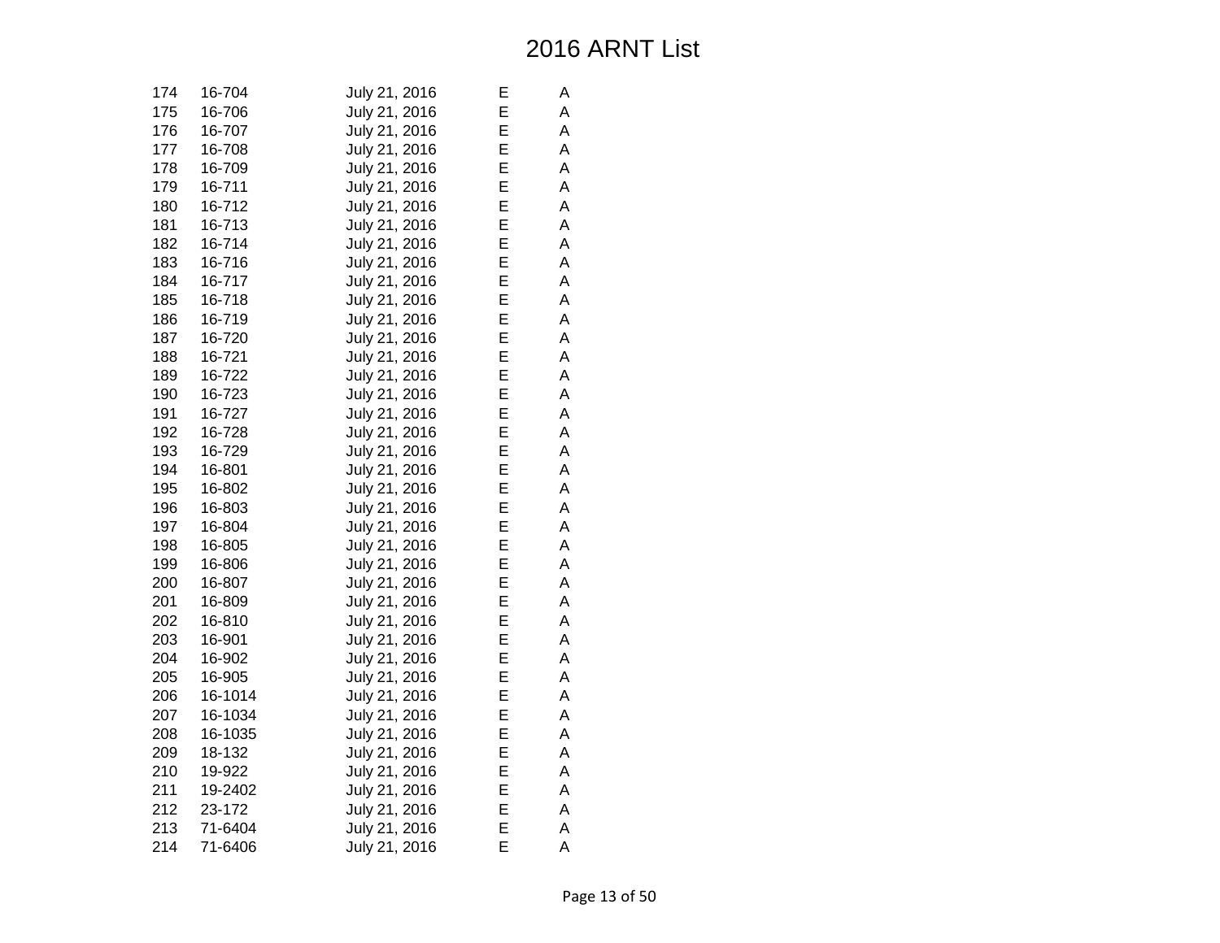# 2016 ARNT List

| | | | | |
|---|---|---|---|---|
| 174 | 16-704 | July 21, 2016 | E | A |
| 175 | 16-706 | July 21, 2016 | E | A |
| 176 | 16-707 | July 21, 2016 | E | A |
| 177 | 16-708 | July 21, 2016 | E | A |
| 178 | 16-709 | July 21, 2016 | E | A |
| 179 | 16-711 | July 21, 2016 | E | A |
| 180 | 16-712 | July 21, 2016 | E | A |
| 181 | 16-713 | July 21, 2016 | E | A |
| 182 | 16-714 | July 21, 2016 | E | A |
| 183 | 16-716 | July 21, 2016 | E | A |
| 184 | 16-717 | July 21, 2016 | E | A |
| 185 | 16-718 | July 21, 2016 | E | A |
| 186 | 16-719 | July 21, 2016 | E | A |
| 187 | 16-720 | July 21, 2016 | E | A |
| 188 | 16-721 | July 21, 2016 | E | A |
| 189 | 16-722 | July 21, 2016 | E | A |
| 190 | 16-723 | July 21, 2016 | E | A |
| 191 | 16-727 | July 21, 2016 | E | A |
| 192 | 16-728 | July 21, 2016 | E | A |
| 193 | 16-729 | July 21, 2016 | E | A |
| 194 | 16-801 | July 21, 2016 | E | A |
| 195 | 16-802 | July 21, 2016 | E | A |
| 196 | 16-803 | July 21, 2016 | E | A |
| 197 | 16-804 | July 21, 2016 | E | A |
| 198 | 16-805 | July 21, 2016 | E | A |
| 199 | 16-806 | July 21, 2016 | E | A |
| 200 | 16-807 | July 21, 2016 | E | A |
| 201 | 16-809 | July 21, 2016 | E | A |
| 202 | 16-810 | July 21, 2016 | E | A |
| 203 | 16-901 | July 21, 2016 | E | A |
| 204 | 16-902 | July 21, 2016 | E | A |
| 205 | 16-905 | July 21, 2016 | E | A |
| 206 | 16-1014 | July 21, 2016 | E | A |
| 207 | 16-1034 | July 21, 2016 | E | A |
| 208 | 16-1035 | July 21, 2016 | E | A |
| 209 | 18-132 | July 21, 2016 | E | A |
| 210 | 19-922 | July 21, 2016 | E | A |
| 211 | 19-2402 | July 21, 2016 | E | A |
| 212 | 23-172 | July 21, 2016 | E | A |
| 213 | 71-6404 | July 21, 2016 | E | A |
| 214 | 71-6406 | July 21, 2016 | E | A |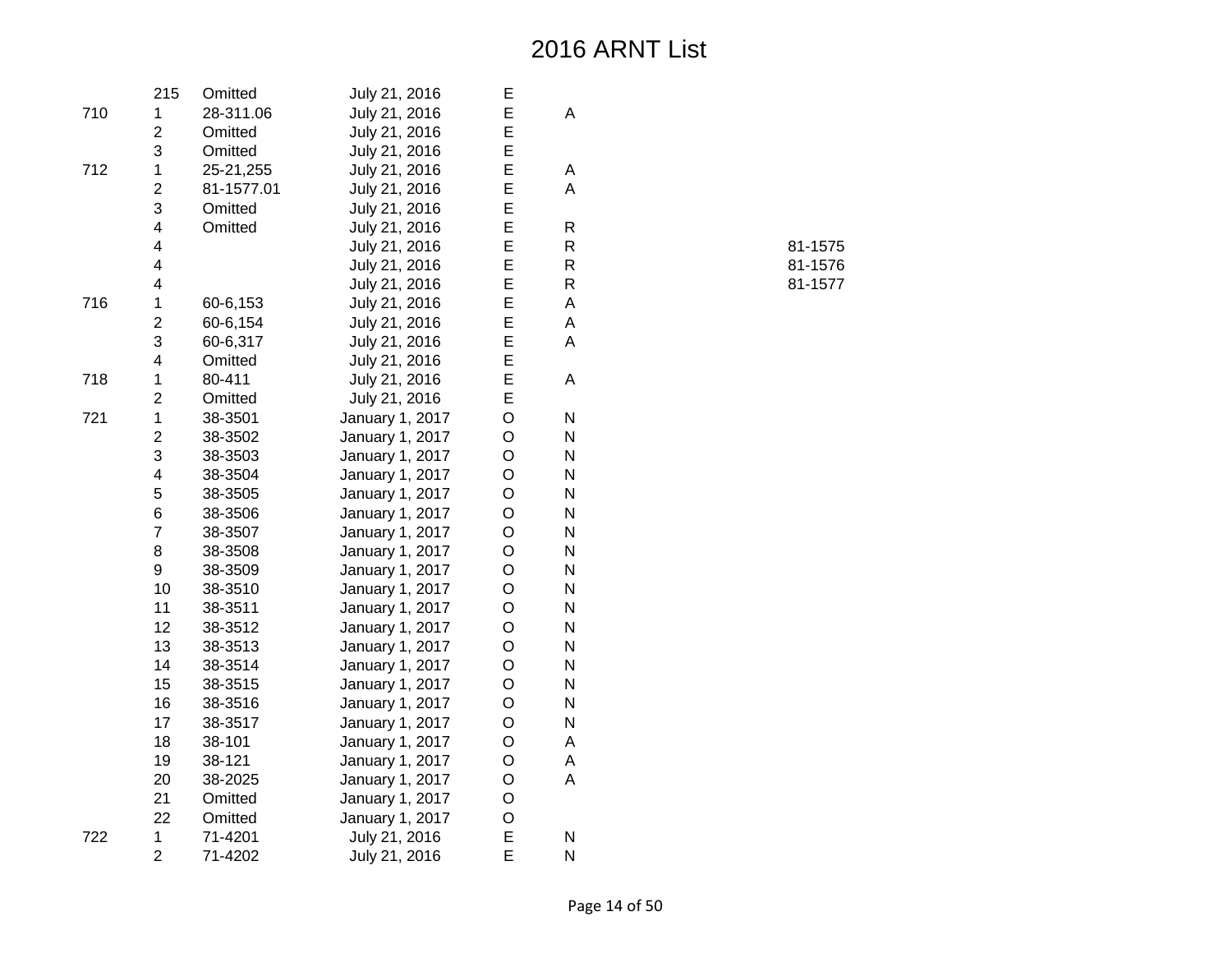# 2016 ARNT List

| | | | | | | |
|---|---|---|---|---|---|---|
| | 215 | Omitted | July 21, 2016 | E | | |
| 710 | 1 | 28-311.06 | July 21, 2016 | E | A | |
| | 2 | Omitted | July 21, 2016 | E | | |
| | 3 | Omitted | July 21, 2016 | E | | |
| 712 | 1 | 25-21,255 | July 21, 2016 | E | A | |
| | 2 | 81-1577.01 | July 21, 2016 | E | A | |
| | 3 | Omitted | July 21, 2016 | E | | |
| | 4 | Omitted | July 21, 2016 | E | R | |
| | 4 | | July 21, 2016 | E | R | 81-1575 |
| | 4 | | July 21, 2016 | E | R | 81-1576 |
| | 4 | | July 21, 2016 | E | R | 81-1577 |
| 716 | 1 | 60-6,153 | July 21, 2016 | E | A | |
| | 2 | 60-6,154 | July 21, 2016 | E | A | |
| | 3 | 60-6,317 | July 21, 2016 | E | A | |
| | 4 | Omitted | July 21, 2016 | E | | |
| 718 | 1 | 80-411 | July 21, 2016 | E | A | |
| | 2 | Omitted | July 21, 2016 | E | | |
| 721 | 1 | 38-3501 | January 1, 2017 | O | N | |
| | 2 | 38-3502 | January 1, 2017 | O | N | |
| | 3 | 38-3503 | January 1, 2017 | O | N | |
| | 4 | 38-3504 | January 1, 2017 | O | N | |
| | 5 | 38-3505 | January 1, 2017 | O | N | |
| | 6 | 38-3506 | January 1, 2017 | O | N | |
| | 7 | 38-3507 | January 1, 2017 | O | N | |
| | 8 | 38-3508 | January 1, 2017 | O | N | |
| | 9 | 38-3509 | January 1, 2017 | O | N | |
| | 10 | 38-3510 | January 1, 2017 | O | N | |
| | 11 | 38-3511 | January 1, 2017 | O | N | |
| | 12 | 38-3512 | January 1, 2017 | O | N | |
| | 13 | 38-3513 | January 1, 2017 | O | N | |
| | 14 | 38-3514 | January 1, 2017 | O | N | |
| | 15 | 38-3515 | January 1, 2017 | O | N | |
| | 16 | 38-3516 | January 1, 2017 | O | N | |
| | 17 | 38-3517 | January 1, 2017 | O | N | |
| | 18 | 38-101 | January 1, 2017 | O | A | |
| | 19 | 38-121 | January 1, 2017 | O | A | |
| | 20 | 38-2025 | January 1, 2017 | O | A | |
| | 21 | Omitted | January 1, 2017 | O | | |
| | 22 | Omitted | January 1, 2017 | O | | |
| 722 | 1 | 71-4201 | July 21, 2016 | E | N | |
| | 2 | 71-4202 | July 21, 2016 | E | N | |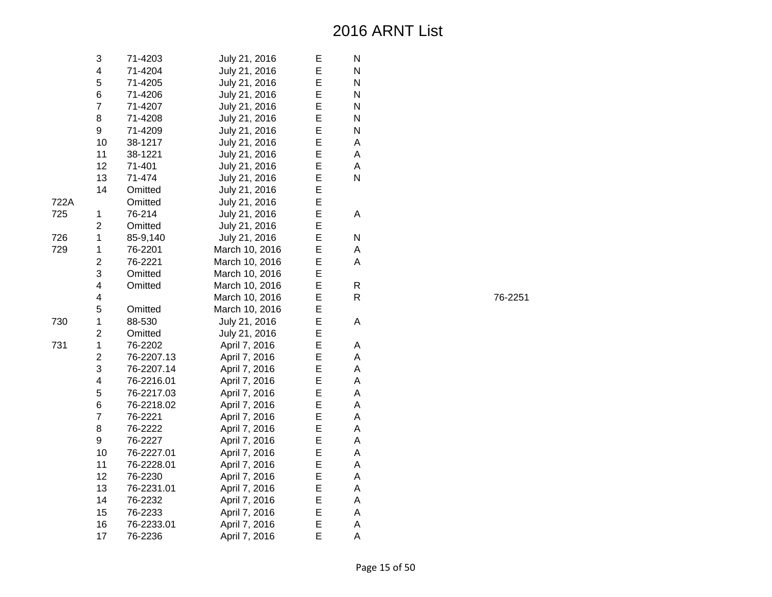# 2016 ARNT List

| | | | | | | |
|---|---|---|---|---|---|---|
| | 3 | 71-4203 | July 21, 2016 | E | N | |
| | 4 | 71-4204 | July 21, 2016 | E | N | |
| | 5 | 71-4205 | July 21, 2016 | E | N | |
| | 6 | 71-4206 | July 21, 2016 | E | N | |
| | 7 | 71-4207 | July 21, 2016 | E | N | |
| | 8 | 71-4208 | July 21, 2016 | E | N | |
| | 9 | 71-4209 | July 21, 2016 | E | N | |
| | 10 | 38-1217 | July 21, 2016 | E | A | |
| | 11 | 38-1221 | July 21, 2016 | E | A | |
| | 12 | 71-401 | July 21, 2016 | E | A | |
| | 13 | 71-474 | July 21, 2016 | E | N | |
| | 14 | Omitted | July 21, 2016 | E | | |
| 722A | | Omitted | July 21, 2016 | E | | |
| 725 | 1 | 76-214 | July 21, 2016 | E | A | |
| | 2 | Omitted | July 21, 2016 | E | | |
| 726 | 1 | 85-9,140 | July 21, 2016 | E | N | |
| 729 | 1 | 76-2201 | March 10, 2016 | E | A | |
| | 2 | 76-2221 | March 10, 2016 | E | A | |
| | 3 | Omitted | March 10, 2016 | E | | |
| | 4 | Omitted | March 10, 2016 | E | R | |
| | 4 | | March 10, 2016 | E | R | 76-2251 |
| | 5 | Omitted | March 10, 2016 | E | | |
| 730 | 1 | 88-530 | July 21, 2016 | E | A | |
| | 2 | Omitted | July 21, 2016 | E | | |
| 731 | 1 | 76-2202 | April 7, 2016 | E | A | |
| | 2 | 76-2207.13 | April 7, 2016 | E | A | |
| | 3 | 76-2207.14 | April 7, 2016 | E | A | |
| | 4 | 76-2216.01 | April 7, 2016 | E | A | |
| | 5 | 76-2217.03 | April 7, 2016 | E | A | |
| | 6 | 76-2218.02 | April 7, 2016 | E | A | |
| | 7 | 76-2221 | April 7, 2016 | E | A | |
| | 8 | 76-2222 | April 7, 2016 | E | A | |
| | 9 | 76-2227 | April 7, 2016 | E | A | |
| | 10 | 76-2227.01 | April 7, 2016 | E | A | |
| | 11 | 76-2228.01 | April 7, 2016 | E | A | |
| | 12 | 76-2230 | April 7, 2016 | E | A | |
| | 13 | 76-2231.01 | April 7, 2016 | E | A | |
| | 14 | 76-2232 | April 7, 2016 | E | A | |
| | 15 | 76-2233 | April 7, 2016 | E | A | |
| | 16 | 76-2233.01 | April 7, 2016 | E | A | |
| | 17 | 76-2236 | April 7, 2016 | E | A | |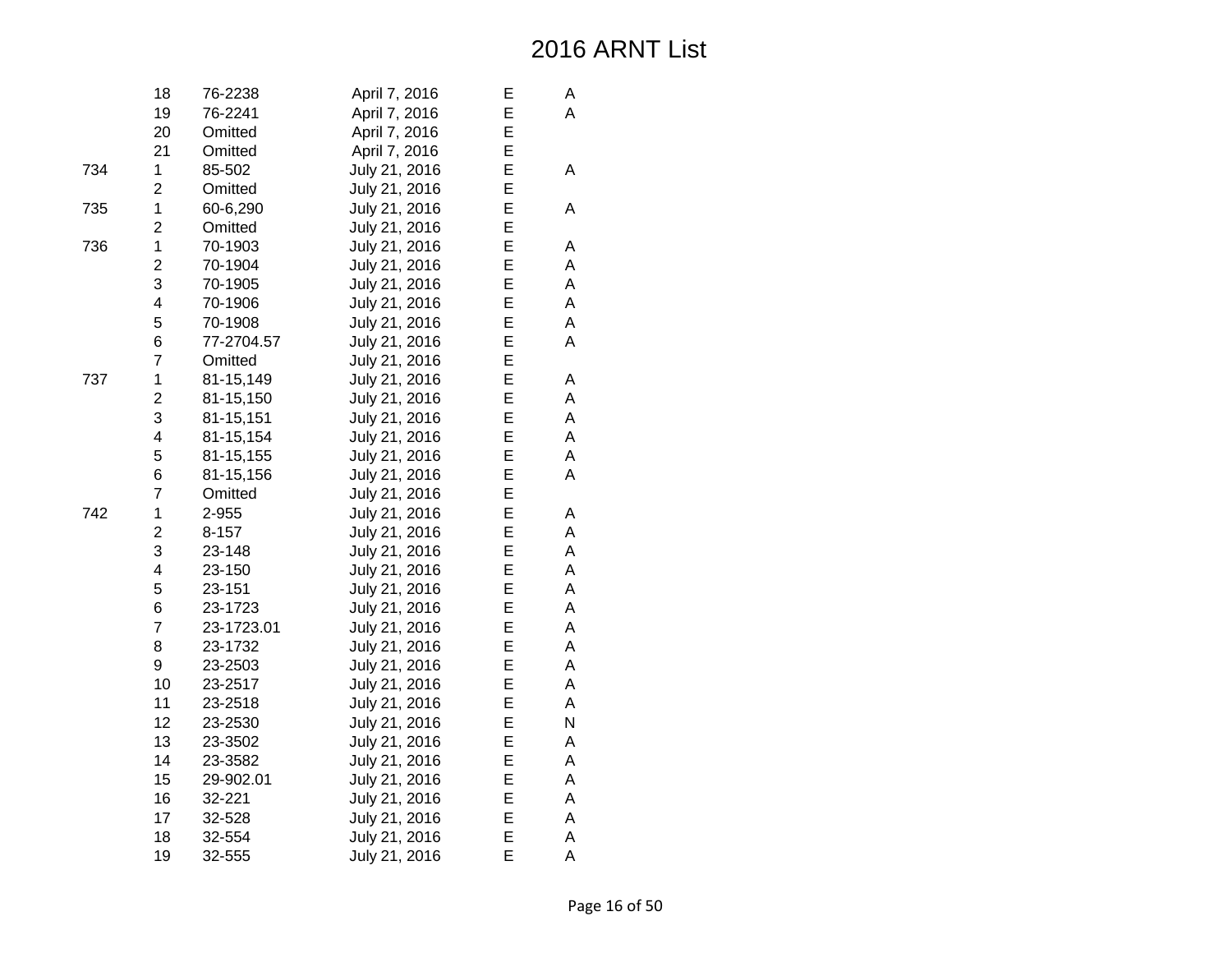# 2016 ARNT List

| | | | | | |
|---|---|---|---|---|---|
| | 18 | 76-2238 | April 7, 2016 | E | A |
| | 19 | 76-2241 | April 7, 2016 | E | A |
| | 20 | Omitted | April 7, 2016 | E | |
| | 21 | Omitted | April 7, 2016 | E | |
| 734 | 1 | 85-502 | July 21, 2016 | E | A |
| | 2 | Omitted | July 21, 2016 | E | |
| 735 | 1 | 60-6,290 | July 21, 2016 | E | A |
| | 2 | Omitted | July 21, 2016 | E | |
| 736 | 1 | 70-1903 | July 21, 2016 | E | A |
| | 2 | 70-1904 | July 21, 2016 | E | A |
| | 3 | 70-1905 | July 21, 2016 | E | A |
| | 4 | 70-1906 | July 21, 2016 | E | A |
| | 5 | 70-1908 | July 21, 2016 | E | A |
| | 6 | 77-2704.57 | July 21, 2016 | E | A |
| | 7 | Omitted | July 21, 2016 | E | |
| 737 | 1 | 81-15,149 | July 21, 2016 | E | A |
| | 2 | 81-15,150 | July 21, 2016 | E | A |
| | 3 | 81-15,151 | July 21, 2016 | E | A |
| | 4 | 81-15,154 | July 21, 2016 | E | A |
| | 5 | 81-15,155 | July 21, 2016 | E | A |
| | 6 | 81-15,156 | July 21, 2016 | E | A |
| | 7 | Omitted | July 21, 2016 | E | |
| 742 | 1 | 2-955 | July 21, 2016 | E | A |
| | 2 | 8-157 | July 21, 2016 | E | A |
| | 3 | 23-148 | July 21, 2016 | E | A |
| | 4 | 23-150 | July 21, 2016 | E | A |
| | 5 | 23-151 | July 21, 2016 | E | A |
| | 6 | 23-1723 | July 21, 2016 | E | A |
| | 7 | 23-1723.01 | July 21, 2016 | E | A |
| | 8 | 23-1732 | July 21, 2016 | E | A |
| | 9 | 23-2503 | July 21, 2016 | E | A |
| | 10 | 23-2517 | July 21, 2016 | E | A |
| | 11 | 23-2518 | July 21, 2016 | E | A |
| | 12 | 23-2530 | July 21, 2016 | E | N |
| | 13 | 23-3502 | July 21, 2016 | E | A |
| | 14 | 23-3582 | July 21, 2016 | E | A |
| | 15 | 29-902.01 | July 21, 2016 | E | A |
| | 16 | 32-221 | July 21, 2016 | E | A |
| | 17 | 32-528 | July 21, 2016 | E | A |
| | 18 | 32-554 | July 21, 2016 | E | A |
| | 19 | 32-555 | July 21, 2016 | E | A |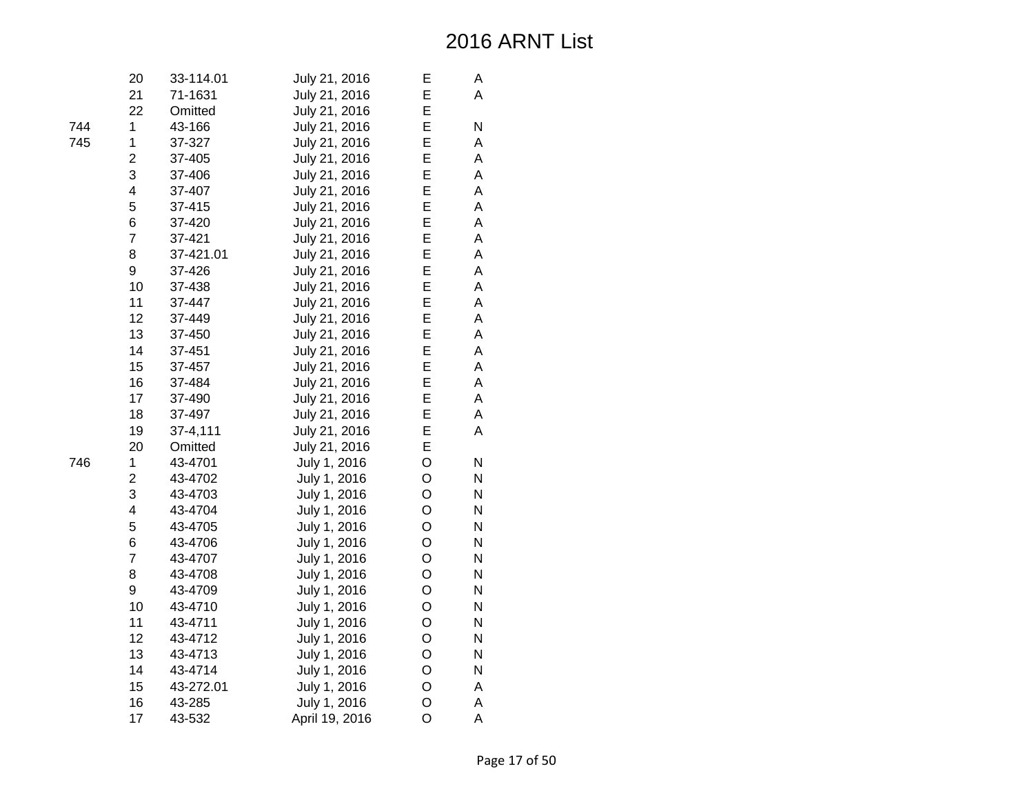# 2016 ARNT List

| | | | | | |
|---|---|---|---|---|---|
| | 20 | 33-114.01 | July 21, 2016 | E | A |
| | 21 | 71-1631 | July 21, 2016 | E | A |
| | 22 | Omitted | July 21, 2016 | E | |
| 744 | 1 | 43-166 | July 21, 2016 | E | N |
| 745 | 1 | 37-327 | July 21, 2016 | E | A |
| | 2 | 37-405 | July 21, 2016 | E | A |
| | 3 | 37-406 | July 21, 2016 | E | A |
| | 4 | 37-407 | July 21, 2016 | E | A |
| | 5 | 37-415 | July 21, 2016 | E | A |
| | 6 | 37-420 | July 21, 2016 | E | A |
| | 7 | 37-421 | July 21, 2016 | E | A |
| | 8 | 37-421.01 | July 21, 2016 | E | A |
| | 9 | 37-426 | July 21, 2016 | E | A |
| | 10 | 37-438 | July 21, 2016 | E | A |
| | 11 | 37-447 | July 21, 2016 | E | A |
| | 12 | 37-449 | July 21, 2016 | E | A |
| | 13 | 37-450 | July 21, 2016 | E | A |
| | 14 | 37-451 | July 21, 2016 | E | A |
| | 15 | 37-457 | July 21, 2016 | E | A |
| | 16 | 37-484 | July 21, 2016 | E | A |
| | 17 | 37-490 | July 21, 2016 | E | A |
| | 18 | 37-497 | July 21, 2016 | E | A |
| | 19 | 37-4,111 | July 21, 2016 | E | A |
| | 20 | Omitted | July 21, 2016 | E | |
| 746 | 1 | 43-4701 | July 1, 2016 | O | N |
| | 2 | 43-4702 | July 1, 2016 | O | N |
| | 3 | 43-4703 | July 1, 2016 | O | N |
| | 4 | 43-4704 | July 1, 2016 | O | N |
| | 5 | 43-4705 | July 1, 2016 | O | N |
| | 6 | 43-4706 | July 1, 2016 | O | N |
| | 7 | 43-4707 | July 1, 2016 | O | N |
| | 8 | 43-4708 | July 1, 2016 | O | N |
| | 9 | 43-4709 | July 1, 2016 | O | N |
| | 10 | 43-4710 | July 1, 2016 | O | N |
| | 11 | 43-4711 | July 1, 2016 | O | N |
| | 12 | 43-4712 | July 1, 2016 | O | N |
| | 13 | 43-4713 | July 1, 2016 | O | N |
| | 14 | 43-4714 | July 1, 2016 | O | N |
| | 15 | 43-272.01 | July 1, 2016 | O | A |
| | 16 | 43-285 | July 1, 2016 | O | A |
| | 17 | 43-532 | April 19, 2016 | O | A |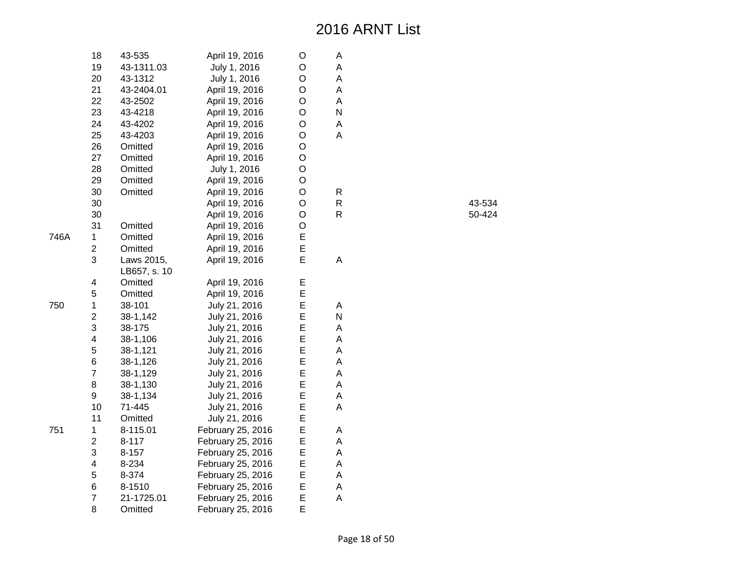# 2016 ARNT List

| | | | | | | |
|---|---|---|---|---|---|---|
| | 18 | 43-535 | April 19, 2016 | O | A | |
| | 19 | 43-1311.03 | July 1, 2016 | O | A | |
| | 20 | 43-1312 | July 1, 2016 | O | A | |
| | 21 | 43-2404.01 | April 19, 2016 | O | A | |
| | 22 | 43-2502 | April 19, 2016 | O | A | |
| | 23 | 43-4218 | April 19, 2016 | O | N | |
| | 24 | 43-4202 | April 19, 2016 | O | A | |
| | 25 | 43-4203 | April 19, 2016 | O | A | |
| | 26 | Omitted | April 19, 2016 | O | | |
| | 27 | Omitted | April 19, 2016 | O | | |
| | 28 | Omitted | July 1, 2016 | O | | |
| | 29 | Omitted | April 19, 2016 | O | | |
| | 30 | Omitted | April 19, 2016 | O | R | |
| | 30 | | April 19, 2016 | O | R | 43-534 |
| | 30 | | April 19, 2016 | O | R | 50-424 |
| | 31 | Omitted | April 19, 2016 | O | | |
| 746A | 1 | Omitted | April 19, 2016 | E | | |
| | 2 | Omitted | April 19, 2016 | E | | |
| | 3 | Laws 2015, LB657, s. 10 | April 19, 2016 | E | A | |
| | 4 | Omitted | April 19, 2016 | E | | |
| | 5 | Omitted | April 19, 2016 | E | | |
| 750 | 1 | 38-101 | July 21, 2016 | E | A | |
| | 2 | 38-1,142 | July 21, 2016 | E | N | |
| | 3 | 38-175 | July 21, 2016 | E | A | |
| | 4 | 38-1,106 | July 21, 2016 | E | A | |
| | 5 | 38-1,121 | July 21, 2016 | E | A | |
| | 6 | 38-1,126 | July 21, 2016 | E | A | |
| | 7 | 38-1,129 | July 21, 2016 | E | A | |
| | 8 | 38-1,130 | July 21, 2016 | E | A | |
| | 9 | 38-1,134 | July 21, 2016 | E | A | |
| | 10 | 71-445 | July 21, 2016 | E | A | |
| | 11 | Omitted | July 21, 2016 | E | | |
| 751 | 1 | 8-115.01 | February 25, 2016 | E | A | |
| | 2 | 8-117 | February 25, 2016 | E | A | |
| | 3 | 8-157 | February 25, 2016 | E | A | |
| | 4 | 8-234 | February 25, 2016 | E | A | |
| | 5 | 8-374 | February 25, 2016 | E | A | |
| | 6 | 8-1510 | February 25, 2016 | E | A | |
| | 7 | 21-1725.01 | February 25, 2016 | E | A | |
| | 8 | Omitted | February 25, 2016 | E | | |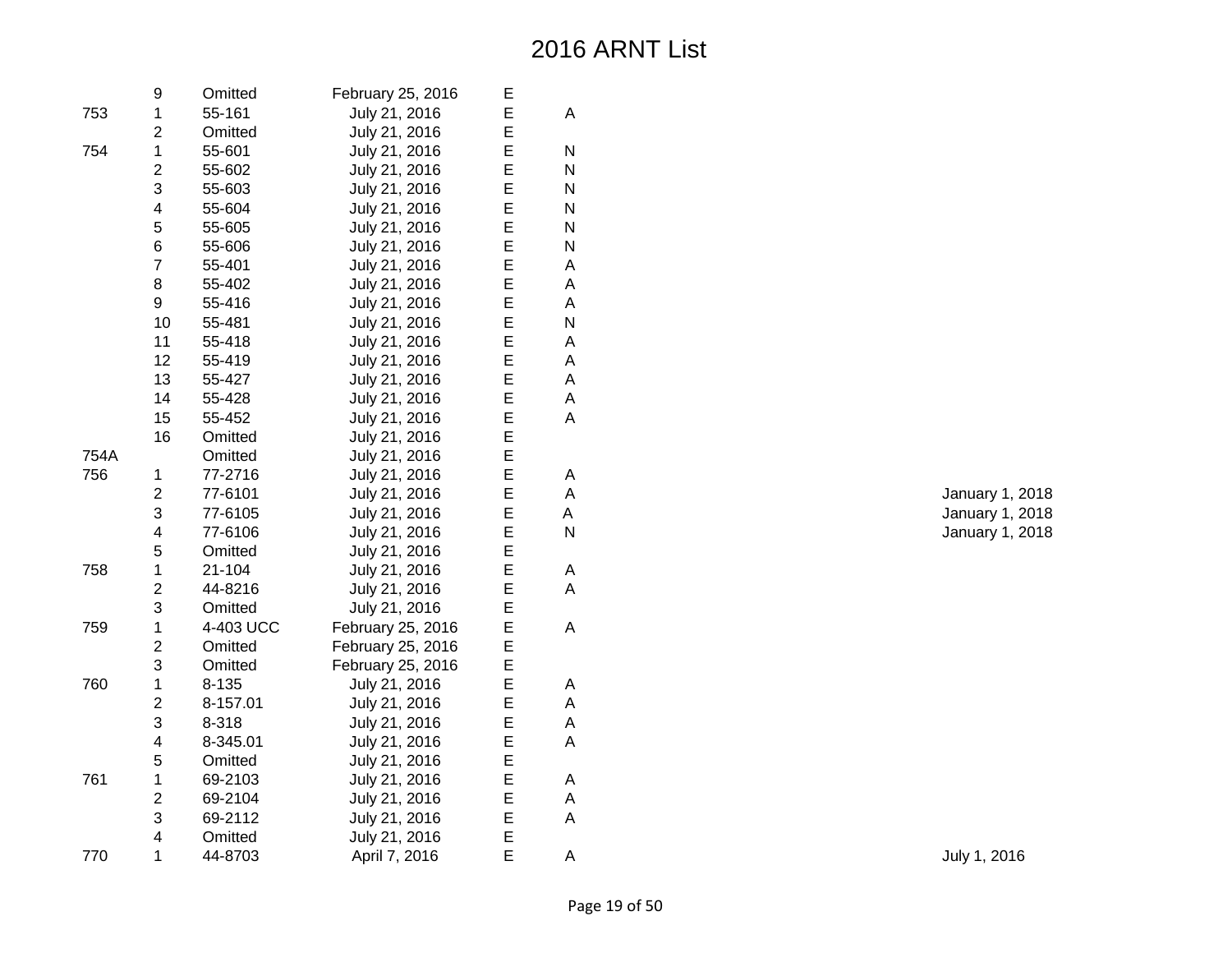# 2016 ARNT List

| | | | | | | |
|---|---|---|---|---|---|---|
| | 9 | Omitted | February 25, 2016 | E | | |
| 753 | 1 | 55-161 | July 21, 2016 | E | A | |
| | 2 | Omitted | July 21, 2016 | E | | |
| 754 | 1 | 55-601 | July 21, 2016 | E | N | |
| | 2 | 55-602 | July 21, 2016 | E | N | |
| | 3 | 55-603 | July 21, 2016 | E | N | |
| | 4 | 55-604 | July 21, 2016 | E | N | |
| | 5 | 55-605 | July 21, 2016 | E | N | |
| | 6 | 55-606 | July 21, 2016 | E | N | |
| | 7 | 55-401 | July 21, 2016 | E | A | |
| | 8 | 55-402 | July 21, 2016 | E | A | |
| | 9 | 55-416 | July 21, 2016 | E | A | |
| | 10 | 55-481 | July 21, 2016 | E | N | |
| | 11 | 55-418 | July 21, 2016 | E | A | |
| | 12 | 55-419 | July 21, 2016 | E | A | |
| | 13 | 55-427 | July 21, 2016 | E | A | |
| | 14 | 55-428 | July 21, 2016 | E | A | |
| | 15 | 55-452 | July 21, 2016 | E | A | |
| | 16 | Omitted | July 21, 2016 | E | | |
| 754A | | Omitted | July 21, 2016 | E | | |
| 756 | 1 | 77-2716 | July 21, 2016 | E | A | |
| | 2 | 77-6101 | July 21, 2016 | E | A | January 1, 2018 |
| | 3 | 77-6105 | July 21, 2016 | E | A | January 1, 2018 |
| | 4 | 77-6106 | July 21, 2016 | E | N | January 1, 2018 |
| | 5 | Omitted | July 21, 2016 | E | | |
| 758 | 1 | 21-104 | July 21, 2016 | E | A | |
| | 2 | 44-8216 | July 21, 2016 | E | A | |
| | 3 | Omitted | July 21, 2016 | E | | |
| 759 | 1 | 4-403 UCC | February 25, 2016 | E | A | |
| | 2 | Omitted | February 25, 2016 | E | | |
| | 3 | Omitted | February 25, 2016 | E | | |
| 760 | 1 | 8-135 | July 21, 2016 | E | A | |
| | 2 | 8-157.01 | July 21, 2016 | E | A | |
| | 3 | 8-318 | July 21, 2016 | E | A | |
| | 4 | 8-345.01 | July 21, 2016 | E | A | |
| | 5 | Omitted | July 21, 2016 | E | | |
| 761 | 1 | 69-2103 | July 21, 2016 | E | A | |
| | 2 | 69-2104 | July 21, 2016 | E | A | |
| | 3 | 69-2112 | July 21, 2016 | E | A | |
| | 4 | Omitted | July 21, 2016 | E | | |
| 770 | 1 | 44-8703 | April 7, 2016 | E | A | July 1, 2016 |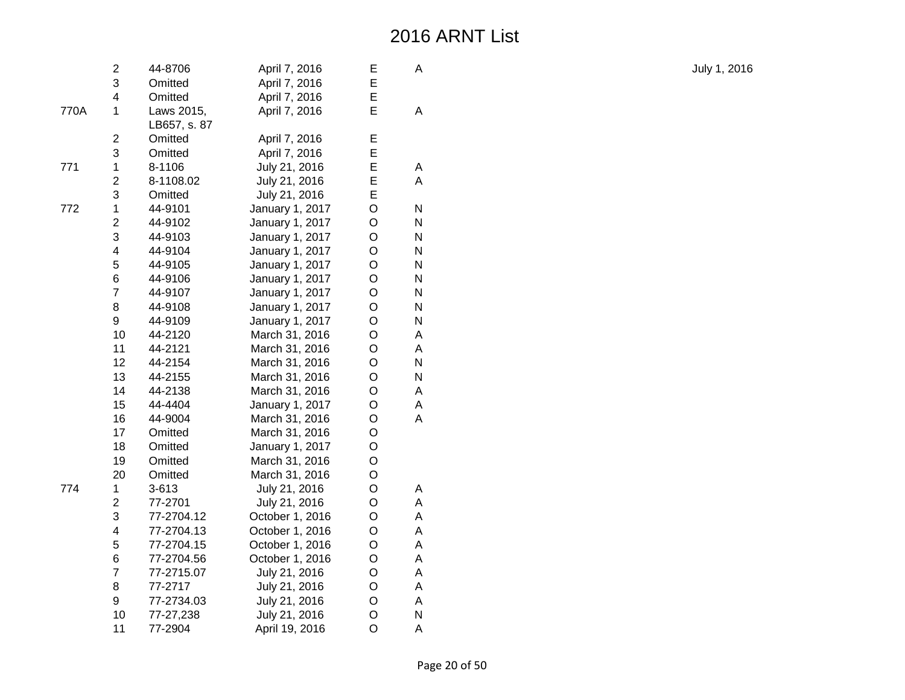# 2016 ARNT List

| | | | | | | |
|---|---|---|---|---|---|---|
| | 2 | 44-8706 | April 7, 2016 | E | A | July 1, 2016 |
| | 3 | Omitted | April 7, 2016 | E | | |
| | 4 | Omitted | April 7, 2016 | E | | |
| 770A | 1 | Laws 2015, LB657, s. 87 | April 7, 2016 | E | A | |
| | 2 | Omitted | April 7, 2016 | E | | |
| | 3 | Omitted | April 7, 2016 | E | | |
| 771 | 1 | 8-1106 | July 21, 2016 | E | A | |
| | 2 | 8-1108.02 | July 21, 2016 | E | A | |
| | 3 | Omitted | July 21, 2016 | E | | |
| 772 | 1 | 44-9101 | January 1, 2017 | O | N | |
| | 2 | 44-9102 | January 1, 2017 | O | N | |
| | 3 | 44-9103 | January 1, 2017 | O | N | |
| | 4 | 44-9104 | January 1, 2017 | O | N | |
| | 5 | 44-9105 | January 1, 2017 | O | N | |
| | 6 | 44-9106 | January 1, 2017 | O | N | |
| | 7 | 44-9107 | January 1, 2017 | O | N | |
| | 8 | 44-9108 | January 1, 2017 | O | N | |
| | 9 | 44-9109 | January 1, 2017 | O | N | |
| | 10 | 44-2120 | March 31, 2016 | O | A | |
| | 11 | 44-2121 | March 31, 2016 | O | A | |
| | 12 | 44-2154 | March 31, 2016 | O | N | |
| | 13 | 44-2155 | March 31, 2016 | O | N | |
| | 14 | 44-2138 | March 31, 2016 | O | A | |
| | 15 | 44-4404 | January 1, 2017 | O | A | |
| | 16 | 44-9004 | March 31, 2016 | O | A | |
| | 17 | Omitted | March 31, 2016 | O | | |
| | 18 | Omitted | January 1, 2017 | O | | |
| | 19 | Omitted | March 31, 2016 | O | | |
| | 20 | Omitted | March 31, 2016 | O | | |
| 774 | 1 | 3-613 | July 21, 2016 | O | A | |
| | 2 | 77-2701 | July 21, 2016 | O | A | |
| | 3 | 77-2704.12 | October 1, 2016 | O | A | |
| | 4 | 77-2704.13 | October 1, 2016 | O | A | |
| | 5 | 77-2704.15 | October 1, 2016 | O | A | |
| | 6 | 77-2704.56 | October 1, 2016 | O | A | |
| | 7 | 77-2715.07 | July 21, 2016 | O | A | |
| | 8 | 77-2717 | July 21, 2016 | O | A | |
| | 9 | 77-2734.03 | July 21, 2016 | O | A | |
| | 10 | 77-27,238 | July 21, 2016 | O | N | |
| | 11 | 77-2904 | April 19, 2016 | O | A | |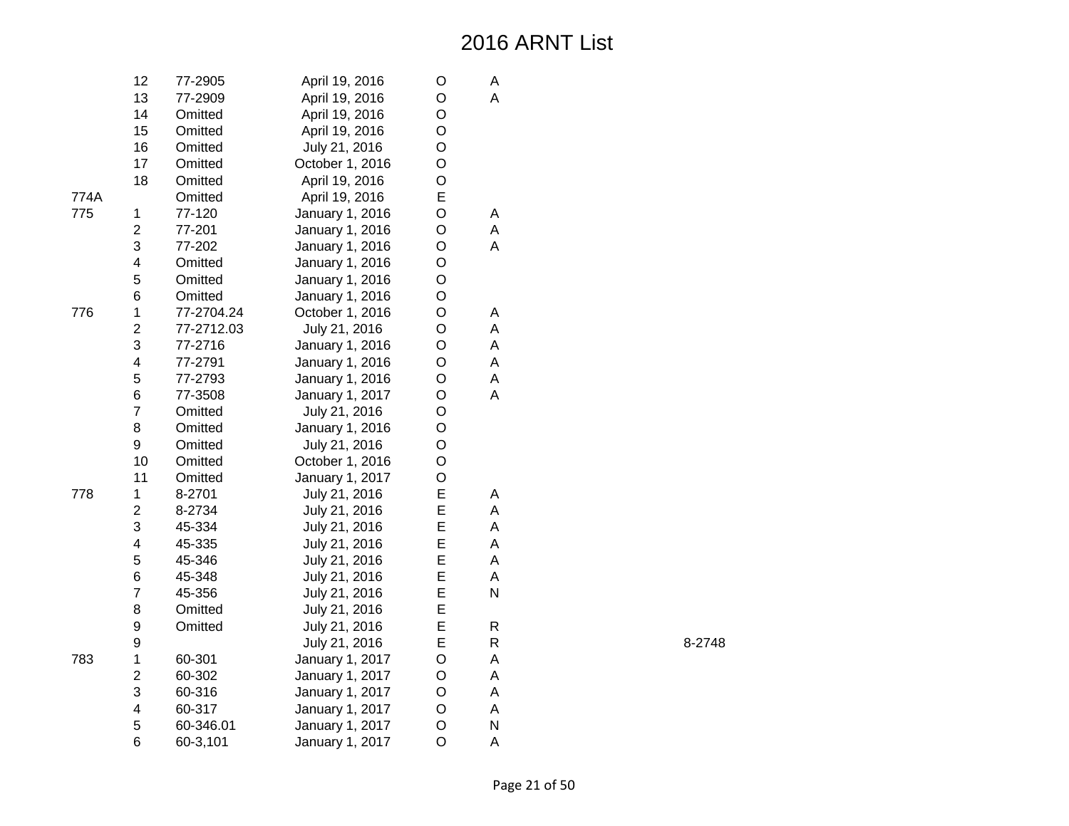# 2016 ARNT List

| | | | | | | |
|---|---|---|---|---|---|---|
| | 12 | 77-2905 | April 19, 2016 | O | A | |
| | 13 | 77-2909 | April 19, 2016 | O | A | |
| | 14 | Omitted | April 19, 2016 | O | | |
| | 15 | Omitted | April 19, 2016 | O | | |
| | 16 | Omitted | July 21, 2016 | O | | |
| | 17 | Omitted | October 1, 2016 | O | | |
| | 18 | Omitted | April 19, 2016 | O | | |
| 774A | | Omitted | April 19, 2016 | E | | |
| 775 | 1 | 77-120 | January 1, 2016 | O | A | |
| | 2 | 77-201 | January 1, 2016 | O | A | |
| | 3 | 77-202 | January 1, 2016 | O | A | |
| | 4 | Omitted | January 1, 2016 | O | | |
| | 5 | Omitted | January 1, 2016 | O | | |
| | 6 | Omitted | January 1, 2016 | O | | |
| 776 | 1 | 77-2704.24 | October 1, 2016 | O | A | |
| | 2 | 77-2712.03 | July 21, 2016 | O | A | |
| | 3 | 77-2716 | January 1, 2016 | O | A | |
| | 4 | 77-2791 | January 1, 2016 | O | A | |
| | 5 | 77-2793 | January 1, 2016 | O | A | |
| | 6 | 77-3508 | January 1, 2017 | O | A | |
| | 7 | Omitted | July 21, 2016 | O | | |
| | 8 | Omitted | January 1, 2016 | O | | |
| | 9 | Omitted | July 21, 2016 | O | | |
| | 10 | Omitted | October 1, 2016 | O | | |
| | 11 | Omitted | January 1, 2017 | O | | |
| 778 | 1 | 8-2701 | July 21, 2016 | E | A | |
| | 2 | 8-2734 | July 21, 2016 | E | A | |
| | 3 | 45-334 | July 21, 2016 | E | A | |
| | 4 | 45-335 | July 21, 2016 | E | A | |
| | 5 | 45-346 | July 21, 2016 | E | A | |
| | 6 | 45-348 | July 21, 2016 | E | A | |
| | 7 | 45-356 | July 21, 2016 | E | N | |
| | 8 | Omitted | July 21, 2016 | E | | |
| | 9 | Omitted | July 21, 2016 | E | R | |
| | 9 | | July 21, 2016 | E | R | 8-2748 |
| 783 | 1 | 60-301 | January 1, 2017 | O | A | |
| | 2 | 60-302 | January 1, 2017 | O | A | |
| | 3 | 60-316 | January 1, 2017 | O | A | |
| | 4 | 60-317 | January 1, 2017 | O | A | |
| | 5 | 60-346.01 | January 1, 2017 | O | N | |
| | 6 | 60-3,101 | January 1, 2017 | O | A | |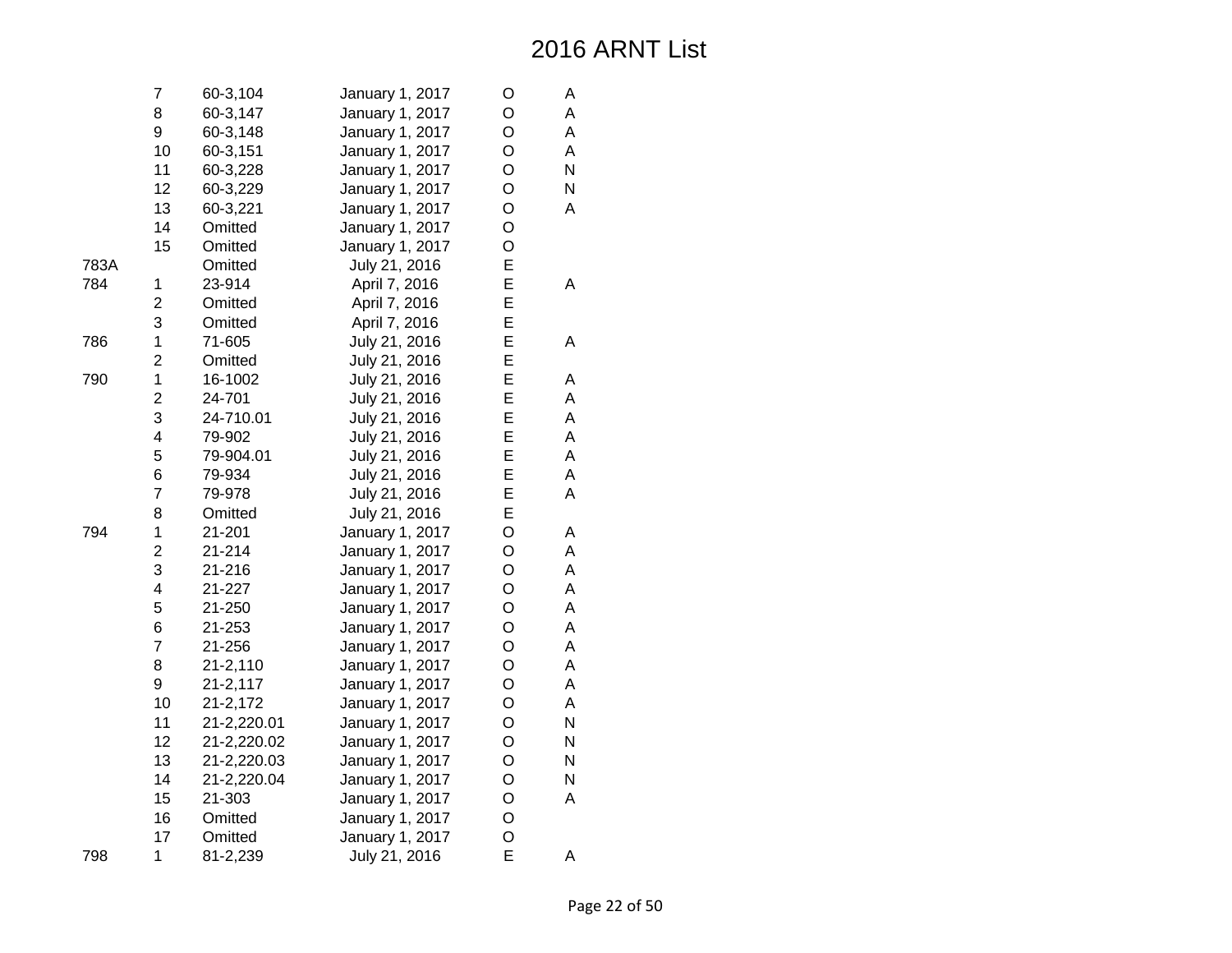# 2016 ARNT List

| | | | | | |
|---|---|---|---|---|---|
| | 7 | 60-3,104 | January 1, 2017 | O | A |
| | 8 | 60-3,147 | January 1, 2017 | O | A |
| | 9 | 60-3,148 | January 1, 2017 | O | A |
| | 10 | 60-3,151 | January 1, 2017 | O | A |
| | 11 | 60-3,228 | January 1, 2017 | O | N |
| | 12 | 60-3,229 | January 1, 2017 | O | N |
| | 13 | 60-3,221 | January 1, 2017 | O | A |
| | 14 | Omitted | January 1, 2017 | O | |
| | 15 | Omitted | January 1, 2017 | O | |
| 783A | | Omitted | July 21, 2016 | E | |
| 784 | 1 | 23-914 | April 7, 2016 | E | A |
| | 2 | Omitted | April 7, 2016 | E | |
| | 3 | Omitted | April 7, 2016 | E | |
| 786 | 1 | 71-605 | July 21, 2016 | E | A |
| | 2 | Omitted | July 21, 2016 | E | |
| 790 | 1 | 16-1002 | July 21, 2016 | E | A |
| | 2 | 24-701 | July 21, 2016 | E | A |
| | 3 | 24-710.01 | July 21, 2016 | E | A |
| | 4 | 79-902 | July 21, 2016 | E | A |
| | 5 | 79-904.01 | July 21, 2016 | E | A |
| | 6 | 79-934 | July 21, 2016 | E | A |
| | 7 | 79-978 | July 21, 2016 | E | A |
| | 8 | Omitted | July 21, 2016 | E | |
| 794 | 1 | 21-201 | January 1, 2017 | O | A |
| | 2 | 21-214 | January 1, 2017 | O | A |
| | 3 | 21-216 | January 1, 2017 | O | A |
| | 4 | 21-227 | January 1, 2017 | O | A |
| | 5 | 21-250 | January 1, 2017 | O | A |
| | 6 | 21-253 | January 1, 2017 | O | A |
| | 7 | 21-256 | January 1, 2017 | O | A |
| | 8 | 21-2,110 | January 1, 2017 | O | A |
| | 9 | 21-2,117 | January 1, 2017 | O | A |
| | 10 | 21-2,172 | January 1, 2017 | O | A |
| | 11 | 21-2,220.01 | January 1, 2017 | O | N |
| | 12 | 21-2,220.02 | January 1, 2017 | O | N |
| | 13 | 21-2,220.03 | January 1, 2017 | O | N |
| | 14 | 21-2,220.04 | January 1, 2017 | O | N |
| | 15 | 21-303 | January 1, 2017 | O | A |
| | 16 | Omitted | January 1, 2017 | O | |
| | 17 | Omitted | January 1, 2017 | O | |
| 798 | 1 | 81-2,239 | July 21, 2016 | E | A |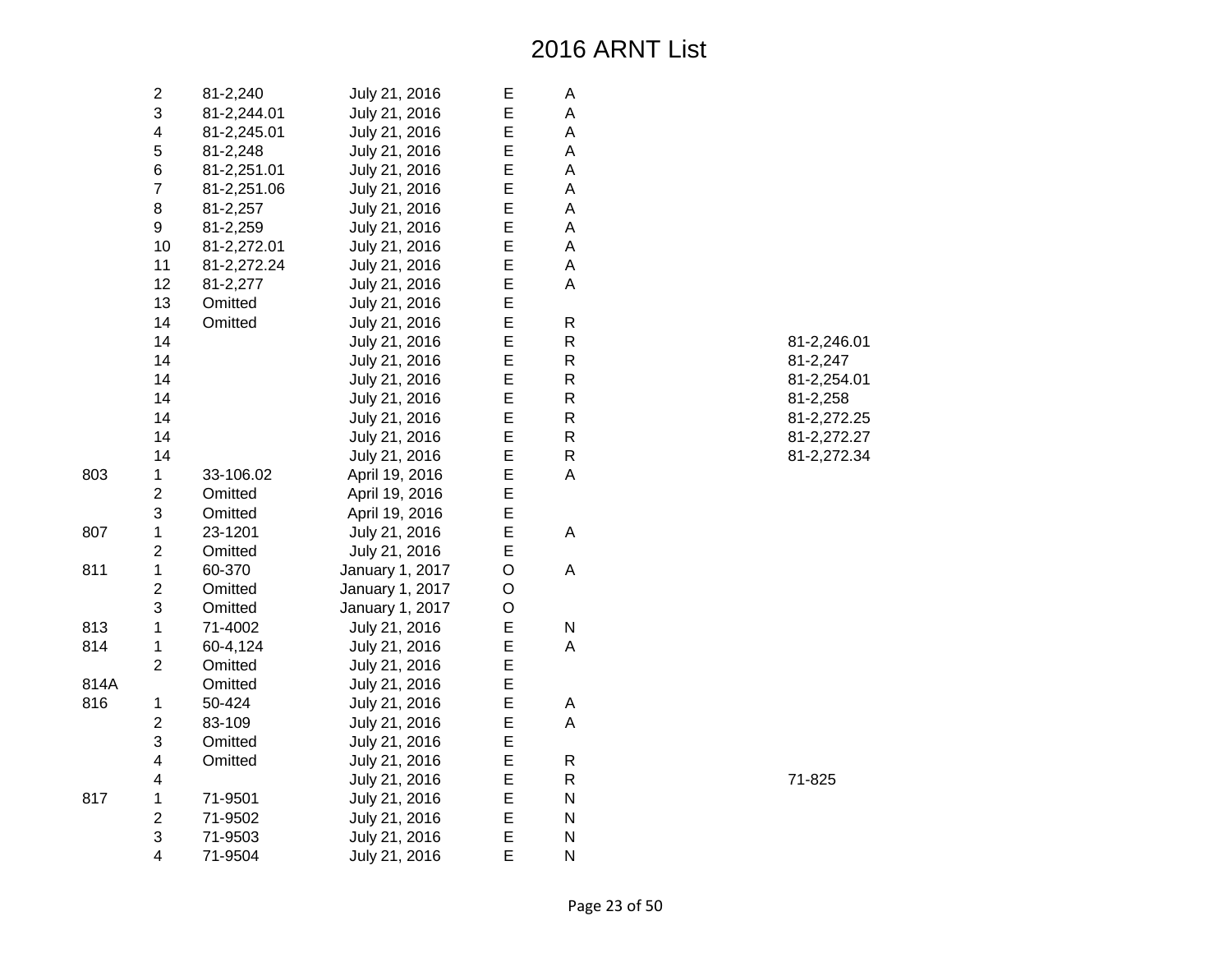# 2016 ARNT List

| | | | | | | |
|---|---|---|---|---|---|---|
| | 2 | 81-2,240 | July 21, 2016 | E | A | |
| | 3 | 81-2,244.01 | July 21, 2016 | E | A | |
| | 4 | 81-2,245.01 | July 21, 2016 | E | A | |
| | 5 | 81-2,248 | July 21, 2016 | E | A | |
| | 6 | 81-2,251.01 | July 21, 2016 | E | A | |
| | 7 | 81-2,251.06 | July 21, 2016 | E | A | |
| | 8 | 81-2,257 | July 21, 2016 | E | A | |
| | 9 | 81-2,259 | July 21, 2016 | E | A | |
| | 10 | 81-2,272.01 | July 21, 2016 | E | A | |
| | 11 | 81-2,272.24 | July 21, 2016 | E | A | |
| | 12 | 81-2,277 | July 21, 2016 | E | A | |
| | 13 | Omitted | July 21, 2016 | E | | |
| | 14 | Omitted | July 21, 2016 | E | R | |
| | 14 | | July 21, 2016 | E | R | 81-2,246.01 |
| | 14 | | July 21, 2016 | E | R | 81-2,247 |
| | 14 | | July 21, 2016 | E | R | 81-2,254.01 |
| | 14 | | July 21, 2016 | E | R | 81-2,258 |
| | 14 | | July 21, 2016 | E | R | 81-2,272.25 |
| | 14 | | July 21, 2016 | E | R | 81-2,272.27 |
| | 14 | | July 21, 2016 | E | R | 81-2,272.34 |
| 803 | 1 | 33-106.02 | April 19, 2016 | E | A | |
| | 2 | Omitted | April 19, 2016 | E | | |
| | 3 | Omitted | April 19, 2016 | E | | |
| 807 | 1 | 23-1201 | July 21, 2016 | E | A | |
| | 2 | Omitted | July 21, 2016 | E | | |
| 811 | 1 | 60-370 | January 1, 2017 | O | A | |
| | 2 | Omitted | January 1, 2017 | O | | |
| | 3 | Omitted | January 1, 2017 | O | | |
| 813 | 1 | 71-4002 | July 21, 2016 | E | N | |
| 814 | 1 | 60-4,124 | July 21, 2016 | E | A | |
| | 2 | Omitted | July 21, 2016 | E | | |
| 814A | | Omitted | July 21, 2016 | E | | |
| 816 | 1 | 50-424 | July 21, 2016 | E | A | |
| | 2 | 83-109 | July 21, 2016 | E | A | |
| | 3 | Omitted | July 21, 2016 | E | | |
| | 4 | Omitted | July 21, 2016 | E | R | |
| | 4 | | July 21, 2016 | E | R | 71-825 |
| 817 | 1 | 71-9501 | July 21, 2016 | E | N | |
| | 2 | 71-9502 | July 21, 2016 | E | N | |
| | 3 | 71-9503 | July 21, 2016 | E | N | |
| | 4 | 71-9504 | July 21, 2016 | E | N | |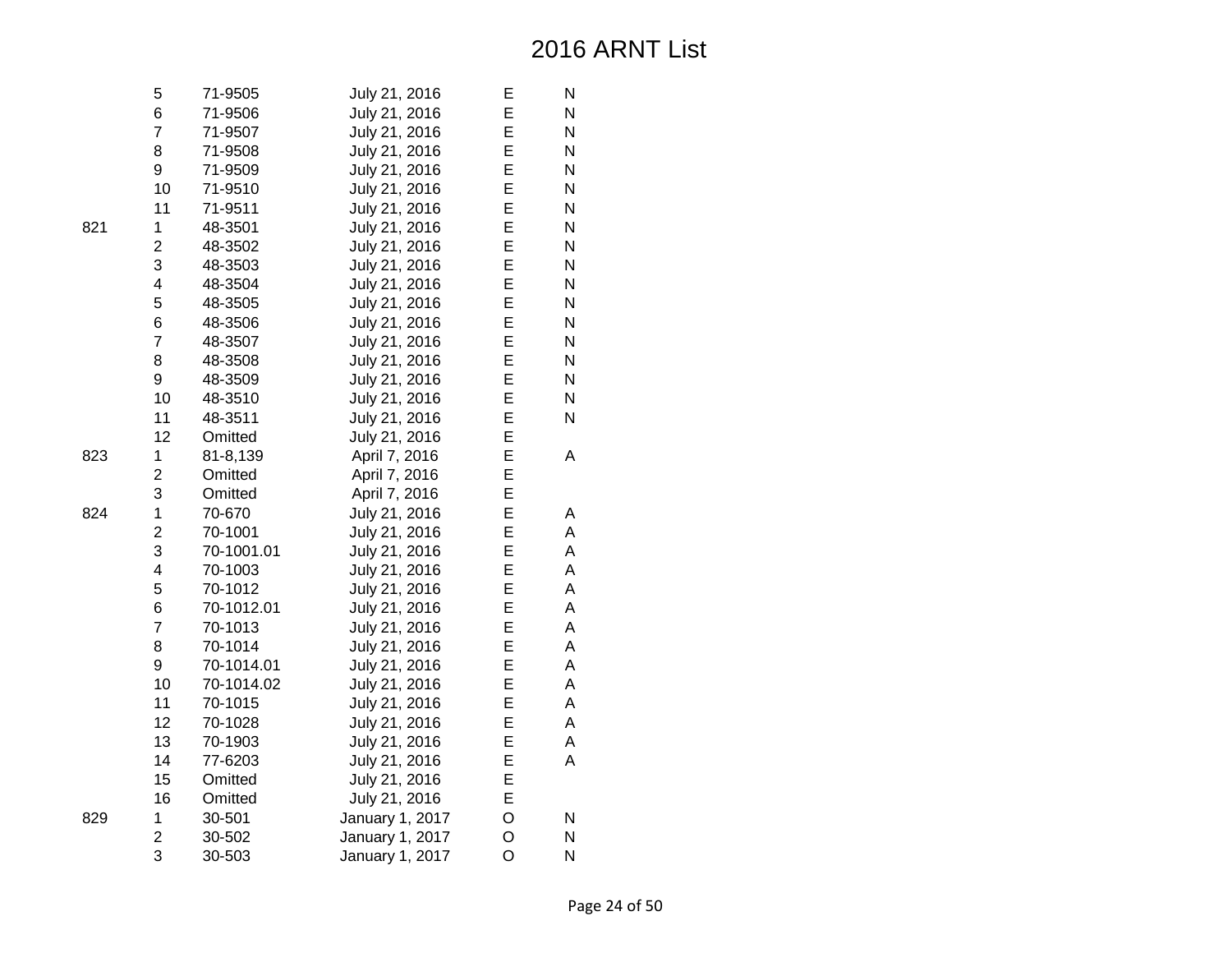# 2016 ARNT List

| | | | | | |
|---|---|---|---|---|---|
| | 5 | 71-9505 | July 21, 2016 | E | N |
| | 6 | 71-9506 | July 21, 2016 | E | N |
| | 7 | 71-9507 | July 21, 2016 | E | N |
| | 8 | 71-9508 | July 21, 2016 | E | N |
| | 9 | 71-9509 | July 21, 2016 | E | N |
| | 10 | 71-9510 | July 21, 2016 | E | N |
| | 11 | 71-9511 | July 21, 2016 | E | N |
| 821 | 1 | 48-3501 | July 21, 2016 | E | N |
| | 2 | 48-3502 | July 21, 2016 | E | N |
| | 3 | 48-3503 | July 21, 2016 | E | N |
| | 4 | 48-3504 | July 21, 2016 | E | N |
| | 5 | 48-3505 | July 21, 2016 | E | N |
| | 6 | 48-3506 | July 21, 2016 | E | N |
| | 7 | 48-3507 | July 21, 2016 | E | N |
| | 8 | 48-3508 | July 21, 2016 | E | N |
| | 9 | 48-3509 | July 21, 2016 | E | N |
| | 10 | 48-3510 | July 21, 2016 | E | N |
| | 11 | 48-3511 | July 21, 2016 | E | N |
| | 12 | Omitted | July 21, 2016 | E | |
| 823 | 1 | 81-8,139 | April 7, 2016 | E | A |
| | 2 | Omitted | April 7, 2016 | E | |
| | 3 | Omitted | April 7, 2016 | E | |
| 824 | 1 | 70-670 | July 21, 2016 | E | A |
| | 2 | 70-1001 | July 21, 2016 | E | A |
| | 3 | 70-1001.01 | July 21, 2016 | E | A |
| | 4 | 70-1003 | July 21, 2016 | E | A |
| | 5 | 70-1012 | July 21, 2016 | E | A |
| | 6 | 70-1012.01 | July 21, 2016 | E | A |
| | 7 | 70-1013 | July 21, 2016 | E | A |
| | 8 | 70-1014 | July 21, 2016 | E | A |
| | 9 | 70-1014.01 | July 21, 2016 | E | A |
| | 10 | 70-1014.02 | July 21, 2016 | E | A |
| | 11 | 70-1015 | July 21, 2016 | E | A |
| | 12 | 70-1028 | July 21, 2016 | E | A |
| | 13 | 70-1903 | July 21, 2016 | E | A |
| | 14 | 77-6203 | July 21, 2016 | E | A |
| | 15 | Omitted | July 21, 2016 | E | |
| | 16 | Omitted | July 21, 2016 | E | |
| 829 | 1 | 30-501 | January 1, 2017 | O | N |
| | 2 | 30-502 | January 1, 2017 | O | N |
| | 3 | 30-503 | January 1, 2017 | O | N |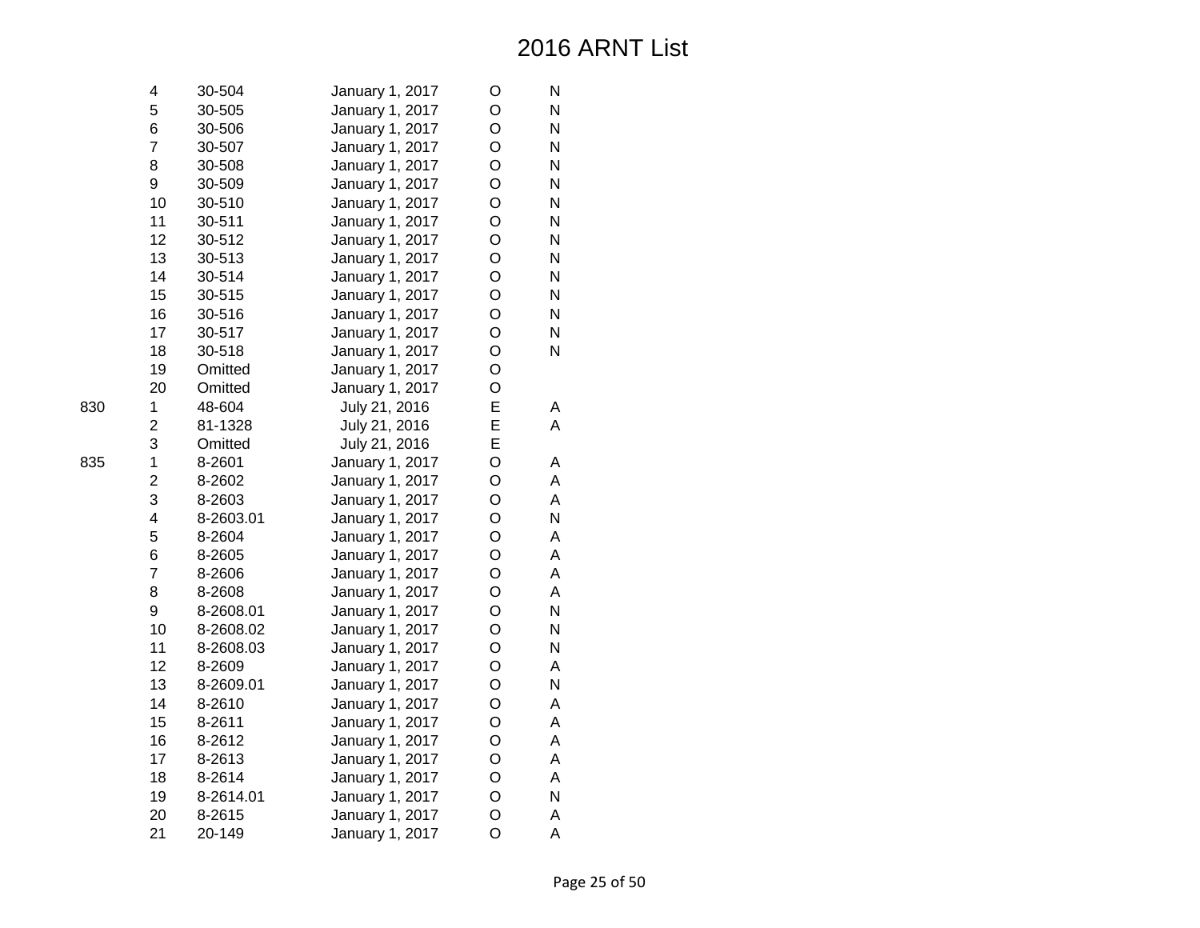# 2016 ARNT List

| | | | | | |
|---|---|---|---|---|---|
| | 4 | 30-504 | January 1, 2017 | O | N |
| | 5 | 30-505 | January 1, 2017 | O | N |
| | 6 | 30-506 | January 1, 2017 | O | N |
| | 7 | 30-507 | January 1, 2017 | O | N |
| | 8 | 30-508 | January 1, 2017 | O | N |
| | 9 | 30-509 | January 1, 2017 | O | N |
| | 10 | 30-510 | January 1, 2017 | O | N |
| | 11 | 30-511 | January 1, 2017 | O | N |
| | 12 | 30-512 | January 1, 2017 | O | N |
| | 13 | 30-513 | January 1, 2017 | O | N |
| | 14 | 30-514 | January 1, 2017 | O | N |
| | 15 | 30-515 | January 1, 2017 | O | N |
| | 16 | 30-516 | January 1, 2017 | O | N |
| | 17 | 30-517 | January 1, 2017 | O | N |
| | 18 | 30-518 | January 1, 2017 | O | N |
| | 19 | Omitted | January 1, 2017 | O | |
| | 20 | Omitted | January 1, 2017 | O | |
| 830 | 1 | 48-604 | July 21, 2016 | E | A |
| | 2 | 81-1328 | July 21, 2016 | E | A |
| | 3 | Omitted | July 21, 2016 | E | |
| 835 | 1 | 8-2601 | January 1, 2017 | O | A |
| | 2 | 8-2602 | January 1, 2017 | O | A |
| | 3 | 8-2603 | January 1, 2017 | O | A |
| | 4 | 8-2603.01 | January 1, 2017 | O | N |
| | 5 | 8-2604 | January 1, 2017 | O | A |
| | 6 | 8-2605 | January 1, 2017 | O | A |
| | 7 | 8-2606 | January 1, 2017 | O | A |
| | 8 | 8-2608 | January 1, 2017 | O | A |
| | 9 | 8-2608.01 | January 1, 2017 | O | N |
| | 10 | 8-2608.02 | January 1, 2017 | O | N |
| | 11 | 8-2608.03 | January 1, 2017 | O | N |
| | 12 | 8-2609 | January 1, 2017 | O | A |
| | 13 | 8-2609.01 | January 1, 2017 | O | N |
| | 14 | 8-2610 | January 1, 2017 | O | A |
| | 15 | 8-2611 | January 1, 2017 | O | A |
| | 16 | 8-2612 | January 1, 2017 | O | A |
| | 17 | 8-2613 | January 1, 2017 | O | A |
| | 18 | 8-2614 | January 1, 2017 | O | A |
| | 19 | 8-2614.01 | January 1, 2017 | O | N |
| | 20 | 8-2615 | January 1, 2017 | O | A |
| | 21 | 20-149 | January 1, 2017 | O | A |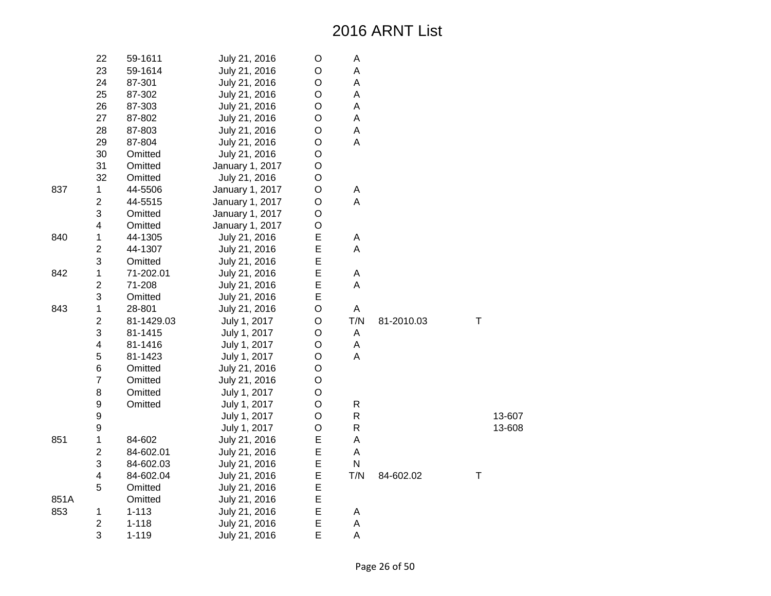# 2016 ARNT List

| | | | | | | | | |
|---|---|---|---|---|---|---|---|---|
| | 22 | 59-1611 | July 21, 2016 | O | A | | | |
| | 23 | 59-1614 | July 21, 2016 | O | A | | | |
| | 24 | 87-301 | July 21, 2016 | O | A | | | |
| | 25 | 87-302 | July 21, 2016 | O | A | | | |
| | 26 | 87-303 | July 21, 2016 | O | A | | | |
| | 27 | 87-802 | July 21, 2016 | O | A | | | |
| | 28 | 87-803 | July 21, 2016 | O | A | | | |
| | 29 | 87-804 | July 21, 2016 | O | A | | | |
| | 30 | Omitted | July 21, 2016 | O | | | | |
| | 31 | Omitted | January 1, 2017 | O | | | | |
| | 32 | Omitted | July 21, 2016 | O | | | | |
| 837 | 1 | 44-5506 | January 1, 2017 | O | A | | | |
| | 2 | 44-5515 | January 1, 2017 | O | A | | | |
| | 3 | Omitted | January 1, 2017 | O | | | | |
| | 4 | Omitted | January 1, 2017 | O | | | | |
| 840 | 1 | 44-1305 | July 21, 2016 | E | A | | | |
| | 2 | 44-1307 | July 21, 2016 | E | A | | | |
| | 3 | Omitted | July 21, 2016 | E | | | | |
| 842 | 1 | 71-202.01 | July 21, 2016 | E | A | | | |
| | 2 | 71-208 | July 21, 2016 | E | A | | | |
| | 3 | Omitted | July 21, 2016 | E | | | | |
| 843 | 1 | 28-801 | July 21, 2016 | O | A | | | |
| | 2 | 81-1429.03 | July 1, 2017 | O | T/N | 81-2010.03 | T | |
| | 3 | 81-1415 | July 1, 2017 | O | A | | | |
| | 4 | 81-1416 | July 1, 2017 | O | A | | | |
| | 5 | 81-1423 | July 1, 2017 | O | A | | | |
| | 6 | Omitted | July 21, 2016 | O | | | | |
| | 7 | Omitted | July 21, 2016 | O | | | | |
| | 8 | Omitted | July 1, 2017 | O | | | | |
| | 9 | Omitted | July 1, 2017 | O | R | | | |
| | 9 | | July 1, 2017 | O | R | | | 13-607 |
| | 9 | | July 1, 2017 | O | R | | | 13-608 |
| 851 | 1 | 84-602 | July 21, 2016 | E | A | | | |
| | 2 | 84-602.01 | July 21, 2016 | E | A | | | |
| | 3 | 84-602.03 | July 21, 2016 | E | N | | | |
| | 4 | 84-602.04 | July 21, 2016 | E | T/N | 84-602.02 | T | |
| | 5 | Omitted | July 21, 2016 | E | | | | |
| 851A | | Omitted | July 21, 2016 | E | | | | |
| 853 | 1 | 1-113 | July 21, 2016 | E | A | | | |
| | 2 | 1-118 | July 21, 2016 | E | A | | | |
| | 3 | 1-119 | July 21, 2016 | E | A | | | |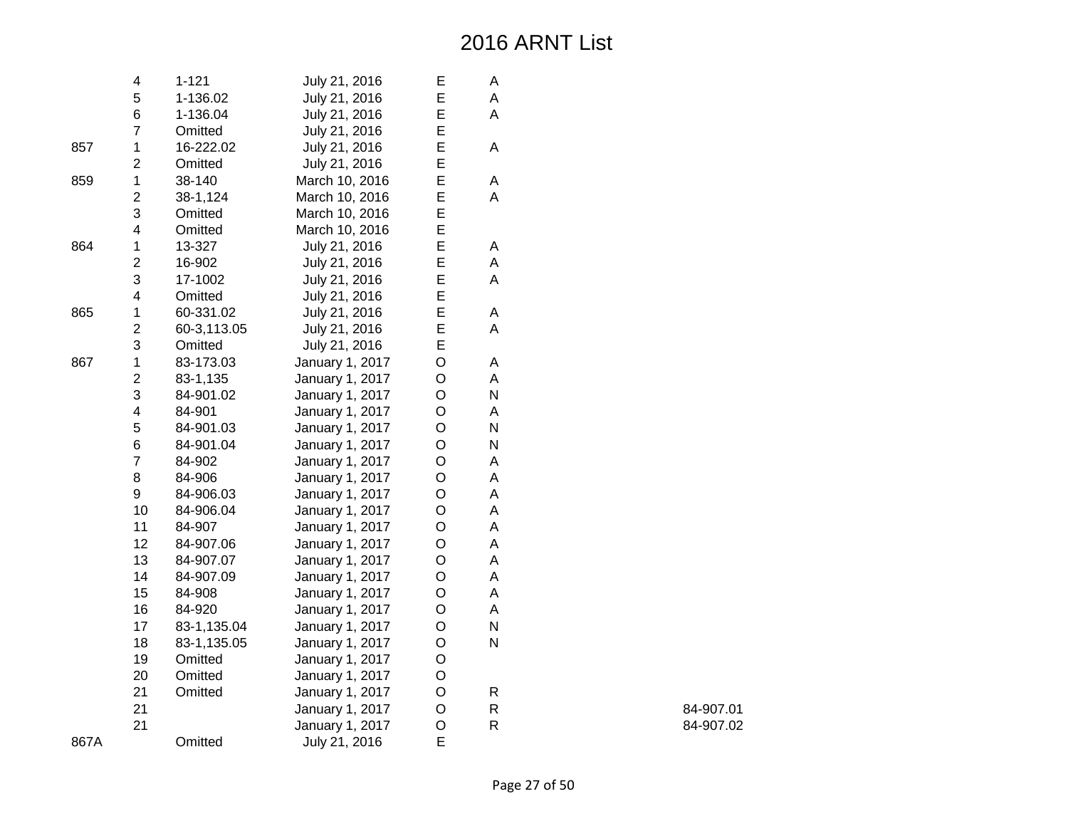# 2016 ARNT List

| | | | | | | |
|---|---|---|---|---|---|---|
| | 4 | 1-121 | July 21, 2016 | E | A | |
| | 5 | 1-136.02 | July 21, 2016 | E | A | |
| | 6 | 1-136.04 | July 21, 2016 | E | A | |
| | 7 | Omitted | July 21, 2016 | E | | |
| 857 | 1 | 16-222.02 | July 21, 2016 | E | A | |
| | 2 | Omitted | July 21, 2016 | E | | |
| 859 | 1 | 38-140 | March 10, 2016 | E | A | |
| | 2 | 38-1,124 | March 10, 2016 | E | A | |
| | 3 | Omitted | March 10, 2016 | E | | |
| | 4 | Omitted | March 10, 2016 | E | | |
| 864 | 1 | 13-327 | July 21, 2016 | E | A | |
| | 2 | 16-902 | July 21, 2016 | E | A | |
| | 3 | 17-1002 | July 21, 2016 | E | A | |
| | 4 | Omitted | July 21, 2016 | E | | |
| 865 | 1 | 60-331.02 | July 21, 2016 | E | A | |
| | 2 | 60-3,113.05 | July 21, 2016 | E | A | |
| | 3 | Omitted | July 21, 2016 | E | | |
| 867 | 1 | 83-173.03 | January 1, 2017 | O | A | |
| | 2 | 83-1,135 | January 1, 2017 | O | A | |
| | 3 | 84-901.02 | January 1, 2017 | O | N | |
| | 4 | 84-901 | January 1, 2017 | O | A | |
| | 5 | 84-901.03 | January 1, 2017 | O | N | |
| | 6 | 84-901.04 | January 1, 2017 | O | N | |
| | 7 | 84-902 | January 1, 2017 | O | A | |
| | 8 | 84-906 | January 1, 2017 | O | A | |
| | 9 | 84-906.03 | January 1, 2017 | O | A | |
| | 10 | 84-906.04 | January 1, 2017 | O | A | |
| | 11 | 84-907 | January 1, 2017 | O | A | |
| | 12 | 84-907.06 | January 1, 2017 | O | A | |
| | 13 | 84-907.07 | January 1, 2017 | O | A | |
| | 14 | 84-907.09 | January 1, 2017 | O | A | |
| | 15 | 84-908 | January 1, 2017 | O | A | |
| | 16 | 84-920 | January 1, 2017 | O | A | |
| | 17 | 83-1,135.04 | January 1, 2017 | O | N | |
| | 18 | 83-1,135.05 | January 1, 2017 | O | N | |
| | 19 | Omitted | January 1, 2017 | O | | |
| | 20 | Omitted | January 1, 2017 | O | | |
| | 21 | Omitted | January 1, 2017 | O | R | |
| | 21 | | January 1, 2017 | O | R | 84-907.01 |
| | 21 | | January 1, 2017 | O | R | 84-907.02 |
| 867A | | Omitted | July 21, 2016 | E | | |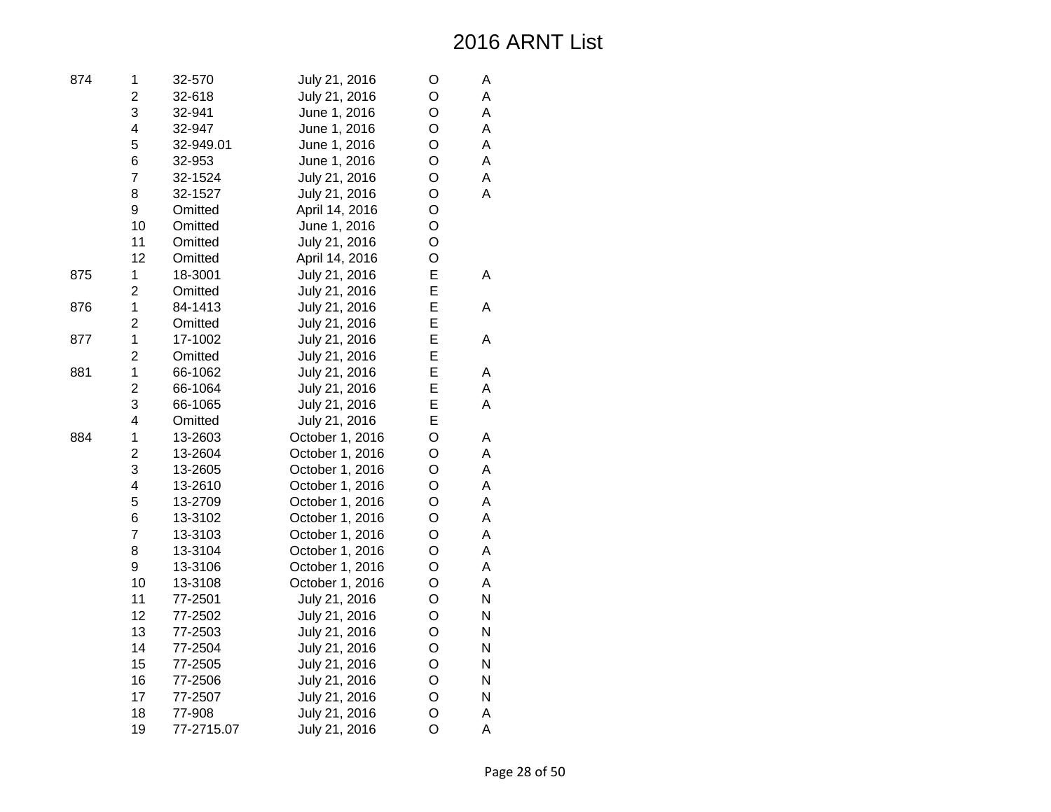# 2016 ARNT List

| | | | | | |
|---|---|---|---|---|---|
| 874 | 1 | 32-570 | July 21, 2016 | O | A |
| | 2 | 32-618 | July 21, 2016 | O | A |
| | 3 | 32-941 | June 1, 2016 | O | A |
| | 4 | 32-947 | June 1, 2016 | O | A |
| | 5 | 32-949.01 | June 1, 2016 | O | A |
| | 6 | 32-953 | June 1, 2016 | O | A |
| | 7 | 32-1524 | July 21, 2016 | O | A |
| | 8 | 32-1527 | July 21, 2016 | O | A |
| | 9 | Omitted | April 14, 2016 | O | |
| | 10 | Omitted | June 1, 2016 | O | |
| | 11 | Omitted | July 21, 2016 | O | |
| | 12 | Omitted | April 14, 2016 | O | |
| 875 | 1 | 18-3001 | July 21, 2016 | E | A |
| | 2 | Omitted | July 21, 2016 | E | |
| 876 | 1 | 84-1413 | July 21, 2016 | E | A |
| | 2 | Omitted | July 21, 2016 | E | |
| 877 | 1 | 17-1002 | July 21, 2016 | E | A |
| | 2 | Omitted | July 21, 2016 | E | |
| 881 | 1 | 66-1062 | July 21, 2016 | E | A |
| | 2 | 66-1064 | July 21, 2016 | E | A |
| | 3 | 66-1065 | July 21, 2016 | E | A |
| | 4 | Omitted | July 21, 2016 | E | |
| 884 | 1 | 13-2603 | October 1, 2016 | O | A |
| | 2 | 13-2604 | October 1, 2016 | O | A |
| | 3 | 13-2605 | October 1, 2016 | O | A |
| | 4 | 13-2610 | October 1, 2016 | O | A |
| | 5 | 13-2709 | October 1, 2016 | O | A |
| | 6 | 13-3102 | October 1, 2016 | O | A |
| | 7 | 13-3103 | October 1, 2016 | O | A |
| | 8 | 13-3104 | October 1, 2016 | O | A |
| | 9 | 13-3106 | October 1, 2016 | O | A |
| | 10 | 13-3108 | October 1, 2016 | O | A |
| | 11 | 77-2501 | July 21, 2016 | O | N |
| | 12 | 77-2502 | July 21, 2016 | O | N |
| | 13 | 77-2503 | July 21, 2016 | O | N |
| | 14 | 77-2504 | July 21, 2016 | O | N |
| | 15 | 77-2505 | July 21, 2016 | O | N |
| | 16 | 77-2506 | July 21, 2016 | O | N |
| | 17 | 77-2507 | July 21, 2016 | O | N |
| | 18 | 77-908 | July 21, 2016 | O | A |
| | 19 | 77-2715.07 | July 21, 2016 | O | A |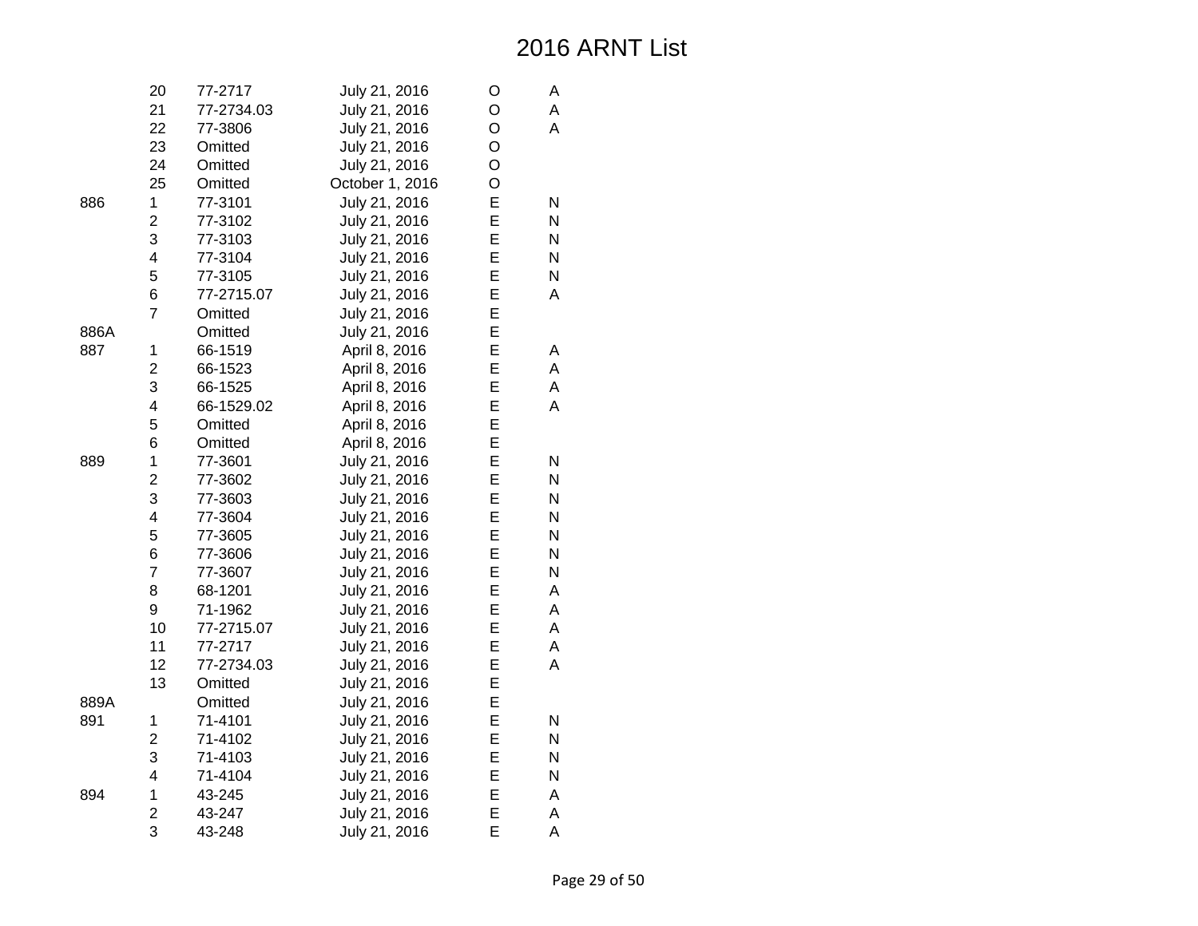# 2016 ARNT List

| | | | | | |
|---|---|---|---|---|---|
| | 20 | 77-2717 | July 21, 2016 | O | A |
| | 21 | 77-2734.03 | July 21, 2016 | O | A |
| | 22 | 77-3806 | July 21, 2016 | O | A |
| | 23 | Omitted | July 21, 2016 | O | |
| | 24 | Omitted | July 21, 2016 | O | |
| | 25 | Omitted | October 1, 2016 | O | |
| 886 | 1 | 77-3101 | July 21, 2016 | E | N |
| | 2 | 77-3102 | July 21, 2016 | E | N |
| | 3 | 77-3103 | July 21, 2016 | E | N |
| | 4 | 77-3104 | July 21, 2016 | E | N |
| | 5 | 77-3105 | July 21, 2016 | E | N |
| | 6 | 77-2715.07 | July 21, 2016 | E | A |
| | 7 | Omitted | July 21, 2016 | E | |
| 886A | | Omitted | July 21, 2016 | E | |
| 887 | 1 | 66-1519 | April 8, 2016 | E | A |
| | 2 | 66-1523 | April 8, 2016 | E | A |
| | 3 | 66-1525 | April 8, 2016 | E | A |
| | 4 | 66-1529.02 | April 8, 2016 | E | A |
| | 5 | Omitted | April 8, 2016 | E | |
| | 6 | Omitted | April 8, 2016 | E | |
| 889 | 1 | 77-3601 | July 21, 2016 | E | N |
| | 2 | 77-3602 | July 21, 2016 | E | N |
| | 3 | 77-3603 | July 21, 2016 | E | N |
| | 4 | 77-3604 | July 21, 2016 | E | N |
| | 5 | 77-3605 | July 21, 2016 | E | N |
| | 6 | 77-3606 | July 21, 2016 | E | N |
| | 7 | 77-3607 | July 21, 2016 | E | N |
| | 8 | 68-1201 | July 21, 2016 | E | A |
| | 9 | 71-1962 | July 21, 2016 | E | A |
| | 10 | 77-2715.07 | July 21, 2016 | E | A |
| | 11 | 77-2717 | July 21, 2016 | E | A |
| | 12 | 77-2734.03 | July 21, 2016 | E | A |
| | 13 | Omitted | July 21, 2016 | E | |
| 889A | | Omitted | July 21, 2016 | E | |
| 891 | 1 | 71-4101 | July 21, 2016 | E | N |
| | 2 | 71-4102 | July 21, 2016 | E | N |
| | 3 | 71-4103 | July 21, 2016 | E | N |
| | 4 | 71-4104 | July 21, 2016 | E | N |
| 894 | 1 | 43-245 | July 21, 2016 | E | A |
| | 2 | 43-247 | July 21, 2016 | E | A |
| | 3 | 43-248 | July 21, 2016 | E | A |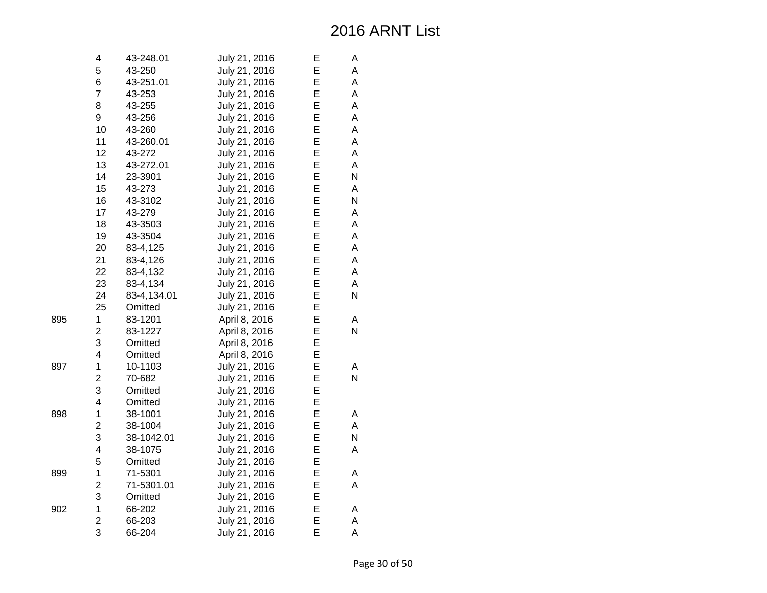# 2016 ARNT List

| | | | | | |
|---|---|---|---|---|---|
| | 4 | 43-248.01 | July 21, 2016 | E | A |
| | 5 | 43-250 | July 21, 2016 | E | A |
| | 6 | 43-251.01 | July 21, 2016 | E | A |
| | 7 | 43-253 | July 21, 2016 | E | A |
| | 8 | 43-255 | July 21, 2016 | E | A |
| | 9 | 43-256 | July 21, 2016 | E | A |
| | 10 | 43-260 | July 21, 2016 | E | A |
| | 11 | 43-260.01 | July 21, 2016 | E | A |
| | 12 | 43-272 | July 21, 2016 | E | A |
| | 13 | 43-272.01 | July 21, 2016 | E | A |
| | 14 | 23-3901 | July 21, 2016 | E | N |
| | 15 | 43-273 | July 21, 2016 | E | A |
| | 16 | 43-3102 | July 21, 2016 | E | N |
| | 17 | 43-279 | July 21, 2016 | E | A |
| | 18 | 43-3503 | July 21, 2016 | E | A |
| | 19 | 43-3504 | July 21, 2016 | E | A |
| | 20 | 83-4,125 | July 21, 2016 | E | A |
| | 21 | 83-4,126 | July 21, 2016 | E | A |
| | 22 | 83-4,132 | July 21, 2016 | E | A |
| | 23 | 83-4,134 | July 21, 2016 | E | A |
| | 24 | 83-4,134.01 | July 21, 2016 | E | N |
| | 25 | Omitted | July 21, 2016 | E | |
| 895 | 1 | 83-1201 | April 8, 2016 | E | A |
| | 2 | 83-1227 | April 8, 2016 | E | N |
| | 3 | Omitted | April 8, 2016 | E | |
| | 4 | Omitted | April 8, 2016 | E | |
| 897 | 1 | 10-1103 | July 21, 2016 | E | A |
| | 2 | 70-682 | July 21, 2016 | E | N |
| | 3 | Omitted | July 21, 2016 | E | |
| | 4 | Omitted | July 21, 2016 | E | |
| 898 | 1 | 38-1001 | July 21, 2016 | E | A |
| | 2 | 38-1004 | July 21, 2016 | E | A |
| | 3 | 38-1042.01 | July 21, 2016 | E | N |
| | 4 | 38-1075 | July 21, 2016 | E | A |
| | 5 | Omitted | July 21, 2016 | E | |
| 899 | 1 | 71-5301 | July 21, 2016 | E | A |
| | 2 | 71-5301.01 | July 21, 2016 | E | A |
| | 3 | Omitted | July 21, 2016 | E | |
| 902 | 1 | 66-202 | July 21, 2016 | E | A |
| | 2 | 66-203 | July 21, 2016 | E | A |
| | 3 | 66-204 | July 21, 2016 | E | A |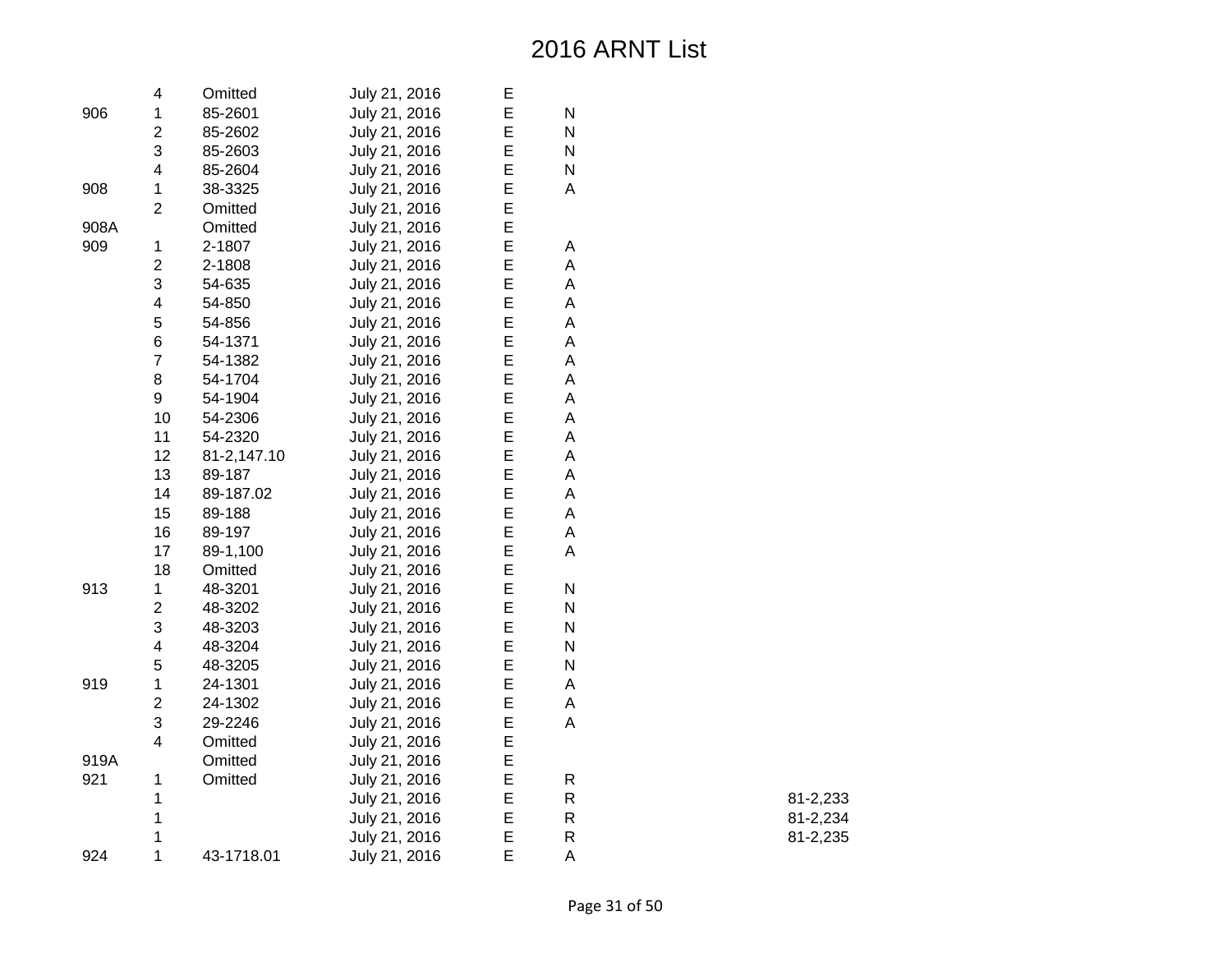# 2016 ARNT List

| | | | | | | |
|---|---|---|---|---|---|---|
| | 4 | Omitted | July 21, 2016 | E | | |
| 906 | 1 | 85-2601 | July 21, 2016 | E | N | |
| | 2 | 85-2602 | July 21, 2016 | E | N | |
| | 3 | 85-2603 | July 21, 2016 | E | N | |
| | 4 | 85-2604 | July 21, 2016 | E | N | |
| 908 | 1 | 38-3325 | July 21, 2016 | E | A | |
| | 2 | Omitted | July 21, 2016 | E | | |
| 908A | | Omitted | July 21, 2016 | E | | |
| 909 | 1 | 2-1807 | July 21, 2016 | E | A | |
| | 2 | 2-1808 | July 21, 2016 | E | A | |
| | 3 | 54-635 | July 21, 2016 | E | A | |
| | 4 | 54-850 | July 21, 2016 | E | A | |
| | 5 | 54-856 | July 21, 2016 | E | A | |
| | 6 | 54-1371 | July 21, 2016 | E | A | |
| | 7 | 54-1382 | July 21, 2016 | E | A | |
| | 8 | 54-1704 | July 21, 2016 | E | A | |
| | 9 | 54-1904 | July 21, 2016 | E | A | |
| | 10 | 54-2306 | July 21, 2016 | E | A | |
| | 11 | 54-2320 | July 21, 2016 | E | A | |
| | 12 | 81-2,147.10 | July 21, 2016 | E | A | |
| | 13 | 89-187 | July 21, 2016 | E | A | |
| | 14 | 89-187.02 | July 21, 2016 | E | A | |
| | 15 | 89-188 | July 21, 2016 | E | A | |
| | 16 | 89-197 | July 21, 2016 | E | A | |
| | 17 | 89-1,100 | July 21, 2016 | E | A | |
| | 18 | Omitted | July 21, 2016 | E | | |
| 913 | 1 | 48-3201 | July 21, 2016 | E | N | |
| | 2 | 48-3202 | July 21, 2016 | E | N | |
| | 3 | 48-3203 | July 21, 2016 | E | N | |
| | 4 | 48-3204 | July 21, 2016 | E | N | |
| | 5 | 48-3205 | July 21, 2016 | E | N | |
| 919 | 1 | 24-1301 | July 21, 2016 | E | A | |
| | 2 | 24-1302 | July 21, 2016 | E | A | |
| | 3 | 29-2246 | July 21, 2016 | E | A | |
| | 4 | Omitted | July 21, 2016 | E | | |
| 919A | | Omitted | July 21, 2016 | E | | |
| 921 | 1 | Omitted | July 21, 2016 | E | R | |
| | 1 | | July 21, 2016 | E | R | 81-2,233 |
| | 1 | | July 21, 2016 | E | R | 81-2,234 |
| | 1 | | July 21, 2016 | E | R | 81-2,235 |
| 924 | 1 | 43-1718.01 | July 21, 2016 | E | A | |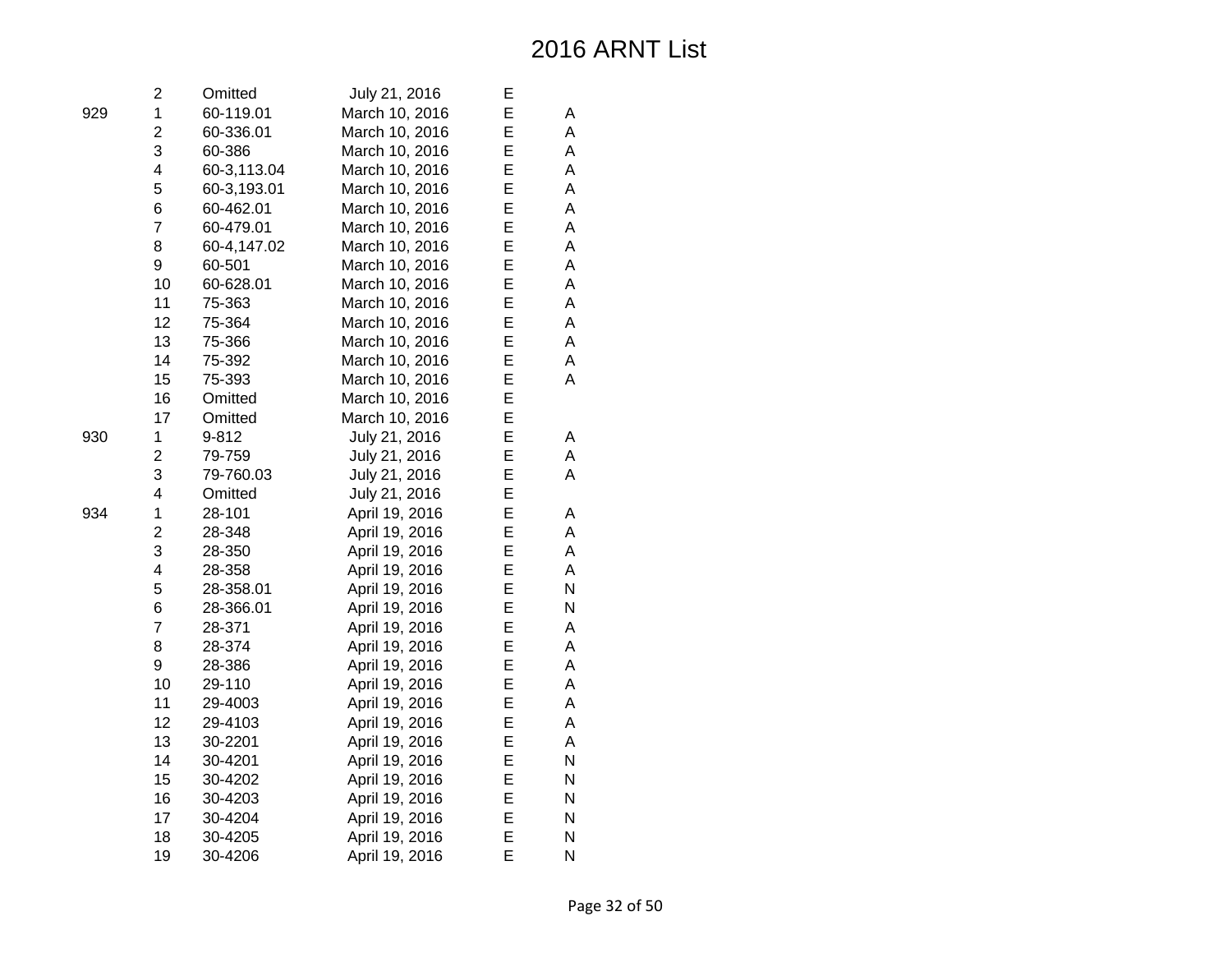# 2016 ARNT List

| | | | | | |
|---|---|---|---|---|---|
| | 2 | Omitted | July 21, 2016 | E | |
| 929 | 1 | 60-119.01 | March 10, 2016 | E | A |
| | 2 | 60-336.01 | March 10, 2016 | E | A |
| | 3 | 60-386 | March 10, 2016 | E | A |
| | 4 | 60-3,113.04 | March 10, 2016 | E | A |
| | 5 | 60-3,193.01 | March 10, 2016 | E | A |
| | 6 | 60-462.01 | March 10, 2016 | E | A |
| | 7 | 60-479.01 | March 10, 2016 | E | A |
| | 8 | 60-4,147.02 | March 10, 2016 | E | A |
| | 9 | 60-501 | March 10, 2016 | E | A |
| | 10 | 60-628.01 | March 10, 2016 | E | A |
| | 11 | 75-363 | March 10, 2016 | E | A |
| | 12 | 75-364 | March 10, 2016 | E | A |
| | 13 | 75-366 | March 10, 2016 | E | A |
| | 14 | 75-392 | March 10, 2016 | E | A |
| | 15 | 75-393 | March 10, 2016 | E | A |
| | 16 | Omitted | March 10, 2016 | E | |
| | 17 | Omitted | March 10, 2016 | E | |
| 930 | 1 | 9-812 | July 21, 2016 | E | A |
| | 2 | 79-759 | July 21, 2016 | E | A |
| | 3 | 79-760.03 | July 21, 2016 | E | A |
| | 4 | Omitted | July 21, 2016 | E | |
| 934 | 1 | 28-101 | April 19, 2016 | E | A |
| | 2 | 28-348 | April 19, 2016 | E | A |
| | 3 | 28-350 | April 19, 2016 | E | A |
| | 4 | 28-358 | April 19, 2016 | E | A |
| | 5 | 28-358.01 | April 19, 2016 | E | N |
| | 6 | 28-366.01 | April 19, 2016 | E | N |
| | 7 | 28-371 | April 19, 2016 | E | A |
| | 8 | 28-374 | April 19, 2016 | E | A |
| | 9 | 28-386 | April 19, 2016 | E | A |
| | 10 | 29-110 | April 19, 2016 | E | A |
| | 11 | 29-4003 | April 19, 2016 | E | A |
| | 12 | 29-4103 | April 19, 2016 | E | A |
| | 13 | 30-2201 | April 19, 2016 | E | A |
| | 14 | 30-4201 | April 19, 2016 | E | N |
| | 15 | 30-4202 | April 19, 2016 | E | N |
| | 16 | 30-4203 | April 19, 2016 | E | N |
| | 17 | 30-4204 | April 19, 2016 | E | N |
| | 18 | 30-4205 | April 19, 2016 | E | N |
| | 19 | 30-4206 | April 19, 2016 | E | N |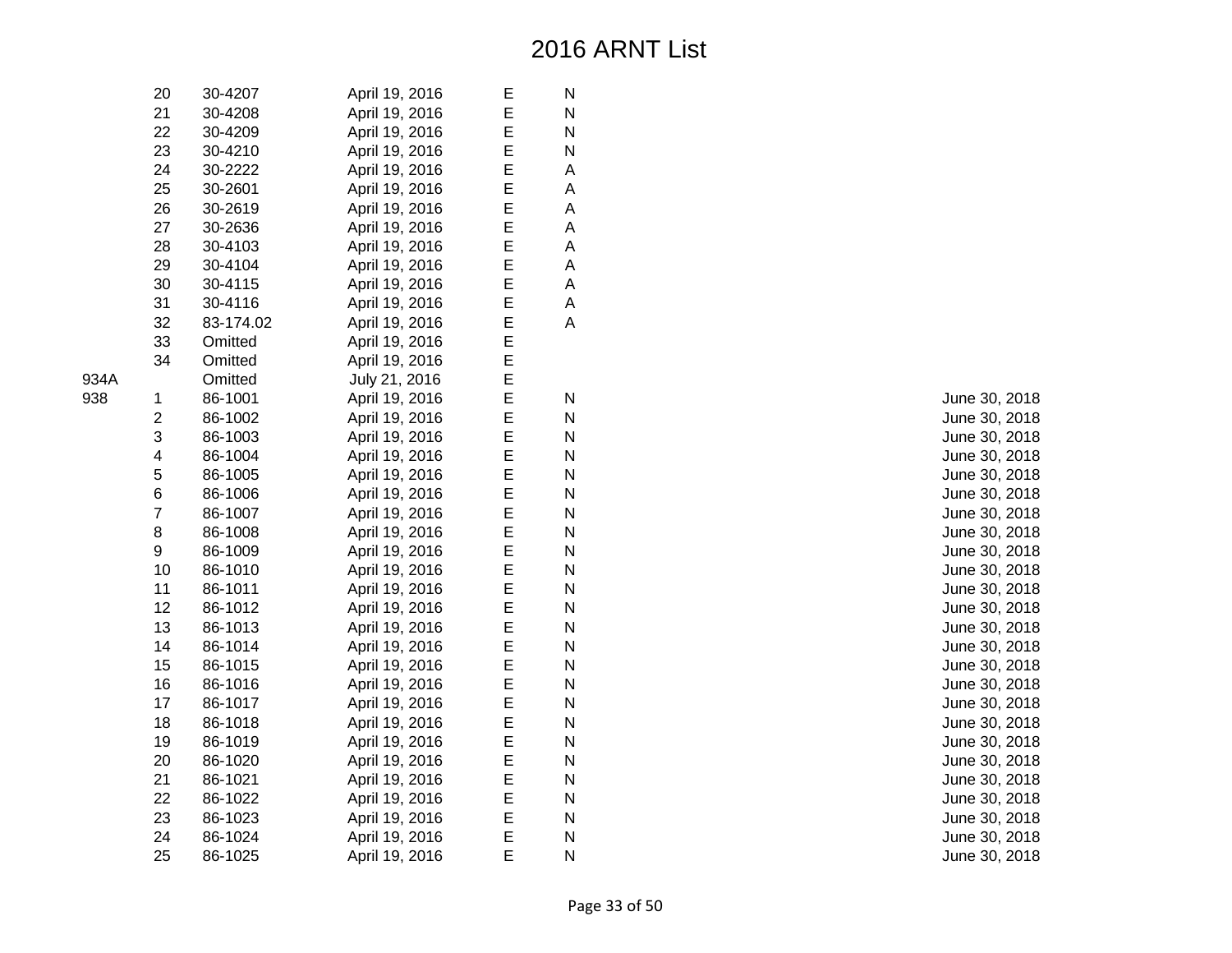# 2016 ARNT List

| | | | | | | |
|---|---|---|---|---|---|---|
| | 20 | 30-4207 | April 19, 2016 | E | N | |
| | 21 | 30-4208 | April 19, 2016 | E | N | |
| | 22 | 30-4209 | April 19, 2016 | E | N | |
| | 23 | 30-4210 | April 19, 2016 | E | N | |
| | 24 | 30-2222 | April 19, 2016 | E | A | |
| | 25 | 30-2601 | April 19, 2016 | E | A | |
| | 26 | 30-2619 | April 19, 2016 | E | A | |
| | 27 | 30-2636 | April 19, 2016 | E | A | |
| | 28 | 30-4103 | April 19, 2016 | E | A | |
| | 29 | 30-4104 | April 19, 2016 | E | A | |
| | 30 | 30-4115 | April 19, 2016 | E | A | |
| | 31 | 30-4116 | April 19, 2016 | E | A | |
| | 32 | 83-174.02 | April 19, 2016 | E | A | |
| | 33 | Omitted | April 19, 2016 | E | | |
| | 34 | Omitted | April 19, 2016 | E | | |
| 934A | | Omitted | July 21, 2016 | E | | |
| 938 | 1 | 86-1001 | April 19, 2016 | E | N | June 30, 2018 |
| | 2 | 86-1002 | April 19, 2016 | E | N | June 30, 2018 |
| | 3 | 86-1003 | April 19, 2016 | E | N | June 30, 2018 |
| | 4 | 86-1004 | April 19, 2016 | E | N | June 30, 2018 |
| | 5 | 86-1005 | April 19, 2016 | E | N | June 30, 2018 |
| | 6 | 86-1006 | April 19, 2016 | E | N | June 30, 2018 |
| | 7 | 86-1007 | April 19, 2016 | E | N | June 30, 2018 |
| | 8 | 86-1008 | April 19, 2016 | E | N | June 30, 2018 |
| | 9 | 86-1009 | April 19, 2016 | E | N | June 30, 2018 |
| | 10 | 86-1010 | April 19, 2016 | E | N | June 30, 2018 |
| | 11 | 86-1011 | April 19, 2016 | E | N | June 30, 2018 |
| | 12 | 86-1012 | April 19, 2016 | E | N | June 30, 2018 |
| | 13 | 86-1013 | April 19, 2016 | E | N | June 30, 2018 |
| | 14 | 86-1014 | April 19, 2016 | E | N | June 30, 2018 |
| | 15 | 86-1015 | April 19, 2016 | E | N | June 30, 2018 |
| | 16 | 86-1016 | April 19, 2016 | E | N | June 30, 2018 |
| | 17 | 86-1017 | April 19, 2016 | E | N | June 30, 2018 |
| | 18 | 86-1018 | April 19, 2016 | E | N | June 30, 2018 |
| | 19 | 86-1019 | April 19, 2016 | E | N | June 30, 2018 |
| | 20 | 86-1020 | April 19, 2016 | E | N | June 30, 2018 |
| | 21 | 86-1021 | April 19, 2016 | E | N | June 30, 2018 |
| | 22 | 86-1022 | April 19, 2016 | E | N | June 30, 2018 |
| | 23 | 86-1023 | April 19, 2016 | E | N | June 30, 2018 |
| | 24 | 86-1024 | April 19, 2016 | E | N | June 30, 2018 |
| | 25 | 86-1025 | April 19, 2016 | E | N | June 30, 2018 |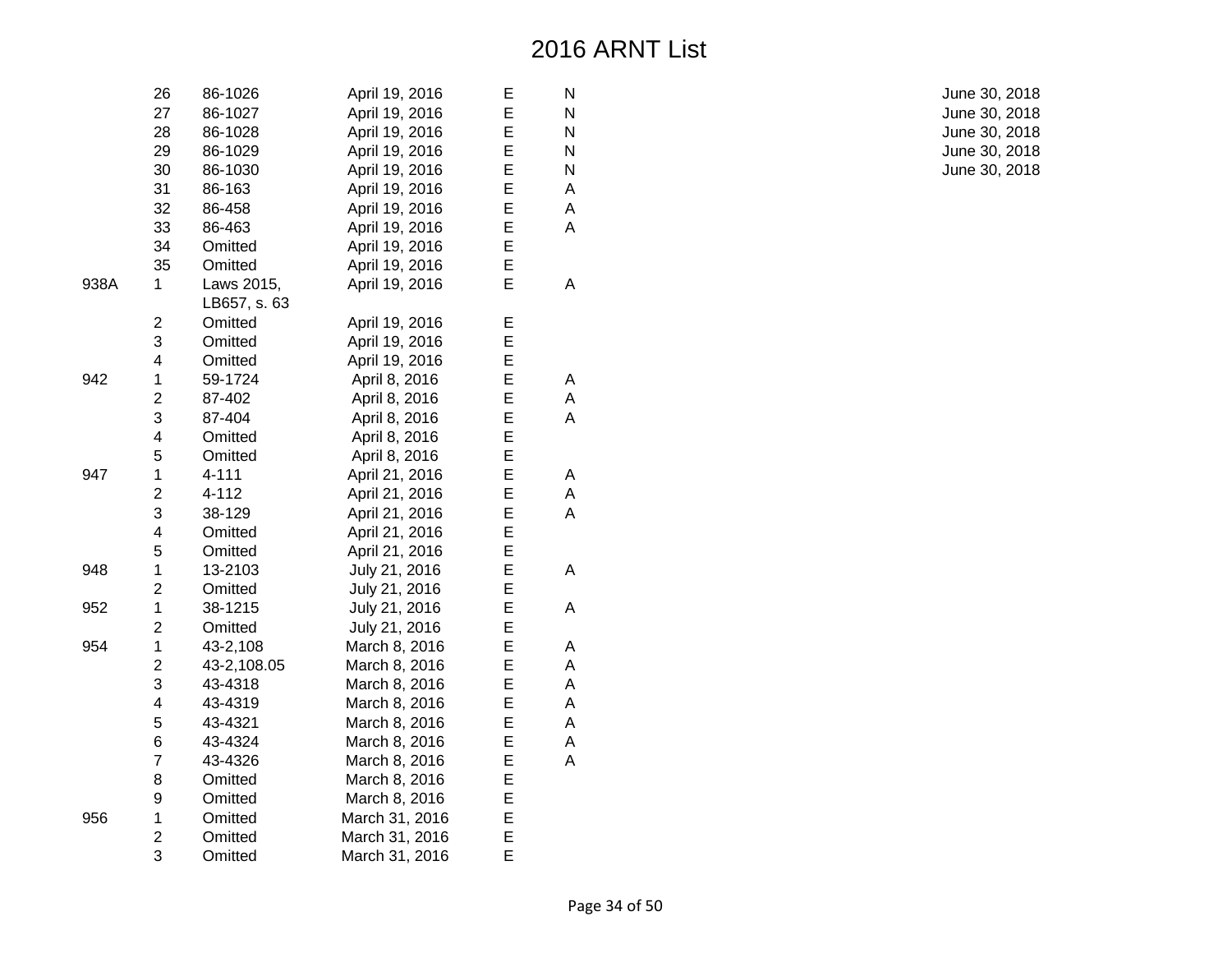# 2016 ARNT List

| | | | | | | |
|---|---|---|---|---|---|---|
| | 26 | 86-1026 | April 19, 2016 | E | N | June 30, 2018 |
| | 27 | 86-1027 | April 19, 2016 | E | N | June 30, 2018 |
| | 28 | 86-1028 | April 19, 2016 | E | N | June 30, 2018 |
| | 29 | 86-1029 | April 19, 2016 | E | N | June 30, 2018 |
| | 30 | 86-1030 | April 19, 2016 | E | N | June 30, 2018 |
| | 31 | 86-163 | April 19, 2016 | E | A | |
| | 32 | 86-458 | April 19, 2016 | E | A | |
| | 33 | 86-463 | April 19, 2016 | E | A | |
| | 34 | Omitted | April 19, 2016 | E | | |
| | 35 | Omitted | April 19, 2016 | E | | |
| 938A | 1 | Laws 2015, LB657, s. 63 | April 19, 2016 | E | A | |
| | 2 | Omitted | April 19, 2016 | E | | |
| | 3 | Omitted | April 19, 2016 | E | | |
| | 4 | Omitted | April 19, 2016 | E | | |
| 942 | 1 | 59-1724 | April 8, 2016 | E | A | |
| | 2 | 87-402 | April 8, 2016 | E | A | |
| | 3 | 87-404 | April 8, 2016 | E | A | |
| | 4 | Omitted | April 8, 2016 | E | | |
| | 5 | Omitted | April 8, 2016 | E | | |
| 947 | 1 | 4-111 | April 21, 2016 | E | A | |
| | 2 | 4-112 | April 21, 2016 | E | A | |
| | 3 | 38-129 | April 21, 2016 | E | A | |
| | 4 | Omitted | April 21, 2016 | E | | |
| | 5 | Omitted | April 21, 2016 | E | | |
| 948 | 1 | 13-2103 | July 21, 2016 | E | A | |
| | 2 | Omitted | July 21, 2016 | E | | |
| 952 | 1 | 38-1215 | July 21, 2016 | E | A | |
| | 2 | Omitted | July 21, 2016 | E | | |
| 954 | 1 | 43-2,108 | March 8, 2016 | E | A | |
| | 2 | 43-2,108.05 | March 8, 2016 | E | A | |
| | 3 | 43-4318 | March 8, 2016 | E | A | |
| | 4 | 43-4319 | March 8, 2016 | E | A | |
| | 5 | 43-4321 | March 8, 2016 | E | A | |
| | 6 | 43-4324 | March 8, 2016 | E | A | |
| | 7 | 43-4326 | March 8, 2016 | E | A | |
| | 8 | Omitted | March 8, 2016 | E | | |
| | 9 | Omitted | March 8, 2016 | E | | |
| 956 | 1 | Omitted | March 31, 2016 | E | | |
| | 2 | Omitted | March 31, 2016 | E | | |
| | 3 | Omitted | March 31, 2016 | E | | |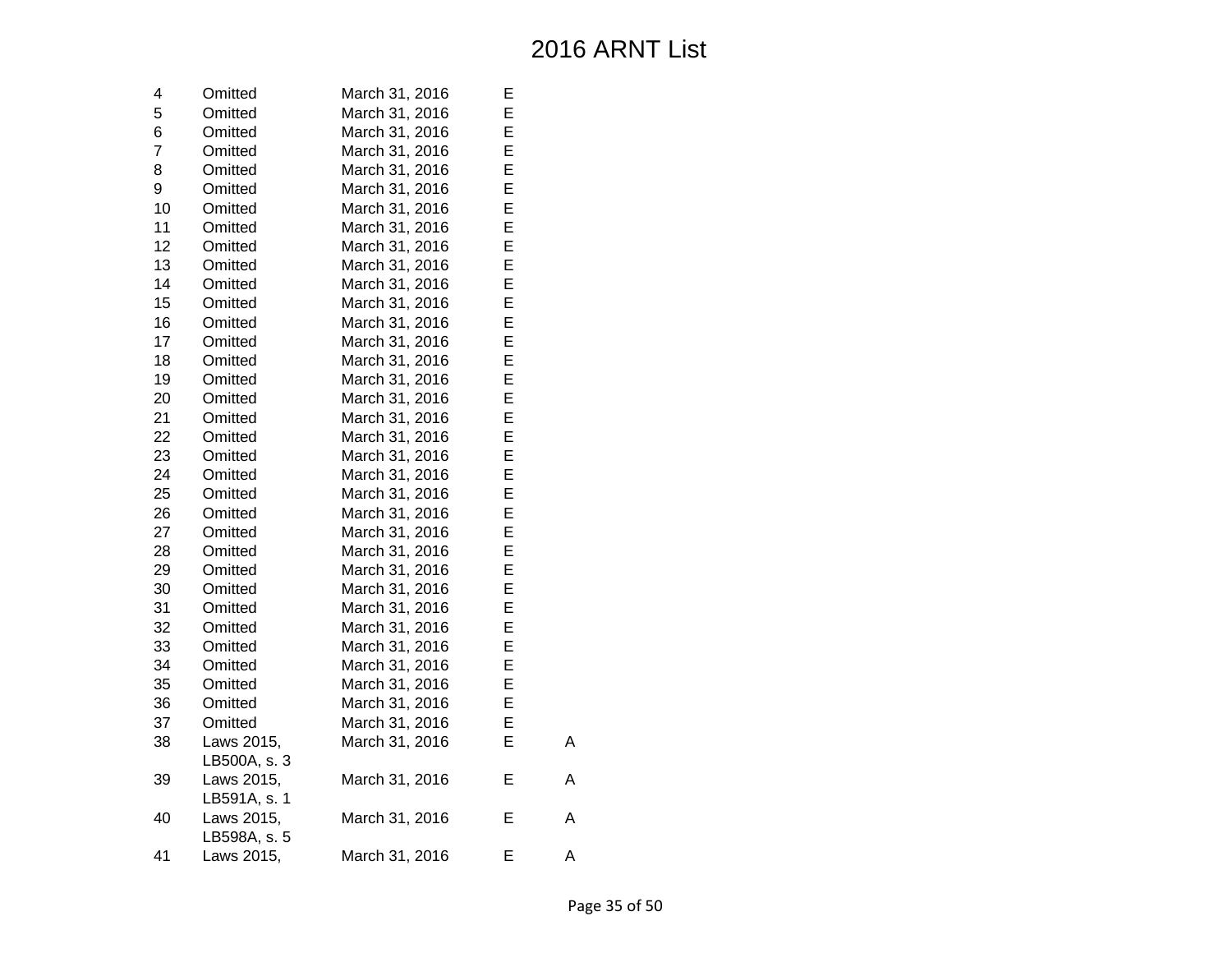# 2016 ARNT List

| | | | | |
|---|---|---|---|---|
| 4 | Omitted | March 31, 2016 | E | |
| 5 | Omitted | March 31, 2016 | E | |
| 6 | Omitted | March 31, 2016 | E | |
| 7 | Omitted | March 31, 2016 | E | |
| 8 | Omitted | March 31, 2016 | E | |
| 9 | Omitted | March 31, 2016 | E | |
| 10 | Omitted | March 31, 2016 | E | |
| 11 | Omitted | March 31, 2016 | E | |
| 12 | Omitted | March 31, 2016 | E | |
| 13 | Omitted | March 31, 2016 | E | |
| 14 | Omitted | March 31, 2016 | E | |
| 15 | Omitted | March 31, 2016 | E | |
| 16 | Omitted | March 31, 2016 | E | |
| 17 | Omitted | March 31, 2016 | E | |
| 18 | Omitted | March 31, 2016 | E | |
| 19 | Omitted | March 31, 2016 | E | |
| 20 | Omitted | March 31, 2016 | E | |
| 21 | Omitted | March 31, 2016 | E | |
| 22 | Omitted | March 31, 2016 | E | |
| 23 | Omitted | March 31, 2016 | E | |
| 24 | Omitted | March 31, 2016 | E | |
| 25 | Omitted | March 31, 2016 | E | |
| 26 | Omitted | March 31, 2016 | E | |
| 27 | Omitted | March 31, 2016 | E | |
| 28 | Omitted | March 31, 2016 | E | |
| 29 | Omitted | March 31, 2016 | E | |
| 30 | Omitted | March 31, 2016 | E | |
| 31 | Omitted | March 31, 2016 | E | |
| 32 | Omitted | March 31, 2016 | E | |
| 33 | Omitted | March 31, 2016 | E | |
| 34 | Omitted | March 31, 2016 | E | |
| 35 | Omitted | March 31, 2016 | E | |
| 36 | Omitted | March 31, 2016 | E | |
| 37 | Omitted | March 31, 2016 | E | |
| 38 | Laws 2015, LB500A, s. 3 | March 31, 2016 | E | A |
| 39 | Laws 2015, LB591A, s. 1 | March 31, 2016 | E | A |
| 40 | Laws 2015, LB598A, s. 5 | March 31, 2016 | E | A |
| 41 | Laws 2015, | March 31, 2016 | E | A |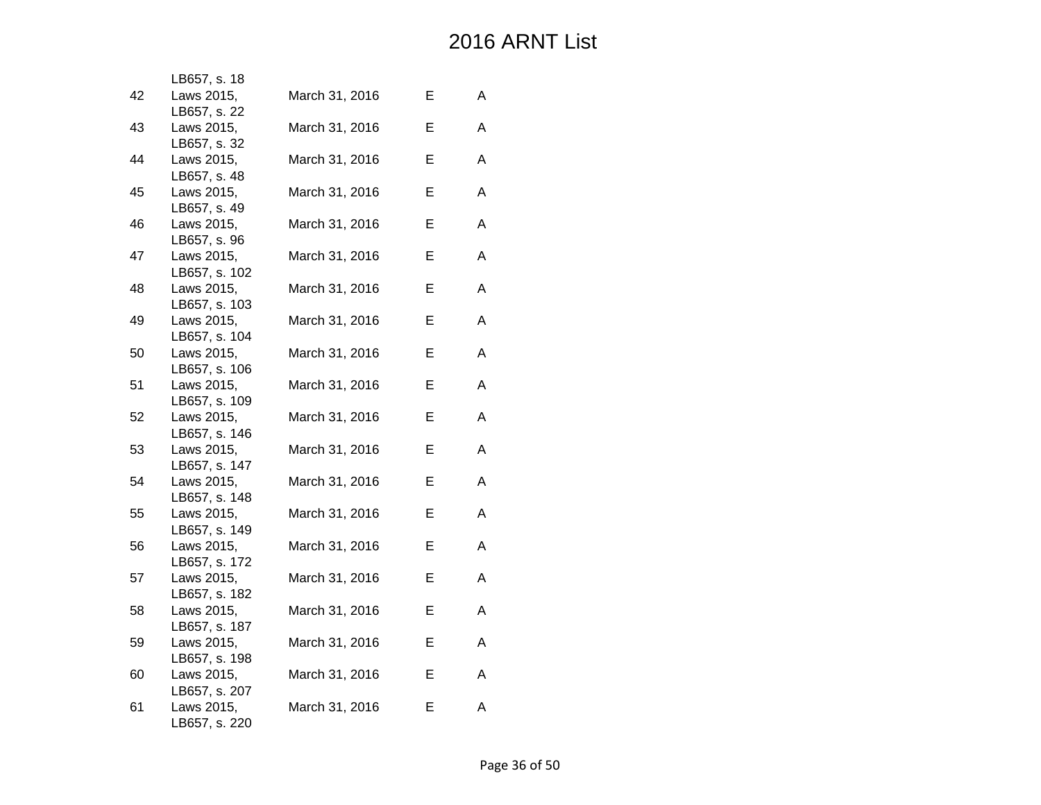| | | | | |
|---|---|---|---|---|
| | LB657, s. 18 | | | |
| 42 | Laws 2015, LB657, s. 22 | March 31, 2016 | E | A |
| 43 | Laws 2015, LB657, s. 32 | March 31, 2016 | E | A |
| 44 | Laws 2015, LB657, s. 48 | March 31, 2016 | E | A |
| 45 | Laws 2015, LB657, s. 49 | March 31, 2016 | E | A |
| 46 | Laws 2015, LB657, s. 96 | March 31, 2016 | E | A |
| 47 | Laws 2015, LB657, s. 102 | March 31, 2016 | E | A |
| 48 | Laws 2015, LB657, s. 103 | March 31, 2016 | E | A |
| 49 | Laws 2015, LB657, s. 104 | March 31, 2016 | E | A |
| 50 | Laws 2015, LB657, s. 106 | March 31, 2016 | E | A |
| 51 | Laws 2015, LB657, s. 109 | March 31, 2016 | E | A |
| 52 | Laws 2015, LB657, s. 146 | March 31, 2016 | E | A |
| 53 | Laws 2015, LB657, s. 147 | March 31, 2016 | E | A |
| 54 | Laws 2015, LB657, s. 148 | March 31, 2016 | E | A |
| 55 | Laws 2015, LB657, s. 149 | March 31, 2016 | E | A |
| 56 | Laws 2015, LB657, s. 172 | March 31, 2016 | E | A |
| 57 | Laws 2015, LB657, s. 182 | March 31, 2016 | E | A |
| 58 | Laws 2015, LB657, s. 187 | March 31, 2016 | E | A |
| 59 | Laws 2015, LB657, s. 198 | March 31, 2016 | E | A |
| 60 | Laws 2015, LB657, s. 207 | March 31, 2016 | E | A |
| 61 | Laws 2015, LB657, s. 220 | March 31, 2016 | E | A |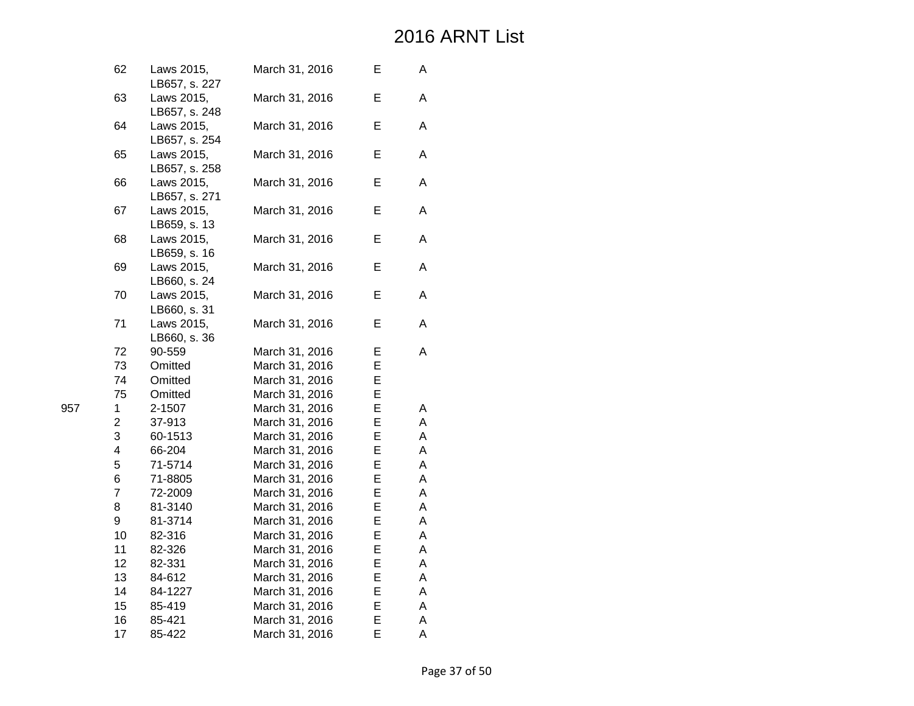# 2016 ARNT List

| | | | | | |
|---|---|---|---|---|---|
| | 62 | Laws 2015, LB657, s. 227 | March 31, 2016 | E | A |
| | 63 | Laws 2015, LB657, s. 248 | March 31, 2016 | E | A |
| | 64 | Laws 2015, LB657, s. 254 | March 31, 2016 | E | A |
| | 65 | Laws 2015, LB657, s. 258 | March 31, 2016 | E | A |
| | 66 | Laws 2015, LB657, s. 271 | March 31, 2016 | E | A |
| | 67 | Laws 2015, LB659, s. 13 | March 31, 2016 | E | A |
| | 68 | Laws 2015, LB659, s. 16 | March 31, 2016 | E | A |
| | 69 | Laws 2015, LB660, s. 24 | March 31, 2016 | E | A |
| | 70 | Laws 2015, LB660, s. 31 | March 31, 2016 | E | A |
| | 71 | Laws 2015, LB660, s. 36 | March 31, 2016 | E | A |
| | 72 | 90-559 | March 31, 2016 | E | A |
| | 73 | Omitted | March 31, 2016 | E | |
| | 74 | Omitted | March 31, 2016 | E | |
| | 75 | Omitted | March 31, 2016 | E | |
| 957 | 1 | 2-1507 | March 31, 2016 | E | A |
| | 2 | 37-913 | March 31, 2016 | E | A |
| | 3 | 60-1513 | March 31, 2016 | E | A |
| | 4 | 66-204 | March 31, 2016 | E | A |
| | 5 | 71-5714 | March 31, 2016 | E | A |
| | 6 | 71-8805 | March 31, 2016 | E | A |
| | 7 | 72-2009 | March 31, 2016 | E | A |
| | 8 | 81-3140 | March 31, 2016 | E | A |
| | 9 | 81-3714 | March 31, 2016 | E | A |
| | 10 | 82-316 | March 31, 2016 | E | A |
| | 11 | 82-326 | March 31, 2016 | E | A |
| | 12 | 82-331 | March 31, 2016 | E | A |
| | 13 | 84-612 | March 31, 2016 | E | A |
| | 14 | 84-1227 | March 31, 2016 | E | A |
| | 15 | 85-419 | March 31, 2016 | E | A |
| | 16 | 85-421 | March 31, 2016 | E | A |
| | 17 | 85-422 | March 31, 2016 | E | A |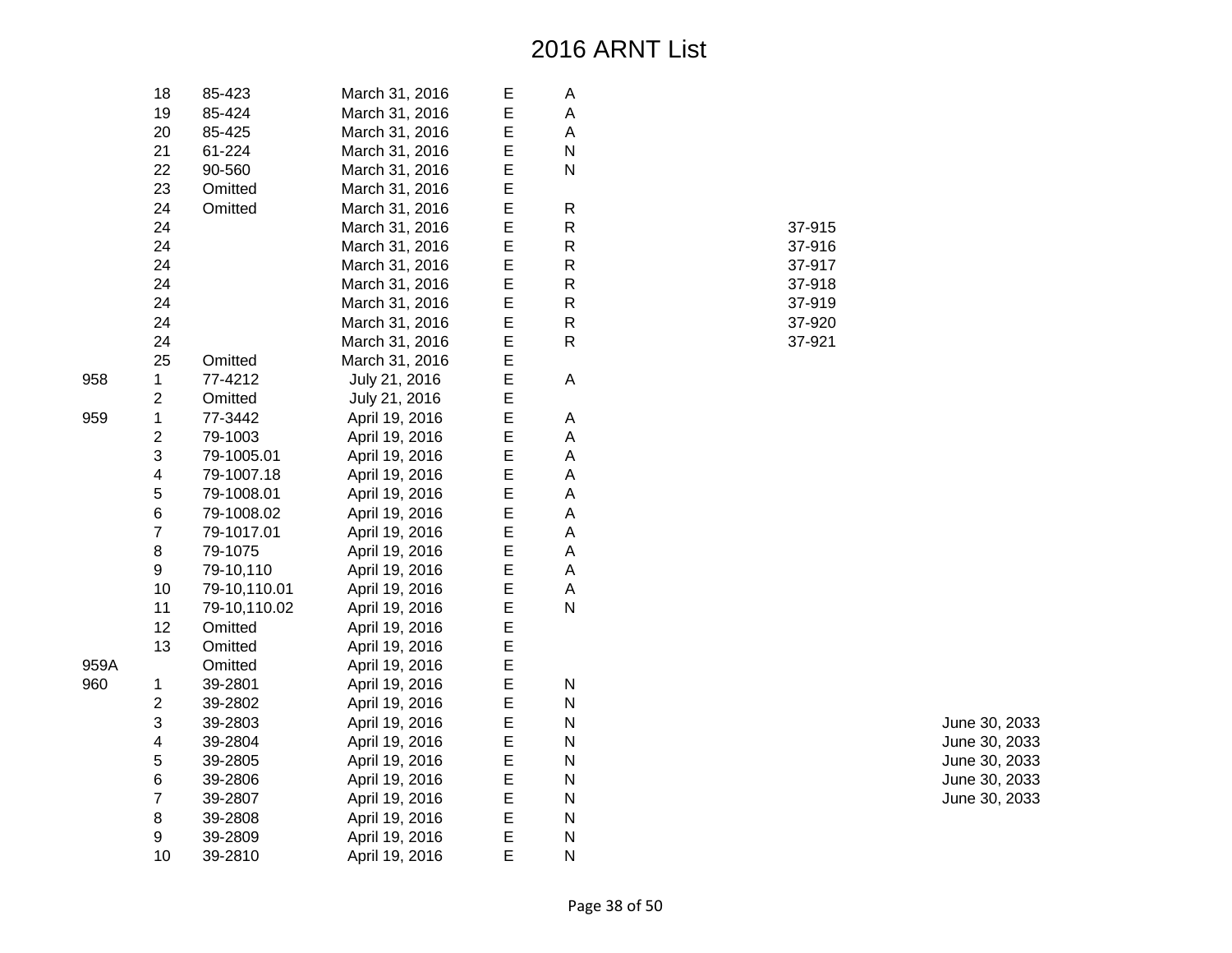# 2016 ARNT List

| | | | | | | | |
|---|---|---|---|---|---|---|---|
| | 18 | 85-423 | March 31, 2016 | E | A | | |
| | 19 | 85-424 | March 31, 2016 | E | A | | |
| | 20 | 85-425 | March 31, 2016 | E | A | | |
| | 21 | 61-224 | March 31, 2016 | E | N | | |
| | 22 | 90-560 | March 31, 2016 | E | N | | |
| | 23 | Omitted | March 31, 2016 | E | | | |
| | 24 | Omitted | March 31, 2016 | E | R | | |
| | 24 | | March 31, 2016 | E | R | 37-915 | |
| | 24 | | March 31, 2016 | E | R | 37-916 | |
| | 24 | | March 31, 2016 | E | R | 37-917 | |
| | 24 | | March 31, 2016 | E | R | 37-918 | |
| | 24 | | March 31, 2016 | E | R | 37-919 | |
| | 24 | | March 31, 2016 | E | R | 37-920 | |
| | 24 | | March 31, 2016 | E | R | 37-921 | |
| | 25 | Omitted | March 31, 2016 | E | | | |
| 958 | 1 | 77-4212 | July 21, 2016 | E | A | | |
| | 2 | Omitted | July 21, 2016 | E | | | |
| 959 | 1 | 77-3442 | April 19, 2016 | E | A | | |
| | 2 | 79-1003 | April 19, 2016 | E | A | | |
| | 3 | 79-1005.01 | April 19, 2016 | E | A | | |
| | 4 | 79-1007.18 | April 19, 2016 | E | A | | |
| | 5 | 79-1008.01 | April 19, 2016 | E | A | | |
| | 6 | 79-1008.02 | April 19, 2016 | E | A | | |
| | 7 | 79-1017.01 | April 19, 2016 | E | A | | |
| | 8 | 79-1075 | April 19, 2016 | E | A | | |
| | 9 | 79-10,110 | April 19, 2016 | E | A | | |
| | 10 | 79-10,110.01 | April 19, 2016 | E | A | | |
| | 11 | 79-10,110.02 | April 19, 2016 | E | N | | |
| | 12 | Omitted | April 19, 2016 | E | | | |
| | 13 | Omitted | April 19, 2016 | E | | | |
| 959A | | Omitted | April 19, 2016 | E | | | |
| 960 | 1 | 39-2801 | April 19, 2016 | E | N | | |
| | 2 | 39-2802 | April 19, 2016 | E | N | | |
| | 3 | 39-2803 | April 19, 2016 | E | N | | June 30, 2033 |
| | 4 | 39-2804 | April 19, 2016 | E | N | | June 30, 2033 |
| | 5 | 39-2805 | April 19, 2016 | E | N | | June 30, 2033 |
| | 6 | 39-2806 | April 19, 2016 | E | N | | June 30, 2033 |
| | 7 | 39-2807 | April 19, 2016 | E | N | | June 30, 2033 |
| | 8 | 39-2808 | April 19, 2016 | E | N | | |
| | 9 | 39-2809 | April 19, 2016 | E | N | | |
| | 10 | 39-2810 | April 19, 2016 | E | N | | |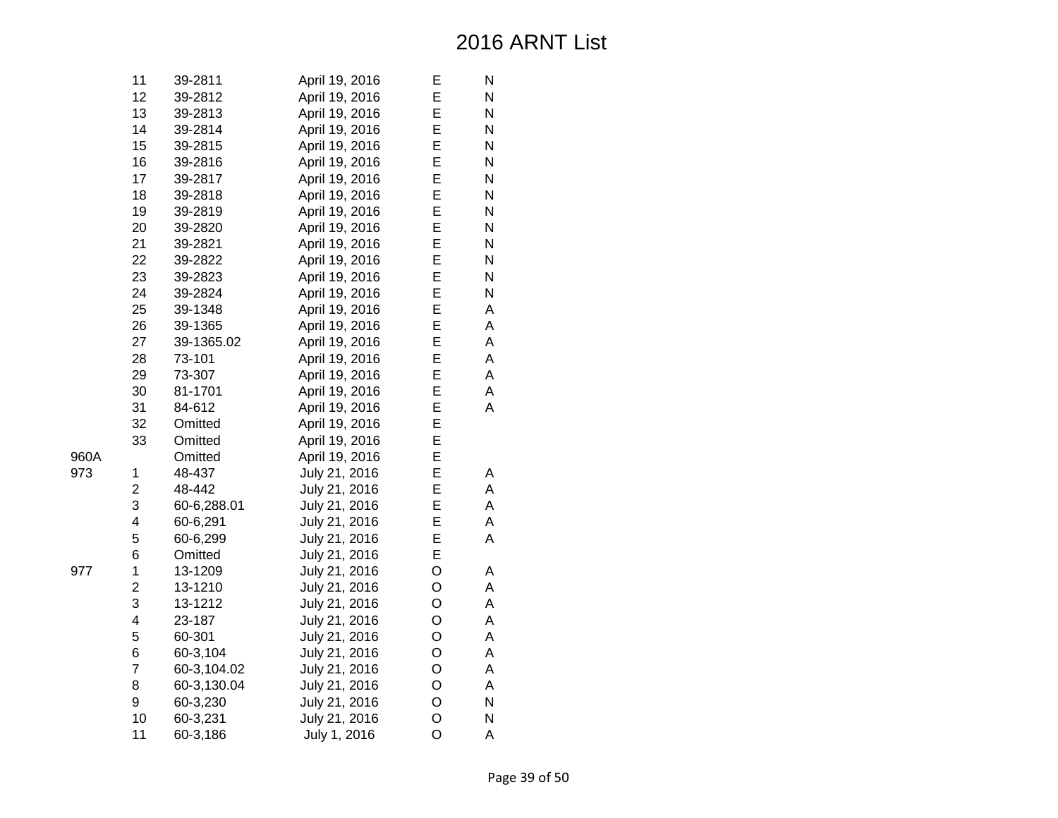# 2016 ARNT List

| | | | | | |
|---|---|---|---|---|---|
| | 11 | 39-2811 | April 19, 2016 | E | N |
| | 12 | 39-2812 | April 19, 2016 | E | N |
| | 13 | 39-2813 | April 19, 2016 | E | N |
| | 14 | 39-2814 | April 19, 2016 | E | N |
| | 15 | 39-2815 | April 19, 2016 | E | N |
| | 16 | 39-2816 | April 19, 2016 | E | N |
| | 17 | 39-2817 | April 19, 2016 | E | N |
| | 18 | 39-2818 | April 19, 2016 | E | N |
| | 19 | 39-2819 | April 19, 2016 | E | N |
| | 20 | 39-2820 | April 19, 2016 | E | N |
| | 21 | 39-2821 | April 19, 2016 | E | N |
| | 22 | 39-2822 | April 19, 2016 | E | N |
| | 23 | 39-2823 | April 19, 2016 | E | N |
| | 24 | 39-2824 | April 19, 2016 | E | N |
| | 25 | 39-1348 | April 19, 2016 | E | A |
| | 26 | 39-1365 | April 19, 2016 | E | A |
| | 27 | 39-1365.02 | April 19, 2016 | E | A |
| | 28 | 73-101 | April 19, 2016 | E | A |
| | 29 | 73-307 | April 19, 2016 | E | A |
| | 30 | 81-1701 | April 19, 2016 | E | A |
| | 31 | 84-612 | April 19, 2016 | E | A |
| | 32 | Omitted | April 19, 2016 | E | |
| | 33 | Omitted | April 19, 2016 | E | |
| 960A | | Omitted | April 19, 2016 | E | |
| 973 | 1 | 48-437 | July 21, 2016 | E | A |
| | 2 | 48-442 | July 21, 2016 | E | A |
| | 3 | 60-6,288.01 | July 21, 2016 | E | A |
| | 4 | 60-6,291 | July 21, 2016 | E | A |
| | 5 | 60-6,299 | July 21, 2016 | E | A |
| | 6 | Omitted | July 21, 2016 | E | |
| 977 | 1 | 13-1209 | July 21, 2016 | O | A |
| | 2 | 13-1210 | July 21, 2016 | O | A |
| | 3 | 13-1212 | July 21, 2016 | O | A |
| | 4 | 23-187 | July 21, 2016 | O | A |
| | 5 | 60-301 | July 21, 2016 | O | A |
| | 6 | 60-3,104 | July 21, 2016 | O | A |
| | 7 | 60-3,104.02 | July 21, 2016 | O | A |
| | 8 | 60-3,130.04 | July 21, 2016 | O | A |
| | 9 | 60-3,230 | July 21, 2016 | O | N |
| | 10 | 60-3,231 | July 21, 2016 | O | N |
| | 11 | 60-3,186 | July 1, 2016 | O | A |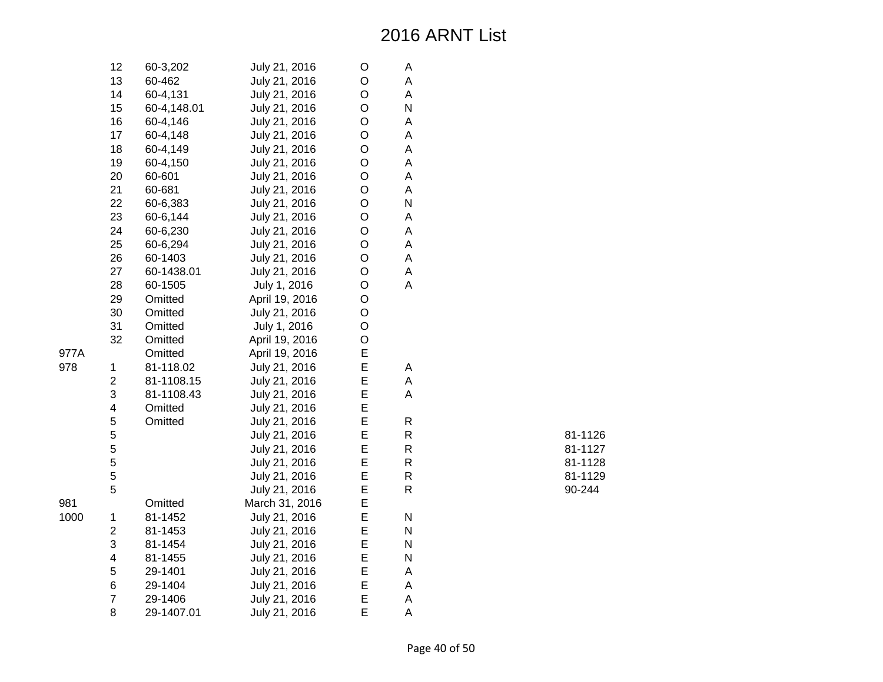# 2016 ARNT List

| | | | | | | |
|---|---|---|---|---|---|---|
| | 12 | 60-3,202 | July 21, 2016 | O | A | |
| | 13 | 60-462 | July 21, 2016 | O | A | |
| | 14 | 60-4,131 | July 21, 2016 | O | A | |
| | 15 | 60-4,148.01 | July 21, 2016 | O | N | |
| | 16 | 60-4,146 | July 21, 2016 | O | A | |
| | 17 | 60-4,148 | July 21, 2016 | O | A | |
| | 18 | 60-4,149 | July 21, 2016 | O | A | |
| | 19 | 60-4,150 | July 21, 2016 | O | A | |
| | 20 | 60-601 | July 21, 2016 | O | A | |
| | 21 | 60-681 | July 21, 2016 | O | A | |
| | 22 | 60-6,383 | July 21, 2016 | O | N | |
| | 23 | 60-6,144 | July 21, 2016 | O | A | |
| | 24 | 60-6,230 | July 21, 2016 | O | A | |
| | 25 | 60-6,294 | July 21, 2016 | O | A | |
| | 26 | 60-1403 | July 21, 2016 | O | A | |
| | 27 | 60-1438.01 | July 21, 2016 | O | A | |
| | 28 | 60-1505 | July 1, 2016 | O | A | |
| | 29 | Omitted | April 19, 2016 | O | | |
| | 30 | Omitted | July 21, 2016 | O | | |
| | 31 | Omitted | July 1, 2016 | O | | |
| | 32 | Omitted | April 19, 2016 | O | | |
| 977A | | Omitted | April 19, 2016 | E | | |
| 978 | 1 | 81-118.02 | July 21, 2016 | E | A | |
| | 2 | 81-1108.15 | July 21, 2016 | E | A | |
| | 3 | 81-1108.43 | July 21, 2016 | E | A | |
| | 4 | Omitted | July 21, 2016 | E | | |
| | 5 | Omitted | July 21, 2016 | E | R | |
| | 5 | | July 21, 2016 | E | R | 81-1126 |
| | 5 | | July 21, 2016 | E | R | 81-1127 |
| | 5 | | July 21, 2016 | E | R | 81-1128 |
| | 5 | | July 21, 2016 | E | R | 81-1129 |
| | 5 | | July 21, 2016 | E | R | 90-244 |
| 981 | | Omitted | March 31, 2016 | E | | |
| 1000 | 1 | 81-1452 | July 21, 2016 | E | N | |
| | 2 | 81-1453 | July 21, 2016 | E | N | |
| | 3 | 81-1454 | July 21, 2016 | E | N | |
| | 4 | 81-1455 | July 21, 2016 | E | N | |
| | 5 | 29-1401 | July 21, 2016 | E | A | |
| | 6 | 29-1404 | July 21, 2016 | E | A | |
| | 7 | 29-1406 | July 21, 2016 | E | A | |
| | 8 | 29-1407.01 | July 21, 2016 | E | A | |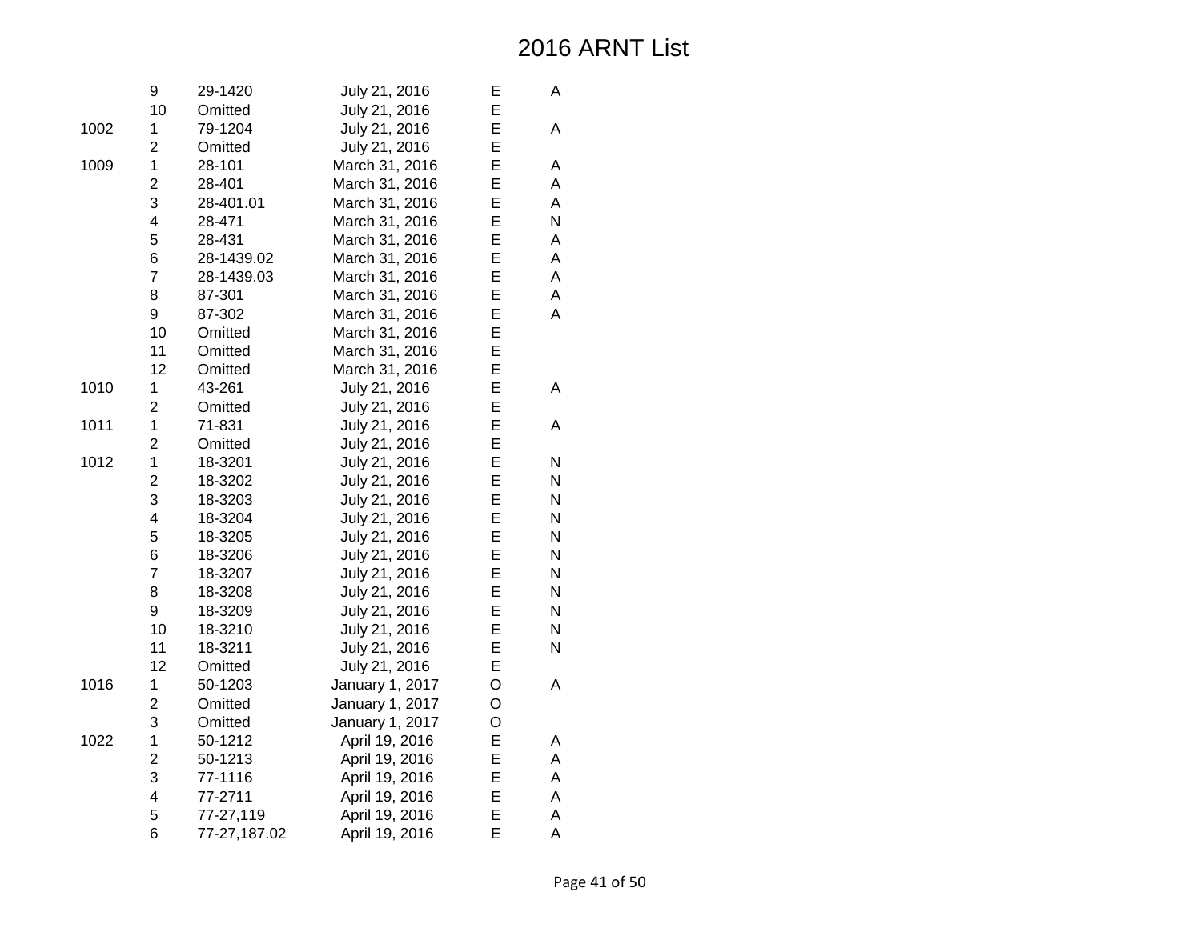# 2016 ARNT List

| | | | | | |
|---|---|---|---|---|---|
| | 9 | 29-1420 | July 21, 2016 | E | A |
| | 10 | Omitted | July 21, 2016 | E | |
| 1002 | 1 | 79-1204 | July 21, 2016 | E | A |
| | 2 | Omitted | July 21, 2016 | E | |
| 1009 | 1 | 28-101 | March 31, 2016 | E | A |
| | 2 | 28-401 | March 31, 2016 | E | A |
| | 3 | 28-401.01 | March 31, 2016 | E | A |
| | 4 | 28-471 | March 31, 2016 | E | N |
| | 5 | 28-431 | March 31, 2016 | E | A |
| | 6 | 28-1439.02 | March 31, 2016 | E | A |
| | 7 | 28-1439.03 | March 31, 2016 | E | A |
| | 8 | 87-301 | March 31, 2016 | E | A |
| | 9 | 87-302 | March 31, 2016 | E | A |
| | 10 | Omitted | March 31, 2016 | E | |
| | 11 | Omitted | March 31, 2016 | E | |
| | 12 | Omitted | March 31, 2016 | E | |
| 1010 | 1 | 43-261 | July 21, 2016 | E | A |
| | 2 | Omitted | July 21, 2016 | E | |
| 1011 | 1 | 71-831 | July 21, 2016 | E | A |
| | 2 | Omitted | July 21, 2016 | E | |
| 1012 | 1 | 18-3201 | July 21, 2016 | E | N |
| | 2 | 18-3202 | July 21, 2016 | E | N |
| | 3 | 18-3203 | July 21, 2016 | E | N |
| | 4 | 18-3204 | July 21, 2016 | E | N |
| | 5 | 18-3205 | July 21, 2016 | E | N |
| | 6 | 18-3206 | July 21, 2016 | E | N |
| | 7 | 18-3207 | July 21, 2016 | E | N |
| | 8 | 18-3208 | July 21, 2016 | E | N |
| | 9 | 18-3209 | July 21, 2016 | E | N |
| | 10 | 18-3210 | July 21, 2016 | E | N |
| | 11 | 18-3211 | July 21, 2016 | E | N |
| | 12 | Omitted | July 21, 2016 | E | |
| 1016 | 1 | 50-1203 | January 1, 2017 | O | A |
| | 2 | Omitted | January 1, 2017 | O | |
| | 3 | Omitted | January 1, 2017 | O | |
| 1022 | 1 | 50-1212 | April 19, 2016 | E | A |
| | 2 | 50-1213 | April 19, 2016 | E | A |
| | 3 | 77-1116 | April 19, 2016 | E | A |
| | 4 | 77-2711 | April 19, 2016 | E | A |
| | 5 | 77-27,119 | April 19, 2016 | E | A |
| | 6 | 77-27,187.02 | April 19, 2016 | E | A |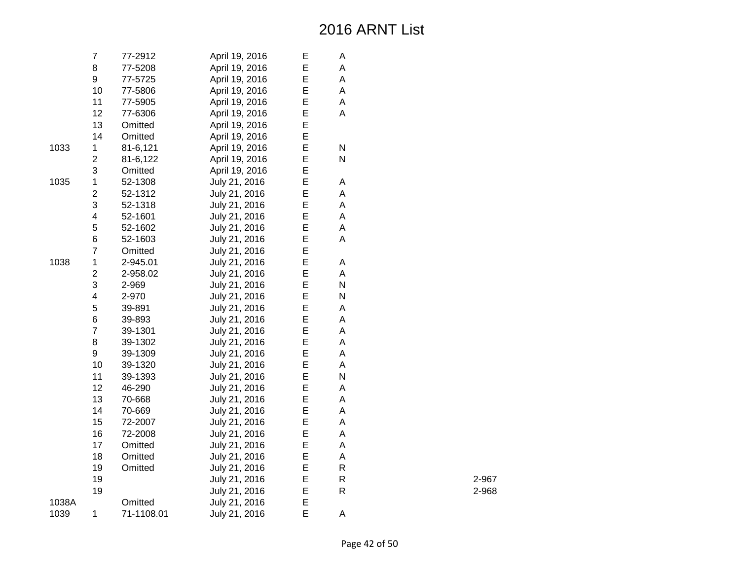# 2016 ARNT List

| | | | | | | |
|---|---|---|---|---|---|---|
| | 7 | 77-2912 | April 19, 2016 | E | A | |
| | 8 | 77-5208 | April 19, 2016 | E | A | |
| | 9 | 77-5725 | April 19, 2016 | E | A | |
| | 10 | 77-5806 | April 19, 2016 | E | A | |
| | 11 | 77-5905 | April 19, 2016 | E | A | |
| | 12 | 77-6306 | April 19, 2016 | E | A | |
| | 13 | Omitted | April 19, 2016 | E | | |
| | 14 | Omitted | April 19, 2016 | E | | |
| 1033 | 1 | 81-6,121 | April 19, 2016 | E | N | |
| | 2 | 81-6,122 | April 19, 2016 | E | N | |
| | 3 | Omitted | April 19, 2016 | E | | |
| 1035 | 1 | 52-1308 | July 21, 2016 | E | A | |
| | 2 | 52-1312 | July 21, 2016 | E | A | |
| | 3 | 52-1318 | July 21, 2016 | E | A | |
| | 4 | 52-1601 | July 21, 2016 | E | A | |
| | 5 | 52-1602 | July 21, 2016 | E | A | |
| | 6 | 52-1603 | July 21, 2016 | E | A | |
| | 7 | Omitted | July 21, 2016 | E | | |
| 1038 | 1 | 2-945.01 | July 21, 2016 | E | A | |
| | 2 | 2-958.02 | July 21, 2016 | E | A | |
| | 3 | 2-969 | July 21, 2016 | E | N | |
| | 4 | 2-970 | July 21, 2016 | E | N | |
| | 5 | 39-891 | July 21, 2016 | E | A | |
| | 6 | 39-893 | July 21, 2016 | E | A | |
| | 7 | 39-1301 | July 21, 2016 | E | A | |
| | 8 | 39-1302 | July 21, 2016 | E | A | |
| | 9 | 39-1309 | July 21, 2016 | E | A | |
| | 10 | 39-1320 | July 21, 2016 | E | A | |
| | 11 | 39-1393 | July 21, 2016 | E | N | |
| | 12 | 46-290 | July 21, 2016 | E | A | |
| | 13 | 70-668 | July 21, 2016 | E | A | |
| | 14 | 70-669 | July 21, 2016 | E | A | |
| | 15 | 72-2007 | July 21, 2016 | E | A | |
| | 16 | 72-2008 | July 21, 2016 | E | A | |
| | 17 | Omitted | July 21, 2016 | E | A | |
| | 18 | Omitted | July 21, 2016 | E | A | |
| | 19 | Omitted | July 21, 2016 | E | R | |
| | 19 | | July 21, 2016 | E | R | 2-967 |
| | 19 | | July 21, 2016 | E | R | 2-968 |
| 1038A | | Omitted | July 21, 2016 | E | | |
| 1039 | 1 | 71-1108.01 | July 21, 2016 | E | A | |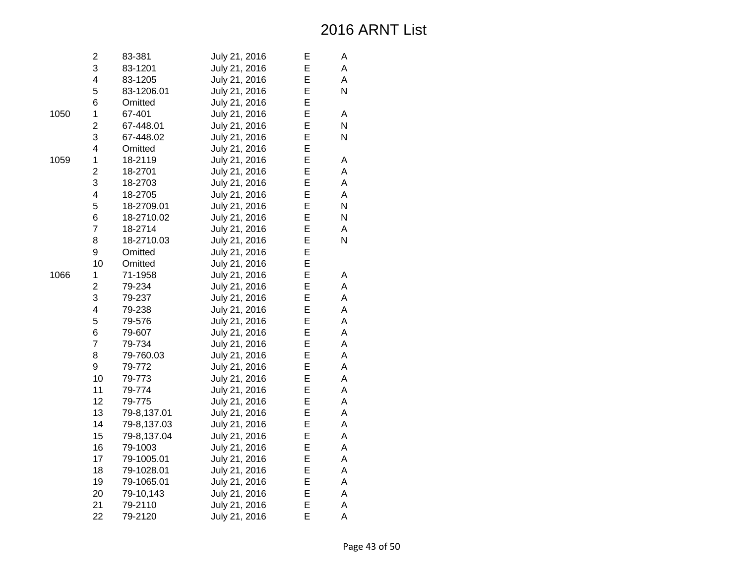# 2016 ARNT List

| | | | | | |
|---|---|---|---|---|---|
| | 2 | 83-381 | July 21, 2016 | E | A |
| | 3 | 83-1201 | July 21, 2016 | E | A |
| | 4 | 83-1205 | July 21, 2016 | E | A |
| | 5 | 83-1206.01 | July 21, 2016 | E | N |
| | 6 | Omitted | July 21, 2016 | E | |
| 1050 | 1 | 67-401 | July 21, 2016 | E | A |
| | 2 | 67-448.01 | July 21, 2016 | E | N |
| | 3 | 67-448.02 | July 21, 2016 | E | N |
| | 4 | Omitted | July 21, 2016 | E | |
| 1059 | 1 | 18-2119 | July 21, 2016 | E | A |
| | 2 | 18-2701 | July 21, 2016 | E | A |
| | 3 | 18-2703 | July 21, 2016 | E | A |
| | 4 | 18-2705 | July 21, 2016 | E | A |
| | 5 | 18-2709.01 | July 21, 2016 | E | N |
| | 6 | 18-2710.02 | July 21, 2016 | E | N |
| | 7 | 18-2714 | July 21, 2016 | E | A |
| | 8 | 18-2710.03 | July 21, 2016 | E | N |
| | 9 | Omitted | July 21, 2016 | E | |
| | 10 | Omitted | July 21, 2016 | E | |
| 1066 | 1 | 71-1958 | July 21, 2016 | E | A |
| | 2 | 79-234 | July 21, 2016 | E | A |
| | 3 | 79-237 | July 21, 2016 | E | A |
| | 4 | 79-238 | July 21, 2016 | E | A |
| | 5 | 79-576 | July 21, 2016 | E | A |
| | 6 | 79-607 | July 21, 2016 | E | A |
| | 7 | 79-734 | July 21, 2016 | E | A |
| | 8 | 79-760.03 | July 21, 2016 | E | A |
| | 9 | 79-772 | July 21, 2016 | E | A |
| | 10 | 79-773 | July 21, 2016 | E | A |
| | 11 | 79-774 | July 21, 2016 | E | A |
| | 12 | 79-775 | July 21, 2016 | E | A |
| | 13 | 79-8,137.01 | July 21, 2016 | E | A |
| | 14 | 79-8,137.03 | July 21, 2016 | E | A |
| | 15 | 79-8,137.04 | July 21, 2016 | E | A |
| | 16 | 79-1003 | July 21, 2016 | E | A |
| | 17 | 79-1005.01 | July 21, 2016 | E | A |
| | 18 | 79-1028.01 | July 21, 2016 | E | A |
| | 19 | 79-1065.01 | July 21, 2016 | E | A |
| | 20 | 79-10,143 | July 21, 2016 | E | A |
| | 21 | 79-2110 | July 21, 2016 | E | A |
| | 22 | 79-2120 | July 21, 2016 | E | A |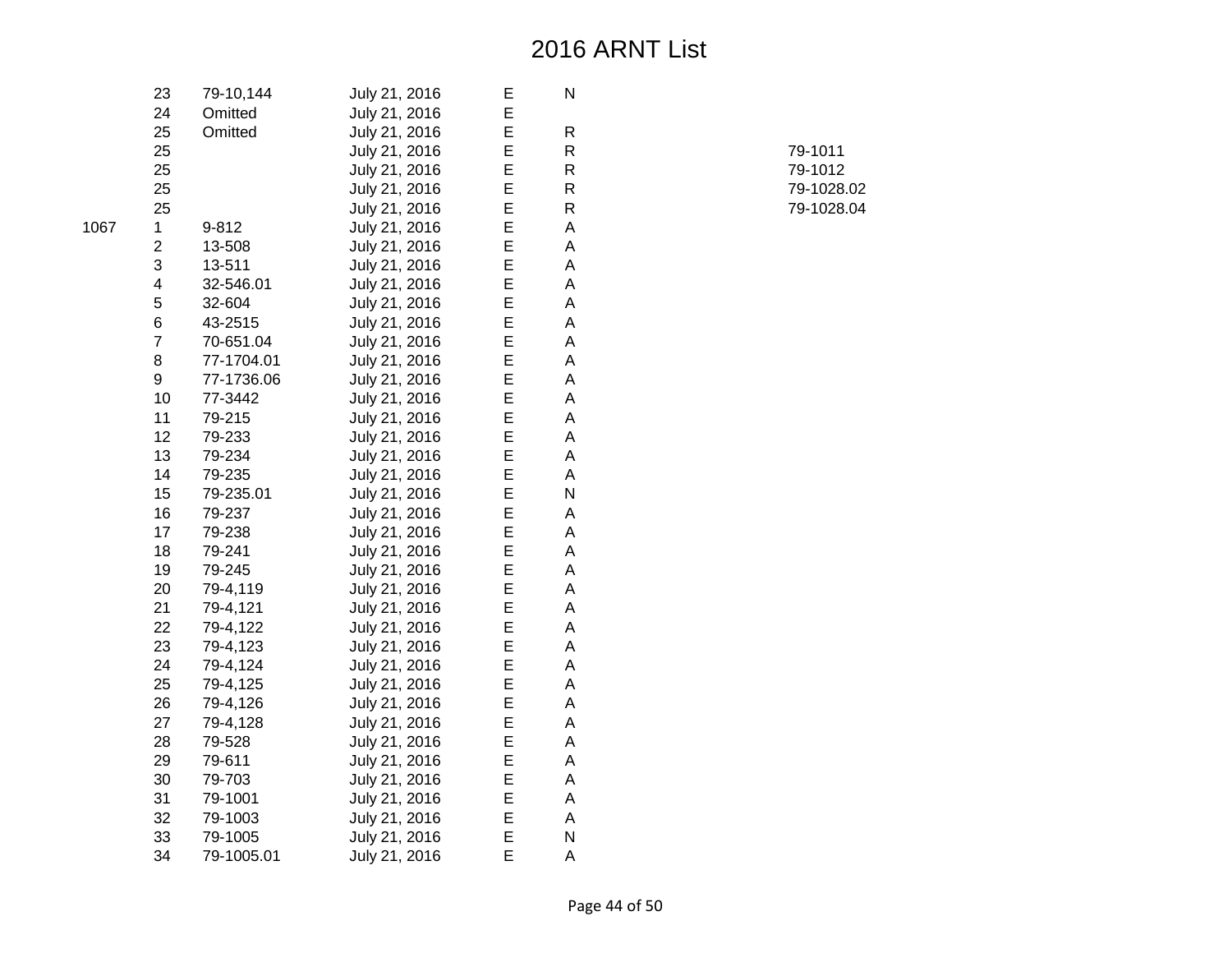# 2016 ARNT List

| | | | | | | |
|---|---|---|---|---|---|---|
| | 23 | 79-10,144 | July 21, 2016 | E | N | |
| | 24 | Omitted | July 21, 2016 | E | | |
| | 25 | Omitted | July 21, 2016 | E | R | |
| | 25 | | July 21, 2016 | E | R | 79-1011 |
| | 25 | | July 21, 2016 | E | R | 79-1012 |
| | 25 | | July 21, 2016 | E | R | 79-1028.02 |
| | 25 | | July 21, 2016 | E | R | 79-1028.04 |
| 1067 | 1 | 9-812 | July 21, 2016 | E | A | |
| | 2 | 13-508 | July 21, 2016 | E | A | |
| | 3 | 13-511 | July 21, 2016 | E | A | |
| | 4 | 32-546.01 | July 21, 2016 | E | A | |
| | 5 | 32-604 | July 21, 2016 | E | A | |
| | 6 | 43-2515 | July 21, 2016 | E | A | |
| | 7 | 70-651.04 | July 21, 2016 | E | A | |
| | 8 | 77-1704.01 | July 21, 2016 | E | A | |
| | 9 | 77-1736.06 | July 21, 2016 | E | A | |
| | 10 | 77-3442 | July 21, 2016 | E | A | |
| | 11 | 79-215 | July 21, 2016 | E | A | |
| | 12 | 79-233 | July 21, 2016 | E | A | |
| | 13 | 79-234 | July 21, 2016 | E | A | |
| | 14 | 79-235 | July 21, 2016 | E | A | |
| | 15 | 79-235.01 | July 21, 2016 | E | N | |
| | 16 | 79-237 | July 21, 2016 | E | A | |
| | 17 | 79-238 | July 21, 2016 | E | A | |
| | 18 | 79-241 | July 21, 2016 | E | A | |
| | 19 | 79-245 | July 21, 2016 | E | A | |
| | 20 | 79-4,119 | July 21, 2016 | E | A | |
| | 21 | 79-4,121 | July 21, 2016 | E | A | |
| | 22 | 79-4,122 | July 21, 2016 | E | A | |
| | 23 | 79-4,123 | July 21, 2016 | E | A | |
| | 24 | 79-4,124 | July 21, 2016 | E | A | |
| | 25 | 79-4,125 | July 21, 2016 | E | A | |
| | 26 | 79-4,126 | July 21, 2016 | E | A | |
| | 27 | 79-4,128 | July 21, 2016 | E | A | |
| | 28 | 79-528 | July 21, 2016 | E | A | |
| | 29 | 79-611 | July 21, 2016 | E | A | |
| | 30 | 79-703 | July 21, 2016 | E | A | |
| | 31 | 79-1001 | July 21, 2016 | E | A | |
| | 32 | 79-1003 | July 21, 2016 | E | A | |
| | 33 | 79-1005 | July 21, 2016 | E | N | |
| | 34 | 79-1005.01 | July 21, 2016 | E | A | |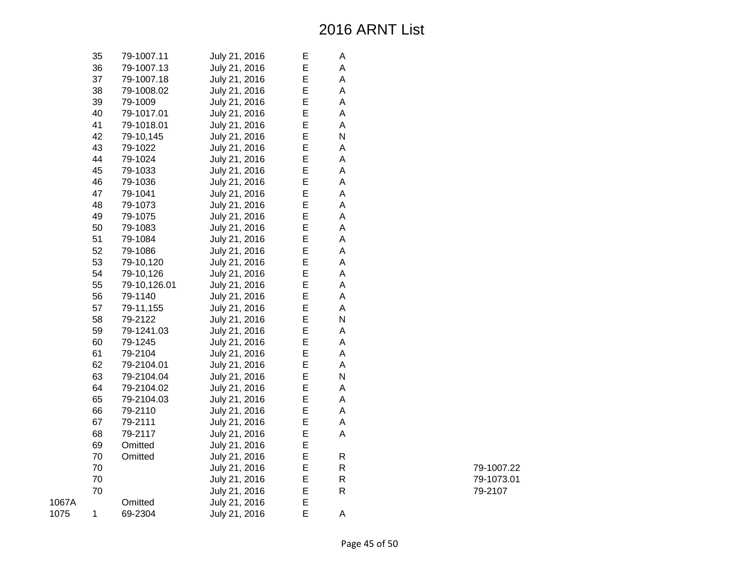# 2016 ARNT List

| | | | | | | |
|---|---|---|---|---|---|---|
| | 35 | 79-1007.11 | July 21, 2016 | E | A | |
| | 36 | 79-1007.13 | July 21, 2016 | E | A | |
| | 37 | 79-1007.18 | July 21, 2016 | E | A | |
| | 38 | 79-1008.02 | July 21, 2016 | E | A | |
| | 39 | 79-1009 | July 21, 2016 | E | A | |
| | 40 | 79-1017.01 | July 21, 2016 | E | A | |
| | 41 | 79-1018.01 | July 21, 2016 | E | A | |
| | 42 | 79-10,145 | July 21, 2016 | E | N | |
| | 43 | 79-1022 | July 21, 2016 | E | A | |
| | 44 | 79-1024 | July 21, 2016 | E | A | |
| | 45 | 79-1033 | July 21, 2016 | E | A | |
| | 46 | 79-1036 | July 21, 2016 | E | A | |
| | 47 | 79-1041 | July 21, 2016 | E | A | |
| | 48 | 79-1073 | July 21, 2016 | E | A | |
| | 49 | 79-1075 | July 21, 2016 | E | A | |
| | 50 | 79-1083 | July 21, 2016 | E | A | |
| | 51 | 79-1084 | July 21, 2016 | E | A | |
| | 52 | 79-1086 | July 21, 2016 | E | A | |
| | 53 | 79-10,120 | July 21, 2016 | E | A | |
| | 54 | 79-10,126 | July 21, 2016 | E | A | |
| | 55 | 79-10,126.01 | July 21, 2016 | E | A | |
| | 56 | 79-1140 | July 21, 2016 | E | A | |
| | 57 | 79-11,155 | July 21, 2016 | E | A | |
| | 58 | 79-2122 | July 21, 2016 | E | N | |
| | 59 | 79-1241.03 | July 21, 2016 | E | A | |
| | 60 | 79-1245 | July 21, 2016 | E | A | |
| | 61 | 79-2104 | July 21, 2016 | E | A | |
| | 62 | 79-2104.01 | July 21, 2016 | E | A | |
| | 63 | 79-2104.04 | July 21, 2016 | E | N | |
| | 64 | 79-2104.02 | July 21, 2016 | E | A | |
| | 65 | 79-2104.03 | July 21, 2016 | E | A | |
| | 66 | 79-2110 | July 21, 2016 | E | A | |
| | 67 | 79-2111 | July 21, 2016 | E | A | |
| | 68 | 79-2117 | July 21, 2016 | E | A | |
| | 69 | Omitted | July 21, 2016 | E | | |
| | 70 | Omitted | July 21, 2016 | E | R | |
| | 70 | | July 21, 2016 | E | R | 79-1007.22 |
| | 70 | | July 21, 2016 | E | R | 79-1073.01 |
| | 70 | | July 21, 2016 | E | R | 79-2107 |
| 1067A | | Omitted | July 21, 2016 | E | | |
| 1075 | 1 | 69-2304 | July 21, 2016 | E | A | |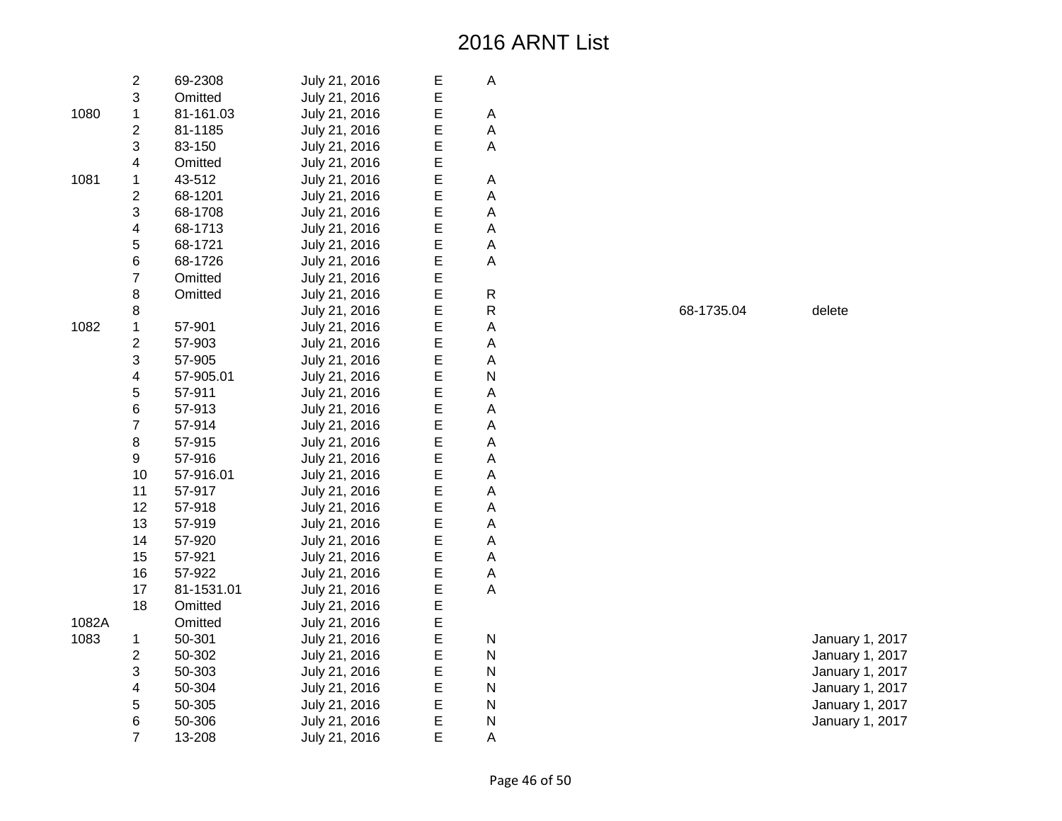# 2016 ARNT List

| | | | | | | | | |
|---|---|---|---|---|---|---|---|---|
| | 2 | 69-2308 | July 21, 2016 | E | A | | | |
| | 3 | Omitted | July 21, 2016 | E | | | | |
| 1080 | 1 | 81-161.03 | July 21, 2016 | E | A | | | |
| | 2 | 81-1185 | July 21, 2016 | E | A | | | |
| | 3 | 83-150 | July 21, 2016 | E | A | | | |
| | 4 | Omitted | July 21, 2016 | E | | | | |
| 1081 | 1 | 43-512 | July 21, 2016 | E | A | | | |
| | 2 | 68-1201 | July 21, 2016 | E | A | | | |
| | 3 | 68-1708 | July 21, 2016 | E | A | | | |
| | 4 | 68-1713 | July 21, 2016 | E | A | | | |
| | 5 | 68-1721 | July 21, 2016 | E | A | | | |
| | 6 | 68-1726 | July 21, 2016 | E | A | | | |
| | 7 | Omitted | July 21, 2016 | E | | | | |
| | 8 | Omitted | July 21, 2016 | E | R | | | |
| | 8 | | July 21, 2016 | E | R | | 68-1735.04 | delete |
| 1082 | 1 | 57-901 | July 21, 2016 | E | A | | | |
| | 2 | 57-903 | July 21, 2016 | E | A | | | |
| | 3 | 57-905 | July 21, 2016 | E | A | | | |
| | 4 | 57-905.01 | July 21, 2016 | E | N | | | |
| | 5 | 57-911 | July 21, 2016 | E | A | | | |
| | 6 | 57-913 | July 21, 2016 | E | A | | | |
| | 7 | 57-914 | July 21, 2016 | E | A | | | |
| | 8 | 57-915 | July 21, 2016 | E | A | | | |
| | 9 | 57-916 | July 21, 2016 | E | A | | | |
| | 10 | 57-916.01 | July 21, 2016 | E | A | | | |
| | 11 | 57-917 | July 21, 2016 | E | A | | | |
| | 12 | 57-918 | July 21, 2016 | E | A | | | |
| | 13 | 57-919 | July 21, 2016 | E | A | | | |
| | 14 | 57-920 | July 21, 2016 | E | A | | | |
| | 15 | 57-921 | July 21, 2016 | E | A | | | |
| | 16 | 57-922 | July 21, 2016 | E | A | | | |
| | 17 | 81-1531.01 | July 21, 2016 | E | A | | | |
| | 18 | Omitted | July 21, 2016 | E | | | | |
| 1082A | | Omitted | July 21, 2016 | E | | | | |
| 1083 | 1 | 50-301 | July 21, 2016 | E | N | | | January 1, 2017 |
| | 2 | 50-302 | July 21, 2016 | E | N | | | January 1, 2017 |
| | 3 | 50-303 | July 21, 2016 | E | N | | | January 1, 2017 |
| | 4 | 50-304 | July 21, 2016 | E | N | | | January 1, 2017 |
| | 5 | 50-305 | July 21, 2016 | E | N | | | January 1, 2017 |
| | 6 | 50-306 | July 21, 2016 | E | N | | | January 1, 2017 |
| | 7 | 13-208 | July 21, 2016 | E | A | | | |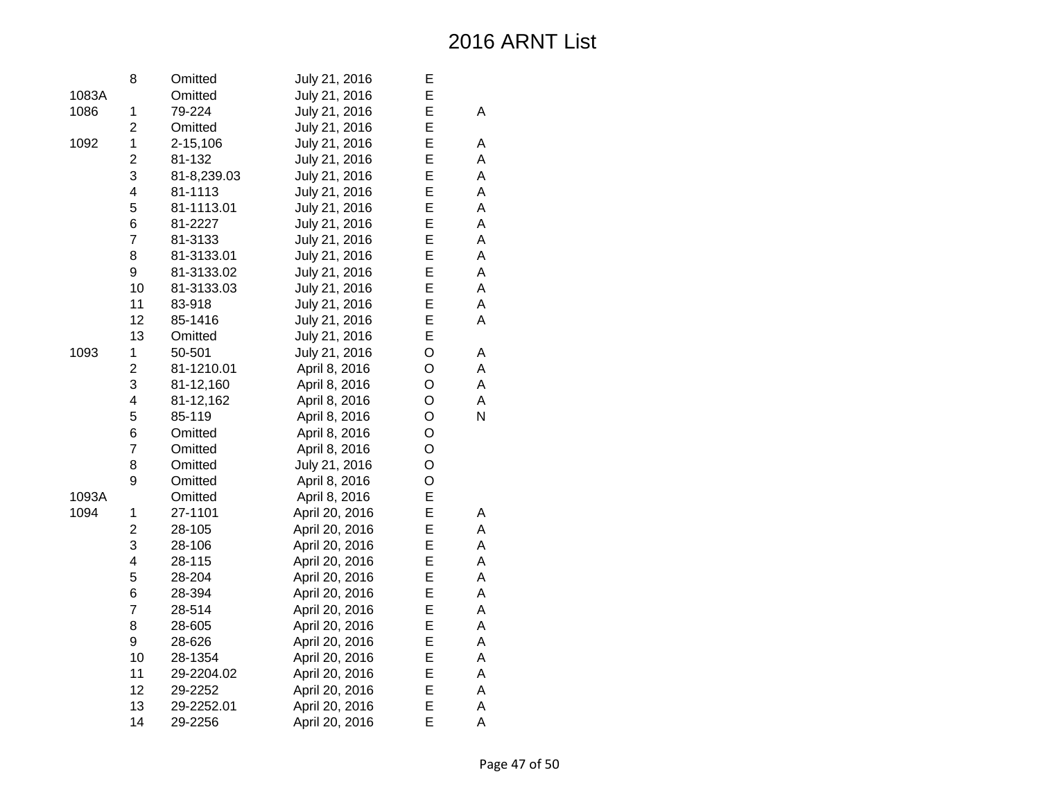# 2016 ARNT List

| | | | | | |
|---|---|---|---|---|---|
| | 8 | Omitted | July 21, 2016 | E | |
| 1083A | | Omitted | July 21, 2016 | E | |
| 1086 | 1 | 79-224 | July 21, 2016 | E | A |
| | 2 | Omitted | July 21, 2016 | E | |
| 1092 | 1 | 2-15,106 | July 21, 2016 | E | A |
| | 2 | 81-132 | July 21, 2016 | E | A |
| | 3 | 81-8,239.03 | July 21, 2016 | E | A |
| | 4 | 81-1113 | July 21, 2016 | E | A |
| | 5 | 81-1113.01 | July 21, 2016 | E | A |
| | 6 | 81-2227 | July 21, 2016 | E | A |
| | 7 | 81-3133 | July 21, 2016 | E | A |
| | 8 | 81-3133.01 | July 21, 2016 | E | A |
| | 9 | 81-3133.02 | July 21, 2016 | E | A |
| | 10 | 81-3133.03 | July 21, 2016 | E | A |
| | 11 | 83-918 | July 21, 2016 | E | A |
| | 12 | 85-1416 | July 21, 2016 | E | A |
| | 13 | Omitted | July 21, 2016 | E | |
| 1093 | 1 | 50-501 | July 21, 2016 | O | A |
| | 2 | 81-1210.01 | April 8, 2016 | O | A |
| | 3 | 81-12,160 | April 8, 2016 | O | A |
| | 4 | 81-12,162 | April 8, 2016 | O | A |
| | 5 | 85-119 | April 8, 2016 | O | N |
| | 6 | Omitted | April 8, 2016 | O | |
| | 7 | Omitted | April 8, 2016 | O | |
| | 8 | Omitted | July 21, 2016 | O | |
| | 9 | Omitted | April 8, 2016 | O | |
| 1093A | | Omitted | April 8, 2016 | E | |
| 1094 | 1 | 27-1101 | April 20, 2016 | E | A |
| | 2 | 28-105 | April 20, 2016 | E | A |
| | 3 | 28-106 | April 20, 2016 | E | A |
| | 4 | 28-115 | April 20, 2016 | E | A |
| | 5 | 28-204 | April 20, 2016 | E | A |
| | 6 | 28-394 | April 20, 2016 | E | A |
| | 7 | 28-514 | April 20, 2016 | E | A |
| | 8 | 28-605 | April 20, 2016 | E | A |
| | 9 | 28-626 | April 20, 2016 | E | A |
| | 10 | 28-1354 | April 20, 2016 | E | A |
| | 11 | 29-2204.02 | April 20, 2016 | E | A |
| | 12 | 29-2252 | April 20, 2016 | E | A |
| | 13 | 29-2252.01 | April 20, 2016 | E | A |
| | 14 | 29-2256 | April 20, 2016 | E | A |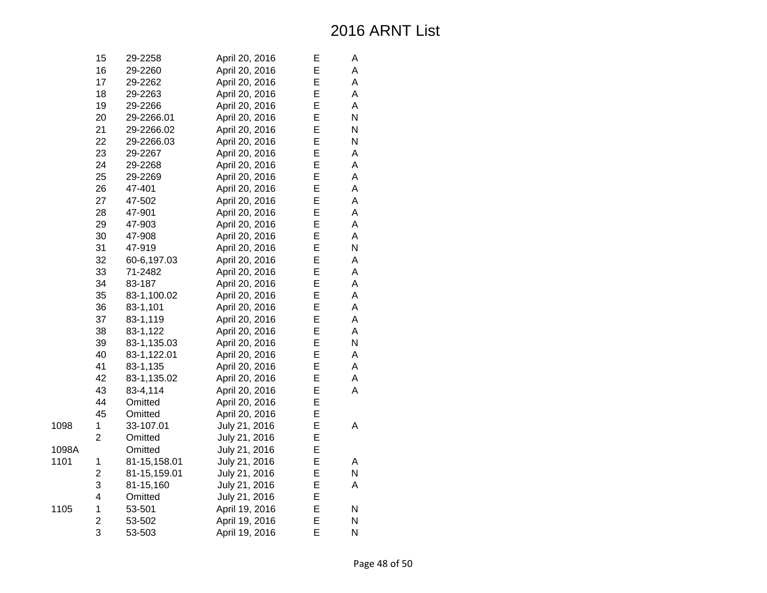# 2016 ARNT List

| | | | | | |
|---|---|---|---|---|---|
| | 15 | 29-2258 | April 20, 2016 | E | A |
| | 16 | 29-2260 | April 20, 2016 | E | A |
| | 17 | 29-2262 | April 20, 2016 | E | A |
| | 18 | 29-2263 | April 20, 2016 | E | A |
| | 19 | 29-2266 | April 20, 2016 | E | A |
| | 20 | 29-2266.01 | April 20, 2016 | E | N |
| | 21 | 29-2266.02 | April 20, 2016 | E | N |
| | 22 | 29-2266.03 | April 20, 2016 | E | N |
| | 23 | 29-2267 | April 20, 2016 | E | A |
| | 24 | 29-2268 | April 20, 2016 | E | A |
| | 25 | 29-2269 | April 20, 2016 | E | A |
| | 26 | 47-401 | April 20, 2016 | E | A |
| | 27 | 47-502 | April 20, 2016 | E | A |
| | 28 | 47-901 | April 20, 2016 | E | A |
| | 29 | 47-903 | April 20, 2016 | E | A |
| | 30 | 47-908 | April 20, 2016 | E | A |
| | 31 | 47-919 | April 20, 2016 | E | N |
| | 32 | 60-6,197.03 | April 20, 2016 | E | A |
| | 33 | 71-2482 | April 20, 2016 | E | A |
| | 34 | 83-187 | April 20, 2016 | E | A |
| | 35 | 83-1,100.02 | April 20, 2016 | E | A |
| | 36 | 83-1,101 | April 20, 2016 | E | A |
| | 37 | 83-1,119 | April 20, 2016 | E | A |
| | 38 | 83-1,122 | April 20, 2016 | E | A |
| | 39 | 83-1,135.03 | April 20, 2016 | E | N |
| | 40 | 83-1,122.01 | April 20, 2016 | E | A |
| | 41 | 83-1,135 | April 20, 2016 | E | A |
| | 42 | 83-1,135.02 | April 20, 2016 | E | A |
| | 43 | 83-4,114 | April 20, 2016 | E | A |
| | 44 | Omitted | April 20, 2016 | E | |
| | 45 | Omitted | April 20, 2016 | E | |
| 1098 | 1 | 33-107.01 | July 21, 2016 | E | A |
| | 2 | Omitted | July 21, 2016 | E | |
| 1098A | | Omitted | July 21, 2016 | E | |
| 1101 | 1 | 81-15,158.01 | July 21, 2016 | E | A |
| | 2 | 81-15,159.01 | July 21, 2016 | E | N |
| | 3 | 81-15,160 | July 21, 2016 | E | A |
| | 4 | Omitted | July 21, 2016 | E | |
| 1105 | 1 | 53-501 | April 19, 2016 | E | N |
| | 2 | 53-502 | April 19, 2016 | E | N |
| | 3 | 53-503 | April 19, 2016 | E | N |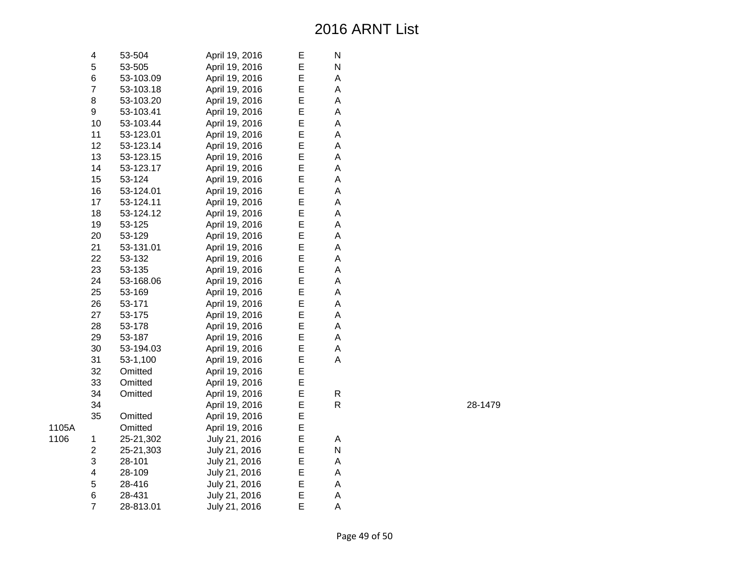# 2016 ARNT List

| | | | | | | |
|---|---|---|---|---|---|---|
| | 4 | 53-504 | April 19, 2016 | E | N | |
| | 5 | 53-505 | April 19, 2016 | E | N | |
| | 6 | 53-103.09 | April 19, 2016 | E | A | |
| | 7 | 53-103.18 | April 19, 2016 | E | A | |
| | 8 | 53-103.20 | April 19, 2016 | E | A | |
| | 9 | 53-103.41 | April 19, 2016 | E | A | |
| | 10 | 53-103.44 | April 19, 2016 | E | A | |
| | 11 | 53-123.01 | April 19, 2016 | E | A | |
| | 12 | 53-123.14 | April 19, 2016 | E | A | |
| | 13 | 53-123.15 | April 19, 2016 | E | A | |
| | 14 | 53-123.17 | April 19, 2016 | E | A | |
| | 15 | 53-124 | April 19, 2016 | E | A | |
| | 16 | 53-124.01 | April 19, 2016 | E | A | |
| | 17 | 53-124.11 | April 19, 2016 | E | A | |
| | 18 | 53-124.12 | April 19, 2016 | E | A | |
| | 19 | 53-125 | April 19, 2016 | E | A | |
| | 20 | 53-129 | April 19, 2016 | E | A | |
| | 21 | 53-131.01 | April 19, 2016 | E | A | |
| | 22 | 53-132 | April 19, 2016 | E | A | |
| | 23 | 53-135 | April 19, 2016 | E | A | |
| | 24 | 53-168.06 | April 19, 2016 | E | A | |
| | 25 | 53-169 | April 19, 2016 | E | A | |
| | 26 | 53-171 | April 19, 2016 | E | A | |
| | 27 | 53-175 | April 19, 2016 | E | A | |
| | 28 | 53-178 | April 19, 2016 | E | A | |
| | 29 | 53-187 | April 19, 2016 | E | A | |
| | 30 | 53-194.03 | April 19, 2016 | E | A | |
| | 31 | 53-1,100 | April 19, 2016 | E | A | |
| | 32 | Omitted | April 19, 2016 | E | | |
| | 33 | Omitted | April 19, 2016 | E | | |
| | 34 | Omitted | April 19, 2016 | E | R | |
| | 34 | | April 19, 2016 | E | R | 28-1479 |
| | 35 | Omitted | April 19, 2016 | E | | |
| 1105A | | Omitted | April 19, 2016 | E | | |
| 1106 | 1 | 25-21,302 | July 21, 2016 | E | A | |
| | 2 | 25-21,303 | July 21, 2016 | E | N | |
| | 3 | 28-101 | July 21, 2016 | E | A | |
| | 4 | 28-109 | July 21, 2016 | E | A | |
| | 5 | 28-416 | July 21, 2016 | E | A | |
| | 6 | 28-431 | July 21, 2016 | E | A | |
| | 7 | 28-813.01 | July 21, 2016 | E | A | |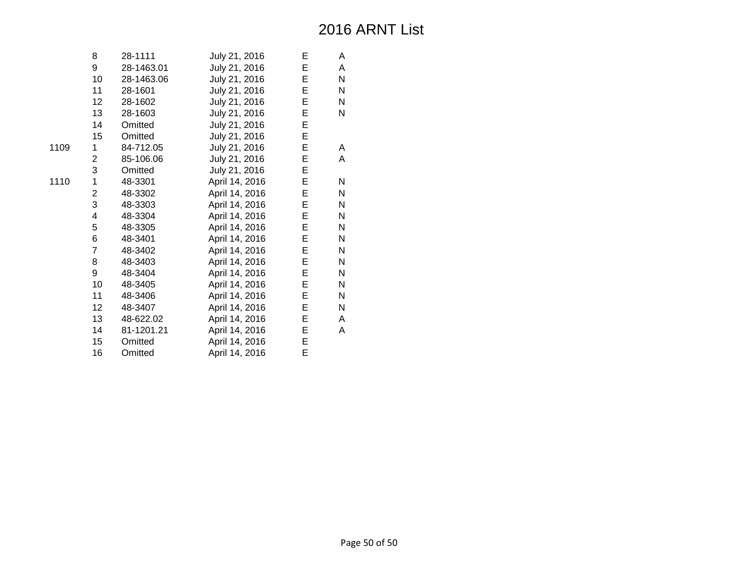# 2016 ARNT List

| | | | | | |
|---|---|---|---|---|---|
| | 8 | 28-1111 | July 21, 2016 | E | A |
| | 9 | 28-1463.01 | July 21, 2016 | E | A |
| | 10 | 28-1463.06 | July 21, 2016 | E | N |
| | 11 | 28-1601 | July 21, 2016 | E | N |
| | 12 | 28-1602 | July 21, 2016 | E | N |
| | 13 | 28-1603 | July 21, 2016 | E | N |
| | 14 | Omitted | July 21, 2016 | E | |
| | 15 | Omitted | July 21, 2016 | E | |
| 1109 | 1 | 84-712.05 | July 21, 2016 | E | A |
| | 2 | 85-106.06 | July 21, 2016 | E | A |
| | 3 | Omitted | July 21, 2016 | E | |
| 1110 | 1 | 48-3301 | April 14, 2016 | E | N |
| | 2 | 48-3302 | April 14, 2016 | E | N |
| | 3 | 48-3303 | April 14, 2016 | E | N |
| | 4 | 48-3304 | April 14, 2016 | E | N |
| | 5 | 48-3305 | April 14, 2016 | E | N |
| | 6 | 48-3401 | April 14, 2016 | E | N |
| | 7 | 48-3402 | April 14, 2016 | E | N |
| | 8 | 48-3403 | April 14, 2016 | E | N |
| | 9 | 48-3404 | April 14, 2016 | E | N |
| | 10 | 48-3405 | April 14, 2016 | E | N |
| | 11 | 48-3406 | April 14, 2016 | E | N |
| | 12 | 48-3407 | April 14, 2016 | E | N |
| | 13 | 48-622.02 | April 14, 2016 | E | A |
| | 14 | 81-1201.21 | April 14, 2016 | E | A |
| | 15 | Omitted | April 14, 2016 | E | |
| | 16 | Omitted | April 14, 2016 | E | |